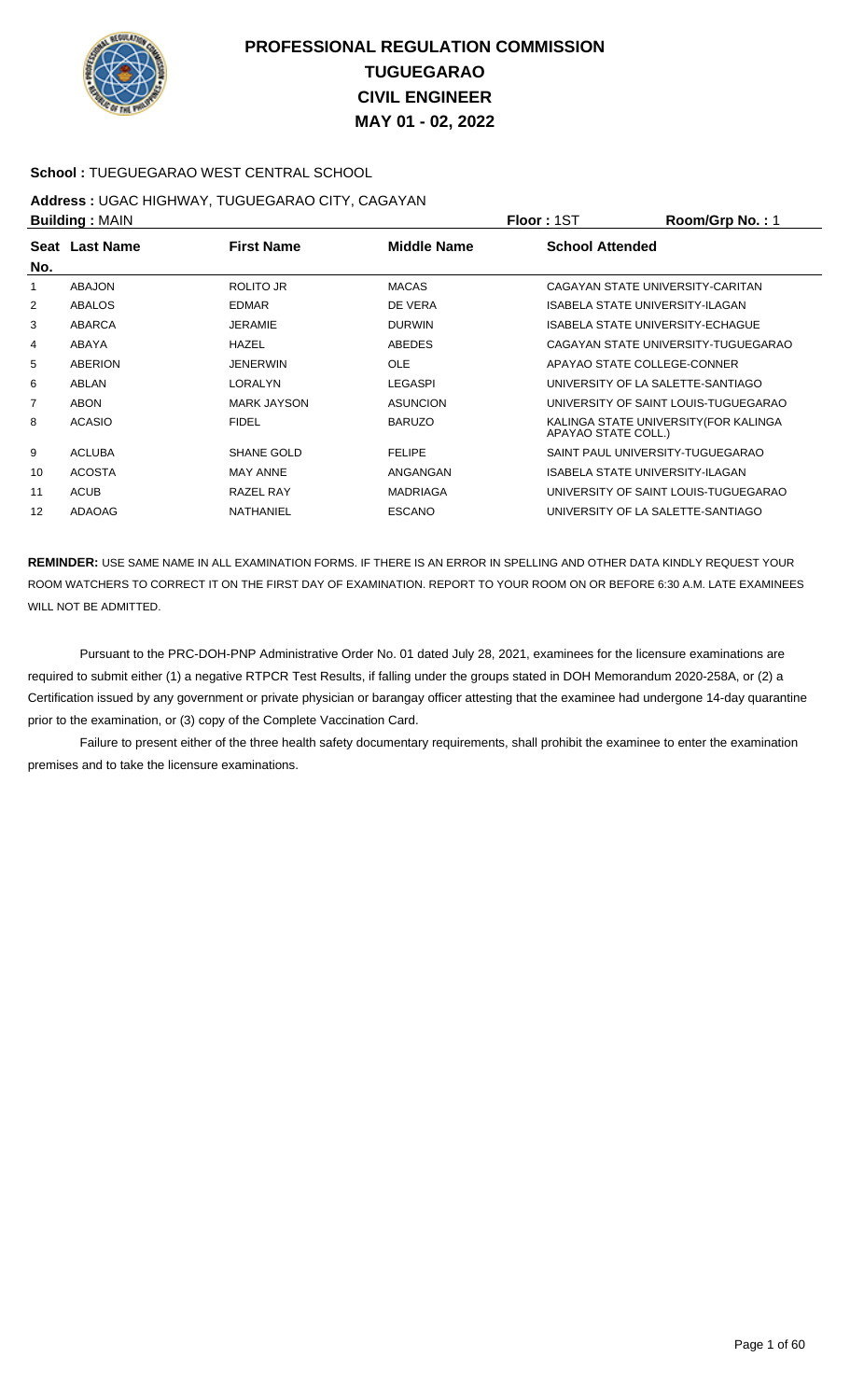# PROFESSIONAL REGULATION COMMISSION
# TUGUEGARAO
# CIVIL ENGINEER
# MAY 01 - 02, 2022

**School :** TUEGUEGARAO WEST CENTRAL SCHOOL

**Address :** UGAC HIGHWAY, TUGUEGARAO CITY, CAGAYAN

**Building :** MAIN **Floor :** 1ST **Room/Grp No. :** 1

| Seat No. | Last Name | First Name | Middle Name | School Attended |
|---|---|---|---|---|
| 1 | ABAJON | ROLITO JR | MACAS | CAGAYAN STATE UNIVERSITY-CARITAN |
| 2 | ABALOS | EDMAR | DE VERA | ISABELA STATE UNIVERSITY-ILAGAN |
| 3 | ABARCA | JERAMIE | DURWIN | ISABELA STATE UNIVERSITY-ECHAGUE |
| 4 | ABAYA | HAZEL | ABEDES | CAGAYAN STATE UNIVERSITY-TUGUEGARAO |
| 5 | ABERION | JENERWIN | OLE | APAYAO STATE COLLEGE-CONNER |
| 6 | ABLAN | LORALYN | LEGASPI | UNIVERSITY OF LA SALETTE-SANTIAGO |
| 7 | ABON | MARK JAYSON | ASUNCION | UNIVERSITY OF SAINT LOUIS-TUGUEGARAO |
| 8 | ACASIO | FIDEL | BARUZO | KALINGA STATE UNIVERSITY(FOR KALINGA APAYAO STATE COLL.) |
| 9 | ACLUBA | SHANE GOLD | FELIPE | SAINT PAUL UNIVERSITY-TUGUEGARAO |
| 10 | ACOSTA | MAY ANNE | ANGANGAN | ISABELA STATE UNIVERSITY-ILAGAN |
| 11 | ACUB | RAZEL RAY | MADRIAGA | UNIVERSITY OF SAINT LOUIS-TUGUEGARAO |
| 12 | ADAOAG | NATHANIEL | ESCANO | UNIVERSITY OF LA SALETTE-SANTIAGO |

**REMINDER:** USE SAME NAME IN ALL EXAMINATION FORMS. IF THERE IS AN ERROR IN SPELLING AND OTHER DATA KINDLY REQUEST YOUR ROOM WATCHERS TO CORRECT IT ON THE FIRST DAY OF EXAMINATION. REPORT TO YOUR ROOM ON OR BEFORE 6:30 A.M. LATE EXAMINEES WILL NOT BE ADMITTED.

Pursuant to the PRC-DOH-PNP Administrative Order No. 01 dated July 28, 2021, examinees for the licensure examinations are required to submit either (1) a negative RTPCR Test Results, if falling under the groups stated in DOH Memorandum 2020-258A, or (2) a Certification issued by any government or private physician or barangay officer attesting that the examinee had undergone 14-day quarantine prior to the examination, or (3) copy of the Complete Vaccination Card.

Failure to present either of the three health safety documentary requirements, shall prohibit the examinee to enter the examination premises and to take the licensure examinations.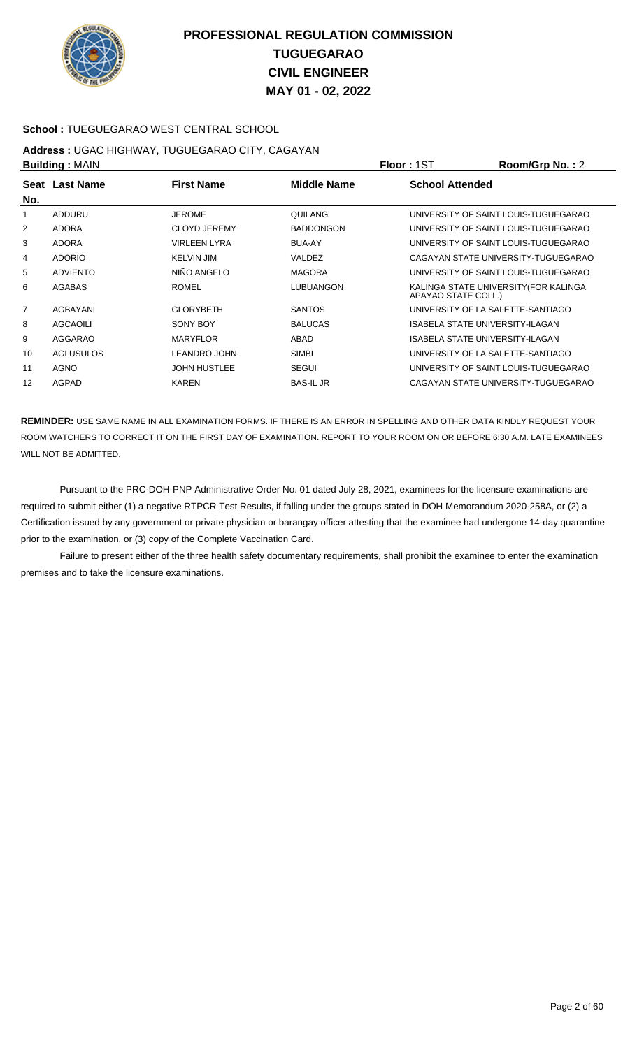# PROFESSIONAL REGULATION COMMISSION
## TUGUEGARAO
## CIVIL ENGINEER
## MAY 01 - 02, 2022

**School :** TUEGUEGARAO WEST CENTRAL SCHOOL

**Address :** UGAC HIGHWAY, TUGUEGARAO CITY, CAGAYAN

**Building :** MAIN **Floor :** 1ST **Room/Grp No. :** 2

| Seat No. | Last Name | First Name | Middle Name | School Attended |
|---|---|---|---|---|
| 1 | ADDURU | JEROME | QUILANG | UNIVERSITY OF SAINT LOUIS-TUGUEGARAO |
| 2 | ADORA | CLOYD JEREMY | BADDONGON | UNIVERSITY OF SAINT LOUIS-TUGUEGARAO |
| 3 | ADORA | VIRLEEN LYRA | BUA-AY | UNIVERSITY OF SAINT LOUIS-TUGUEGARAO |
| 4 | ADORIO | KELVIN JIM | VALDEZ | CAGAYAN STATE UNIVERSITY-TUGUEGARAO |
| 5 | ADVIENTO | NIÑO ANGELO | MAGORA | UNIVERSITY OF SAINT LOUIS-TUGUEGARAO |
| 6 | AGABAS | ROMEL | LUBUANGON | KALINGA STATE UNIVERSITY(FOR KALINGA APAYAO STATE COLL.) |
| 7 | AGBAYANI | GLORYBETH | SANTOS | UNIVERSITY OF LA SALETTE-SANTIAGO |
| 8 | AGCAOILI | SONY BOY | BALUCAS | ISABELA STATE UNIVERSITY-ILAGAN |
| 9 | AGGARAO | MARYFLOR | ABAD | ISABELA STATE UNIVERSITY-ILAGAN |
| 10 | AGLUSULOS | LEANDRO JOHN | SIMBI | UNIVERSITY OF LA SALETTE-SANTIAGO |
| 11 | AGNO | JOHN HUSTLEE | SEGUI | UNIVERSITY OF SAINT LOUIS-TUGUEGARAO |
| 12 | AGPAD | KAREN | BAS-IL JR | CAGAYAN STATE UNIVERSITY-TUGUEGARAO |

**REMINDER:** USE SAME NAME IN ALL EXAMINATION FORMS. IF THERE IS AN ERROR IN SPELLING AND OTHER DATA KINDLY REQUEST YOUR ROOM WATCHERS TO CORRECT IT ON THE FIRST DAY OF EXAMINATION. REPORT TO YOUR ROOM ON OR BEFORE 6:30 A.M. LATE EXAMINEES WILL NOT BE ADMITTED.

Pursuant to the PRC-DOH-PNP Administrative Order No. 01 dated July 28, 2021, examinees for the licensure examinations are required to submit either (1) a negative RTPCR Test Results, if falling under the groups stated in DOH Memorandum 2020-258A, or (2) a Certification issued by any government or private physician or barangay officer attesting that the examinee had undergone 14-day quarantine prior to the examination, or (3) copy of the Complete Vaccination Card.

Failure to present either of the three health safety documentary requirements, shall prohibit the examinee to enter the examination premises and to take the licensure examinations.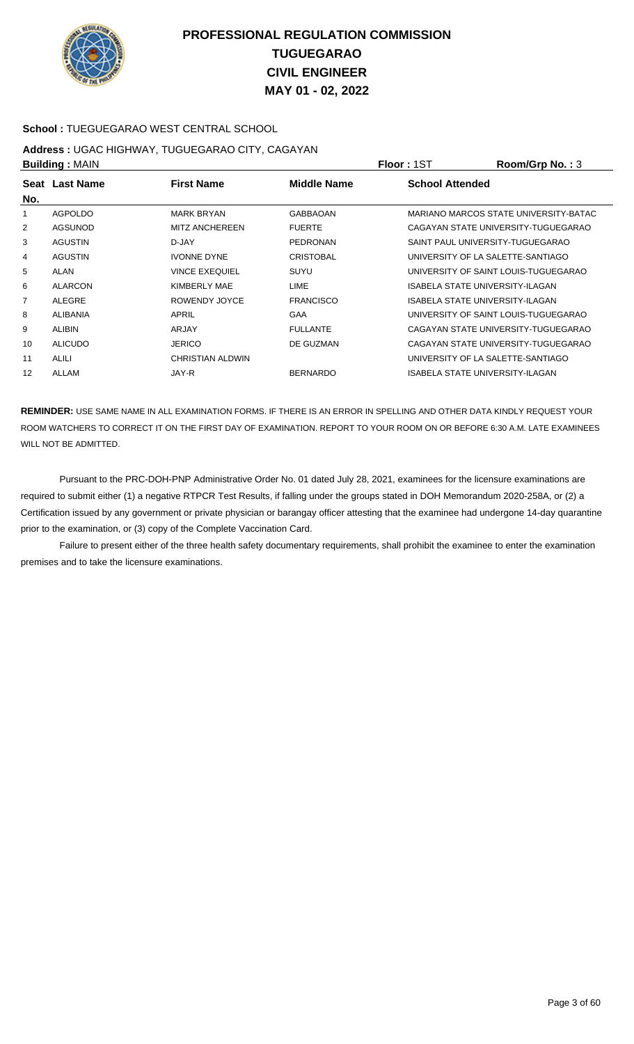# PROFESSIONAL REGULATION COMMISSION
# TUGUEGARAO
# CIVIL ENGINEER
# MAY 01 - 02, 2022

**School :** TUEGUEGARAO WEST CENTRAL SCHOOL

**Address :** UGAC HIGHWAY, TUGUEGARAO CITY, CAGAYAN

**Building :** MAIN **Floor :** 1ST **Room/Grp No. :** 3

| Seat No. | Last Name | First Name | Middle Name | School Attended |
|---|---|---|---|---|
| 1 | AGPOLDO | MARK BRYAN | GABBAOAN | MARIANO MARCOS STATE UNIVERSITY-BATAC |
| 2 | AGSUNOD | MITZ ANCHEREEN | FUERTE | CAGAYAN STATE UNIVERSITY-TUGUEGARAO |
| 3 | AGUSTIN | D-JAY | PEDRONAN | SAINT PAUL UNIVERSITY-TUGUEGARAO |
| 4 | AGUSTIN | IVONNE DYNE | CRISTOBAL | UNIVERSITY OF LA SALETTE-SANTIAGO |
| 5 | ALAN | VINCE EXEQUIEL | SUYU | UNIVERSITY OF SAINT LOUIS-TUGUEGARAO |
| 6 | ALARCON | KIMBERLY MAE | LIME | ISABELA STATE UNIVERSITY-ILAGAN |
| 7 | ALEGRE | ROWENDY JOYCE | FRANCISCO | ISABELA STATE UNIVERSITY-ILAGAN |
| 8 | ALIBANIA | APRIL | GAA | UNIVERSITY OF SAINT LOUIS-TUGUEGARAO |
| 9 | ALIBIN | ARJAY | FULLANTE | CAGAYAN STATE UNIVERSITY-TUGUEGARAO |
| 10 | ALICUDO | JERICO | DE GUZMAN | CAGAYAN STATE UNIVERSITY-TUGUEGARAO |
| 11 | ALILI | CHRISTIAN ALDWIN | | UNIVERSITY OF LA SALETTE-SANTIAGO |
| 12 | ALLAM | JAY-R | BERNARDO | ISABELA STATE UNIVERSITY-ILAGAN |

**REMINDER:** USE SAME NAME IN ALL EXAMINATION FORMS. IF THERE IS AN ERROR IN SPELLING AND OTHER DATA KINDLY REQUEST YOUR ROOM WATCHERS TO CORRECT IT ON THE FIRST DAY OF EXAMINATION. REPORT TO YOUR ROOM ON OR BEFORE 6:30 A.M. LATE EXAMINEES WILL NOT BE ADMITTED.

Pursuant to the PRC-DOH-PNP Administrative Order No. 01 dated July 28, 2021, examinees for the licensure examinations are required to submit either (1) a negative RTPCR Test Results, if falling under the groups stated in DOH Memorandum 2020-258A, or (2) a Certification issued by any government or private physician or barangay officer attesting that the examinee had undergone 14-day quarantine prior to the examination, or (3) copy of the Complete Vaccination Card.

Failure to present either of the three health safety documentary requirements, shall prohibit the examinee to enter the examination premises and to take the licensure examinations.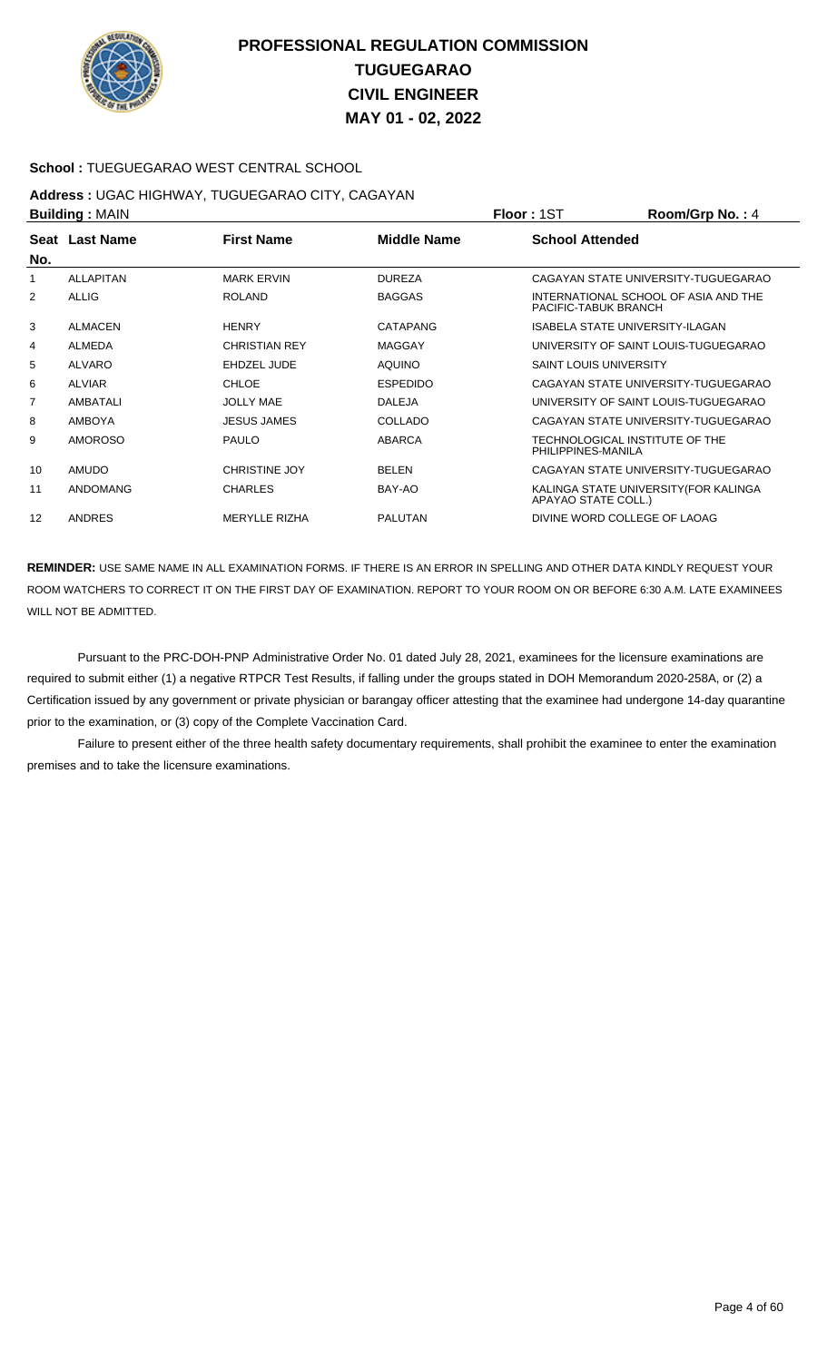# PROFESSIONAL REGULATION COMMISSION
# TUGUEGARAO
# CIVIL ENGINEER
# MAY 01 - 02, 2022

**School :** TUEGUEGARAO WEST CENTRAL SCHOOL

**Address :** UGAC HIGHWAY, TUGUEGARAO CITY, CAGAYAN

**Building :** MAIN **Floor :** 1ST **Room/Grp No. :** 4

| Seat No. | Last Name | First Name | Middle Name | School Attended |
|---|---|---|---|---|
| 1 | ALLAPITAN | MARK ERVIN | DUREZA | CAGAYAN STATE UNIVERSITY-TUGUEGARAO |
| 2 | ALLIG | ROLAND | BAGGAS | INTERNATIONAL SCHOOL OF ASIA AND THE PACIFIC-TABUK BRANCH |
| 3 | ALMACEN | HENRY | CATAPANG | ISABELA STATE UNIVERSITY-ILAGAN |
| 4 | ALMEDA | CHRISTIAN REY | MAGGAY | UNIVERSITY OF SAINT LOUIS-TUGUEGARAO |
| 5 | ALVARO | EHDZEL JUDE | AQUINO | SAINT LOUIS UNIVERSITY |
| 6 | ALVIAR | CHLOE | ESPEDIDO | CAGAYAN STATE UNIVERSITY-TUGUEGARAO |
| 7 | AMBATALI | JOLLY MAE | DALEJA | UNIVERSITY OF SAINT LOUIS-TUGUEGARAO |
| 8 | AMBOYA | JESUS JAMES | COLLADO | CAGAYAN STATE UNIVERSITY-TUGUEGARAO |
| 9 | AMOROSO | PAULO | ABARCA | TECHNOLOGICAL INSTITUTE OF THE PHILIPPINES-MANILA |
| 10 | AMUDO | CHRISTINE JOY | BELEN | CAGAYAN STATE UNIVERSITY-TUGUEGARAO |
| 11 | ANDOMANG | CHARLES | BAY-AO | KALINGA STATE UNIVERSITY(FOR KALINGA APAYAO STATE COLL.) |
| 12 | ANDRES | MERYLLE RIZHA | PALUTAN | DIVINE WORD COLLEGE OF LAOAG |

**REMINDER:** USE SAME NAME IN ALL EXAMINATION FORMS. IF THERE IS AN ERROR IN SPELLING AND OTHER DATA KINDLY REQUEST YOUR ROOM WATCHERS TO CORRECT IT ON THE FIRST DAY OF EXAMINATION. REPORT TO YOUR ROOM ON OR BEFORE 6:30 A.M. LATE EXAMINEES WILL NOT BE ADMITTED.

Pursuant to the PRC-DOH-PNP Administrative Order No. 01 dated July 28, 2021, examinees for the licensure examinations are required to submit either (1) a negative RTPCR Test Results, if falling under the groups stated in DOH Memorandum 2020-258A, or (2) a Certification issued by any government or private physician or barangay officer attesting that the examinee had undergone 14-day quarantine prior to the examination, or (3) copy of the Complete Vaccination Card.

Failure to present either of the three health safety documentary requirements, shall prohibit the examinee to enter the examination premises and to take the licensure examinations.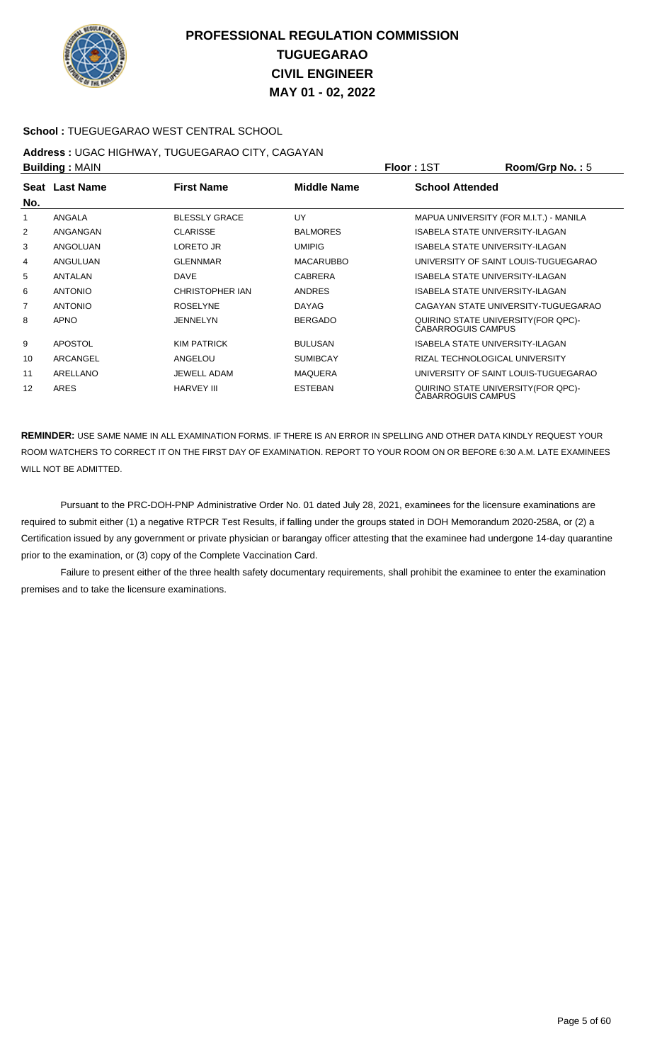# PROFESSIONAL REGULATION COMMISSION
## TUGUEGARAO
## CIVIL ENGINEER
## MAY 01 - 02, 2022

**School :** TUEGUEGARAO WEST CENTRAL SCHOOL

**Address :** UGAC HIGHWAY, TUGUEGARAO CITY, CAGAYAN

**Building :** MAIN | **Floor :** 1ST | **Room/Grp No. :** 5

| Seat No. | Last Name | First Name | Middle Name | School Attended |
|---|---|---|---|---|
| 1 | ANGALA | BLESSLY GRACE | UY | MAPUA UNIVERSITY (FOR M.I.T.) - MANILA |
| 2 | ANGANGAN | CLARISSE | BALMORES | ISABELA STATE UNIVERSITY-ILAGAN |
| 3 | ANGOLUAN | LORETO JR | UMIPIG | ISABELA STATE UNIVERSITY-ILAGAN |
| 4 | ANGULUAN | GLENNMAR | MACARUBBO | UNIVERSITY OF SAINT LOUIS-TUGUEGARAO |
| 5 | ANTALAN | DAVE | CABRERA | ISABELA STATE UNIVERSITY-ILAGAN |
| 6 | ANTONIO | CHRISTOPHER IAN | ANDRES | ISABELA STATE UNIVERSITY-ILAGAN |
| 7 | ANTONIO | ROSELYNE | DAYAG | CAGAYAN STATE UNIVERSITY-TUGUEGARAO |
| 8 | APNO | JENNELYN | BERGADO | QUIRINO STATE UNIVERSITY(FOR QPC)-CABARROGUIS CAMPUS |
| 9 | APOSTOL | KIM PATRICK | BULUSAN | ISABELA STATE UNIVERSITY-ILAGAN |
| 10 | ARCANGEL | ANGELOU | SUMIBCAY | RIZAL TECHNOLOGICAL UNIVERSITY |
| 11 | ARELLANO | JEWELL ADAM | MAQUERA | UNIVERSITY OF SAINT LOUIS-TUGUEGARAO |
| 12 | ARES | HARVEY III | ESTEBAN | QUIRINO STATE UNIVERSITY(FOR QPC)-CABARROGUIS CAMPUS |

**REMINDER:** USE SAME NAME IN ALL EXAMINATION FORMS. IF THERE IS AN ERROR IN SPELLING AND OTHER DATA KINDLY REQUEST YOUR ROOM WATCHERS TO CORRECT IT ON THE FIRST DAY OF EXAMINATION. REPORT TO YOUR ROOM ON OR BEFORE 6:30 A.M. LATE EXAMINEES WILL NOT BE ADMITTED.

Pursuant to the PRC-DOH-PNP Administrative Order No. 01 dated July 28, 2021, examinees for the licensure examinations are required to submit either (1) a negative RTPCR Test Results, if falling under the groups stated in DOH Memorandum 2020-258A, or (2) a Certification issued by any government or private physician or barangay officer attesting that the examinee had undergone 14-day quarantine prior to the examination, or (3) copy of the Complete Vaccination Card.

Failure to present either of the three health safety documentary requirements, shall prohibit the examinee to enter the examination premises and to take the licensure examinations.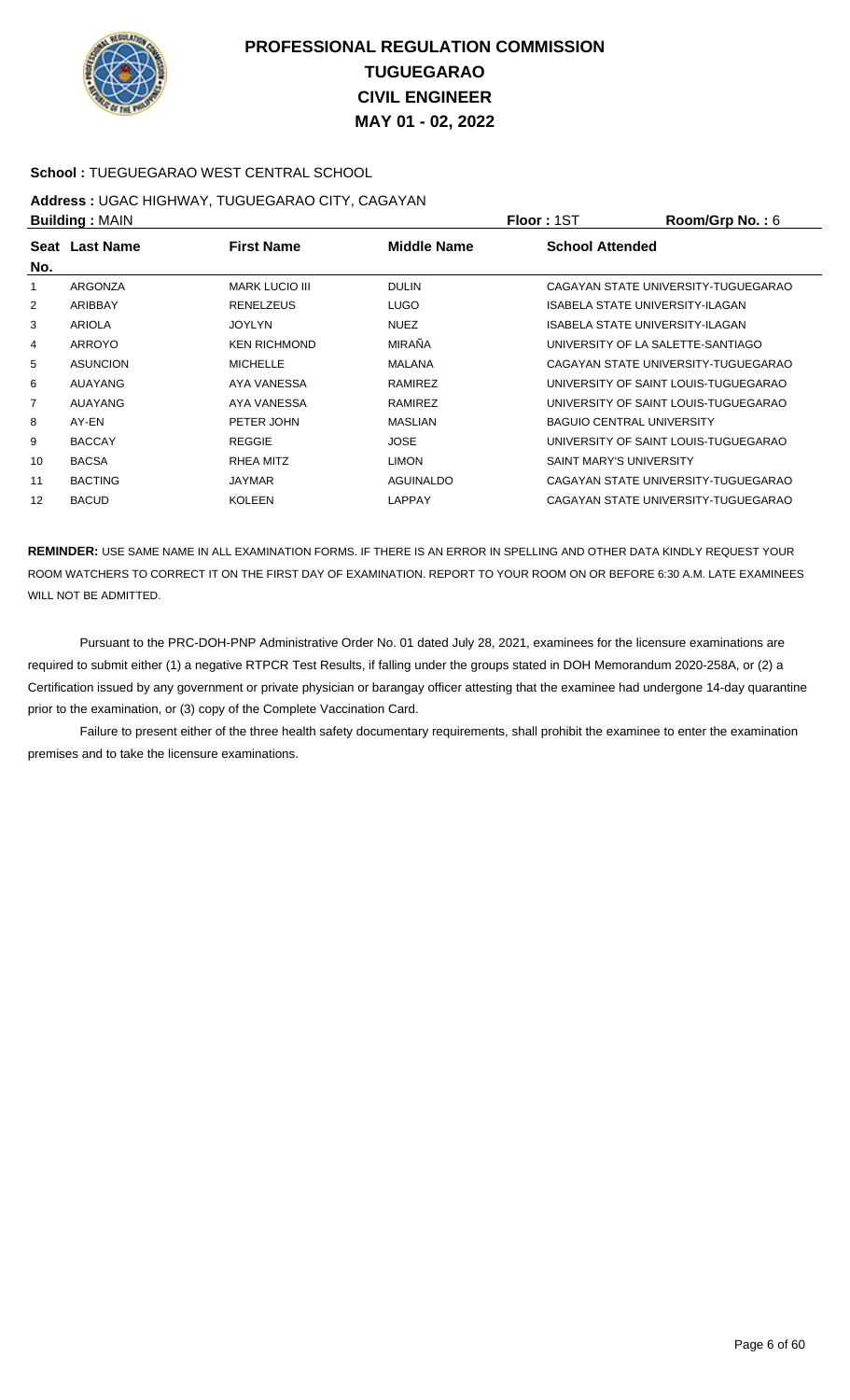# PROFESSIONAL REGULATION COMMISSION
# TUGUEGARAO
# CIVIL ENGINEER
# MAY 01 - 02, 2022

**School :** TUEGUEGARAO WEST CENTRAL SCHOOL

**Address :** UGAC HIGHWAY, TUGUEGARAO CITY, CAGAYAN

**Building :** MAIN **Floor :** 1ST **Room/Grp No. :** 6

| Seat No. | Last Name | First Name | Middle Name | School Attended |
|---|---|---|---|---|
| 1 | ARGONZA | MARK LUCIO III | DULIN | CAGAYAN STATE UNIVERSITY-TUGUEGARAO |
| 2 | ARIBBAY | RENELZEUS | LUGO | ISABELA STATE UNIVERSITY-ILAGAN |
| 3 | ARIOLA | JOYLYN | NUEZ | ISABELA STATE UNIVERSITY-ILAGAN |
| 4 | ARROYO | KEN RICHMOND | MIRAÑA | UNIVERSITY OF LA SALETTE-SANTIAGO |
| 5 | ASUNCION | MICHELLE | MALANA | CAGAYAN STATE UNIVERSITY-TUGUEGARAO |
| 6 | AUAYANG | AYA VANESSA | RAMIREZ | UNIVERSITY OF SAINT LOUIS-TUGUEGARAO |
| 7 | AUAYANG | AYA VANESSA | RAMIREZ | UNIVERSITY OF SAINT LOUIS-TUGUEGARAO |
| 8 | AY-EN | PETER JOHN | MASLIAN | BAGUIO CENTRAL UNIVERSITY |
| 9 | BACCAY | REGGIE | JOSE | UNIVERSITY OF SAINT LOUIS-TUGUEGARAO |
| 10 | BACSA | RHEA MITZ | LIMON | SAINT MARY'S UNIVERSITY |
| 11 | BACTING | JAYMAR | AGUINALDO | CAGAYAN STATE UNIVERSITY-TUGUEGARAO |
| 12 | BACUD | KOLEEN | LAPPAY | CAGAYAN STATE UNIVERSITY-TUGUEGARAO |

**REMINDER:** USE SAME NAME IN ALL EXAMINATION FORMS. IF THERE IS AN ERROR IN SPELLING AND OTHER DATA KINDLY REQUEST YOUR ROOM WATCHERS TO CORRECT IT ON THE FIRST DAY OF EXAMINATION. REPORT TO YOUR ROOM ON OR BEFORE 6:30 A.M. LATE EXAMINEES WILL NOT BE ADMITTED.

Pursuant to the PRC-DOH-PNP Administrative Order No. 01 dated July 28, 2021, examinees for the licensure examinations are required to submit either (1) a negative RTPCR Test Results, if falling under the groups stated in DOH Memorandum 2020-258A, or (2) a Certification issued by any government or private physician or barangay officer attesting that the examinee had undergone 14-day quarantine prior to the examination, or (3) copy of the Complete Vaccination Card.

Failure to present either of the three health safety documentary requirements, shall prohibit the examinee to enter the examination premises and to take the licensure examinations.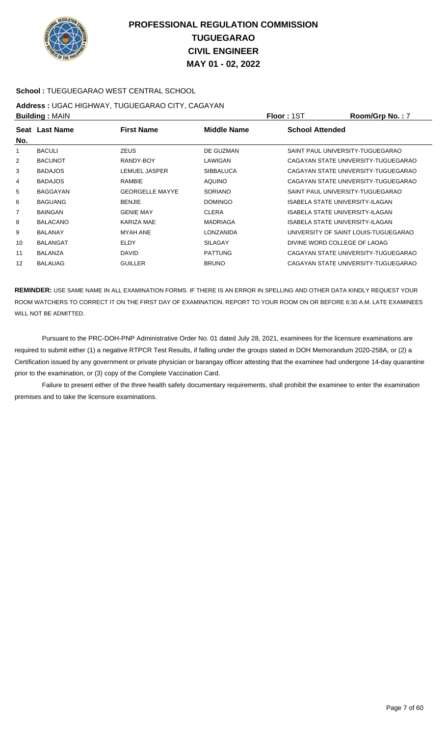# PROFESSIONAL REGULATION COMMISSION
# TUGUEGARAO
# CIVIL ENGINEER
# MAY 01 - 02, 2022

**School :** TUEGUEGARAO WEST CENTRAL SCHOOL

**Address :** UGAC HIGHWAY, TUGUEGARAO CITY, CAGAYAN

**Building :** MAIN **Floor :** 1ST **Room/Grp No. :** 7

| Seat No. | Last Name | First Name | Middle Name | School Attended |
|---|---|---|---|---|
| 1 | BACULI | ZEUS | DE GUZMAN | SAINT PAUL UNIVERSITY-TUGUEGARAO |
| 2 | BACUNOT | RANDY-BOY | LAWIGAN | CAGAYAN STATE UNIVERSITY-TUGUEGARAO |
| 3 | BADAJOS | LEMUEL JASPER | SIBBALUCA | CAGAYAN STATE UNIVERSITY-TUGUEGARAO |
| 4 | BADAJOS | RAMBIE | AQUINO | CAGAYAN STATE UNIVERSITY-TUGUEGARAO |
| 5 | BAGGAYAN | GEORGELLE MAYYE | SORIANO | SAINT PAUL UNIVERSITY-TUGUEGARAO |
| 6 | BAGUANG | BENJIE | DOMINGO | ISABELA STATE UNIVERSITY-ILAGAN |
| 7 | BAINGAN | GENIE MAY | CLERA | ISABELA STATE UNIVERSITY-ILAGAN |
| 8 | BALACANO | KARIZA MAE | MADRIAGA | ISABELA STATE UNIVERSITY-ILAGAN |
| 9 | BALANAY | MYAH ANE | LONZANIDA | UNIVERSITY OF SAINT LOUIS-TUGUEGARAO |
| 10 | BALANGAT | ELDY | SILAGAY | DIVINE WORD COLLEGE OF LAOAG |
| 11 | BALANZA | DAVID | PATTUNG | CAGAYAN STATE UNIVERSITY-TUGUEGARAO |
| 12 | BALAUAG | GUILLER | BRUNO | CAGAYAN STATE UNIVERSITY-TUGUEGARAO |

**REMINDER:** USE SAME NAME IN ALL EXAMINATION FORMS. IF THERE IS AN ERROR IN SPELLING AND OTHER DATA KINDLY REQUEST YOUR ROOM WATCHERS TO CORRECT IT ON THE FIRST DAY OF EXAMINATION. REPORT TO YOUR ROOM ON OR BEFORE 6:30 A.M. LATE EXAMINEES WILL NOT BE ADMITTED.

Pursuant to the PRC-DOH-PNP Administrative Order No. 01 dated July 28, 2021, examinees for the licensure examinations are required to submit either (1) a negative RTPCR Test Results, if falling under the groups stated in DOH Memorandum 2020-258A, or (2) a Certification issued by any government or private physician or barangay officer attesting that the examinee had undergone 14-day quarantine prior to the examination, or (3) copy of the Complete Vaccination Card.

Failure to present either of the three health safety documentary requirements, shall prohibit the examinee to enter the examination premises and to take the licensure examinations.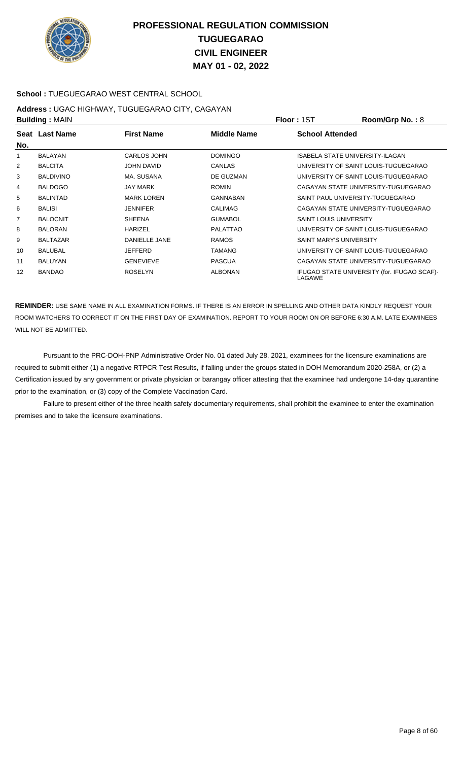# PROFESSIONAL REGULATION COMMISSION
# TUGUEGARAO
# CIVIL ENGINEER
# MAY 01 - 02, 2022

**School :** TUEGUEGARAO WEST CENTRAL SCHOOL

**Address :** UGAC HIGHWAY, TUGUEGARAO CITY, CAGAYAN

**Building :** MAIN **Floor :** 1ST **Room/Grp No. :** 8

| Seat No. | Last Name | First Name | Middle Name | School Attended |
|---|---|---|---|---|
| 1 | BALAYAN | CARLOS JOHN | DOMINGO | ISABELA STATE UNIVERSITY-ILAGAN |
| 2 | BALCITA | JOHN DAVID | CANLAS | UNIVERSITY OF SAINT LOUIS-TUGUEGARAO |
| 3 | BALDIVINO | MA. SUSANA | DE GUZMAN | UNIVERSITY OF SAINT LOUIS-TUGUEGARAO |
| 4 | BALDOGO | JAY MARK | ROMIN | CAGAYAN STATE UNIVERSITY-TUGUEGARAO |
| 5 | BALINTAD | MARK LOREN | GANNABAN | SAINT PAUL UNIVERSITY-TUGUEGARAO |
| 6 | BALISI | JENNIFER | CALIMAG | CAGAYAN STATE UNIVERSITY-TUGUEGARAO |
| 7 | BALOCNIT | SHEENA | GUMABOL | SAINT LOUIS UNIVERSITY |
| 8 | BALORAN | HARIZEL | PALATTAO | UNIVERSITY OF SAINT LOUIS-TUGUEGARAO |
| 9 | BALTAZAR | DANIELLE JANE | RAMOS | SAINT MARY'S UNIVERSITY |
| 10 | BALUBAL | JEFFERD | TAMANG | UNIVERSITY OF SAINT LOUIS-TUGUEGARAO |
| 11 | BALUYAN | GENEVIEVE | PASCUA | CAGAYAN STATE UNIVERSITY-TUGUEGARAO |
| 12 | BANDAO | ROSELYN | ALBONAN | IFUGAO STATE UNIVERSITY (for. IFUGAO SCAF)-LAGAWE |

**REMINDER:** USE SAME NAME IN ALL EXAMINATION FORMS. IF THERE IS AN ERROR IN SPELLING AND OTHER DATA KINDLY REQUEST YOUR ROOM WATCHERS TO CORRECT IT ON THE FIRST DAY OF EXAMINATION. REPORT TO YOUR ROOM ON OR BEFORE 6:30 A.M. LATE EXAMINEES WILL NOT BE ADMITTED.

Pursuant to the PRC-DOH-PNP Administrative Order No. 01 dated July 28, 2021, examinees for the licensure examinations are required to submit either (1) a negative RTPCR Test Results, if falling under the groups stated in DOH Memorandum 2020-258A, or (2) a Certification issued by any government or private physician or barangay officer attesting that the examinee had undergone 14-day quarantine prior to the examination, or (3) copy of the Complete Vaccination Card.

Failure to present either of the three health safety documentary requirements, shall prohibit the examinee to enter the examination premises and to take the licensure examinations.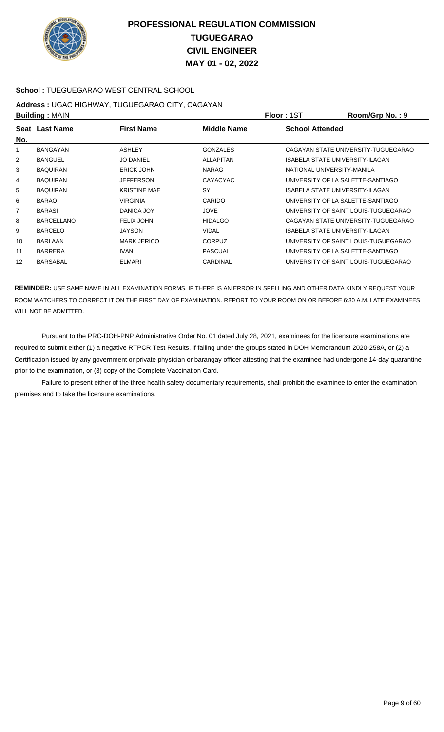# PROFESSIONAL REGULATION COMMISSION
# TUGUEGARAO
# CIVIL ENGINEER
# MAY 01 - 02, 2022

**School :** TUEGUEGARAO WEST CENTRAL SCHOOL

**Address :** UGAC HIGHWAY, TUGUEGARAO CITY, CAGAYAN

**Building :** MAIN **Floor :** 1ST **Room/Grp No. :** 9

| Seat No. | Last Name | First Name | Middle Name | School Attended |
|---|---|---|---|---|
| 1 | BANGAYAN | ASHLEY | GONZALES | CAGAYAN STATE UNIVERSITY-TUGUEGARAO |
| 2 | BANGUEL | JO DANIEL | ALLAPITAN | ISABELA STATE UNIVERSITY-ILAGAN |
| 3 | BAQUIRAN | ERICK JOHN | NARAG | NATIONAL UNIVERSITY-MANILA |
| 4 | BAQUIRAN | JEFFERSON | CAYACYAC | UNIVERSITY OF LA SALETTE-SANTIAGO |
| 5 | BAQUIRAN | KRISTINE MAE | SY | ISABELA STATE UNIVERSITY-ILAGAN |
| 6 | BARAO | VIRGINIA | CARIDO | UNIVERSITY OF LA SALETTE-SANTIAGO |
| 7 | BARASI | DANICA JOY | JOVE | UNIVERSITY OF SAINT LOUIS-TUGUEGARAO |
| 8 | BARCELLANO | FELIX JOHN | HIDALGO | CAGAYAN STATE UNIVERSITY-TUGUEGARAO |
| 9 | BARCELO | JAYSON | VIDAL | ISABELA STATE UNIVERSITY-ILAGAN |
| 10 | BARLAAN | MARK JERICO | CORPUZ | UNIVERSITY OF SAINT LOUIS-TUGUEGARAO |
| 11 | BARRERA | IVAN | PASCUAL | UNIVERSITY OF LA SALETTE-SANTIAGO |
| 12 | BARSABAL | ELMARI | CARDINAL | UNIVERSITY OF SAINT LOUIS-TUGUEGARAO |

**REMINDER:** USE SAME NAME IN ALL EXAMINATION FORMS. IF THERE IS AN ERROR IN SPELLING AND OTHER DATA KINDLY REQUEST YOUR ROOM WATCHERS TO CORRECT IT ON THE FIRST DAY OF EXAMINATION. REPORT TO YOUR ROOM ON OR BEFORE 6:30 A.M. LATE EXAMINEES WILL NOT BE ADMITTED.

Pursuant to the PRC-DOH-PNP Administrative Order No. 01 dated July 28, 2021, examinees for the licensure examinations are required to submit either (1) a negative RTPCR Test Results, if falling under the groups stated in DOH Memorandum 2020-258A, or (2) a Certification issued by any government or private physician or barangay officer attesting that the examinee had undergone 14-day quarantine prior to the examination, or (3) copy of the Complete Vaccination Card.

Failure to present either of the three health safety documentary requirements, shall prohibit the examinee to enter the examination premises and to take the licensure examinations.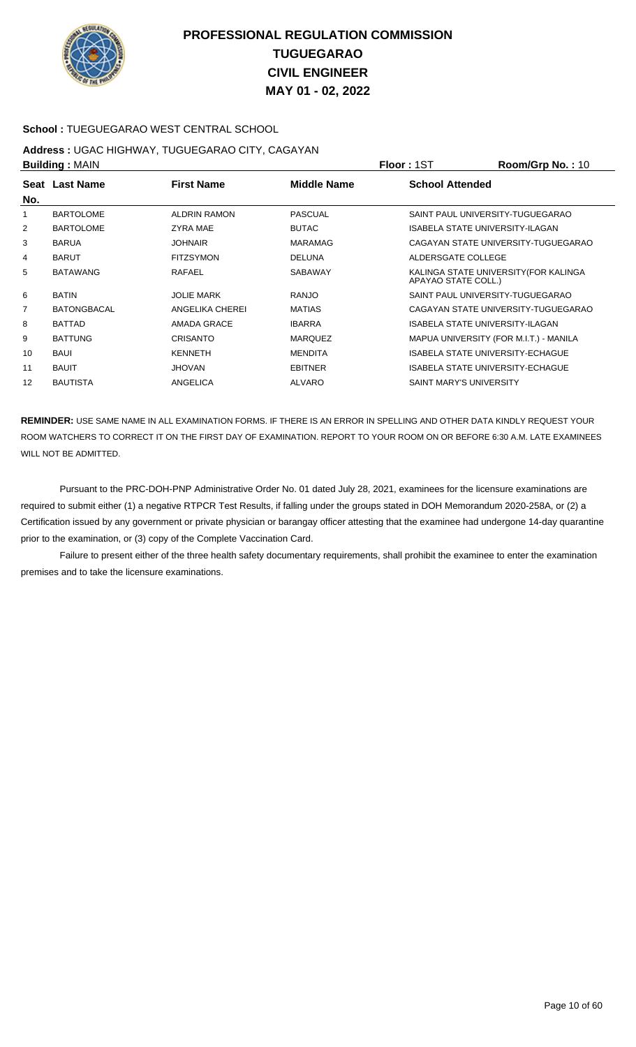# PROFESSIONAL REGULATION COMMISSION
## TUGUEGARAO
## CIVIL ENGINEER
## MAY 01 - 02, 2022

**School :** TUEGUEGARAO WEST CENTRAL SCHOOL

**Address :** UGAC HIGHWAY, TUGUEGARAO CITY, CAGAYAN

**Building :** MAIN **Floor :** 1ST **Room/Grp No. :** 10

| Seat No. | Last Name | First Name | Middle Name | School Attended |
|---|---|---|---|---|
| 1 | BARTOLOME | ALDRIN RAMON | PASCUAL | SAINT PAUL UNIVERSITY-TUGUEGARAO |
| 2 | BARTOLOME | ZYRA MAE | BUTAC | ISABELA STATE UNIVERSITY-ILAGAN |
| 3 | BARUA | JOHNAIR | MARAMAG | CAGAYAN STATE UNIVERSITY-TUGUEGARAO |
| 4 | BARUT | FITZSYMON | DELUNA | ALDERSGATE COLLEGE |
| 5 | BATAWANG | RAFAEL | SABAWAY | KALINGA STATE UNIVERSITY(FOR KALINGA APAYAO STATE COLL.) |
| 6 | BATIN | JOLIE MARK | RANJO | SAINT PAUL UNIVERSITY-TUGUEGARAO |
| 7 | BATONGBACAL | ANGELIKA CHEREI | MATIAS | CAGAYAN STATE UNIVERSITY-TUGUEGARAO |
| 8 | BATTAD | AMADA GRACE | IBARRA | ISABELA STATE UNIVERSITY-ILAGAN |
| 9 | BATTUNG | CRISANTO | MARQUEZ | MAPUA UNIVERSITY (FOR M.I.T.) - MANILA |
| 10 | BAUI | KENNETH | MENDITA | ISABELA STATE UNIVERSITY-ECHAGUE |
| 11 | BAUIT | JHOVAN | EBITNER | ISABELA STATE UNIVERSITY-ECHAGUE |
| 12 | BAUTISTA | ANGELICA | ALVARO | SAINT MARY'S UNIVERSITY |

**REMINDER:** USE SAME NAME IN ALL EXAMINATION FORMS. IF THERE IS AN ERROR IN SPELLING AND OTHER DATA KINDLY REQUEST YOUR ROOM WATCHERS TO CORRECT IT ON THE FIRST DAY OF EXAMINATION. REPORT TO YOUR ROOM ON OR BEFORE 6:30 A.M. LATE EXAMINEES WILL NOT BE ADMITTED.

Pursuant to the PRC-DOH-PNP Administrative Order No. 01 dated July 28, 2021, examinees for the licensure examinations are required to submit either (1) a negative RTPCR Test Results, if falling under the groups stated in DOH Memorandum 2020-258A, or (2) a Certification issued by any government or private physician or barangay officer attesting that the examinee had undergone 14-day quarantine prior to the examination, or (3) copy of the Complete Vaccination Card.

Failure to present either of the three health safety documentary requirements, shall prohibit the examinee to enter the examination premises and to take the licensure examinations.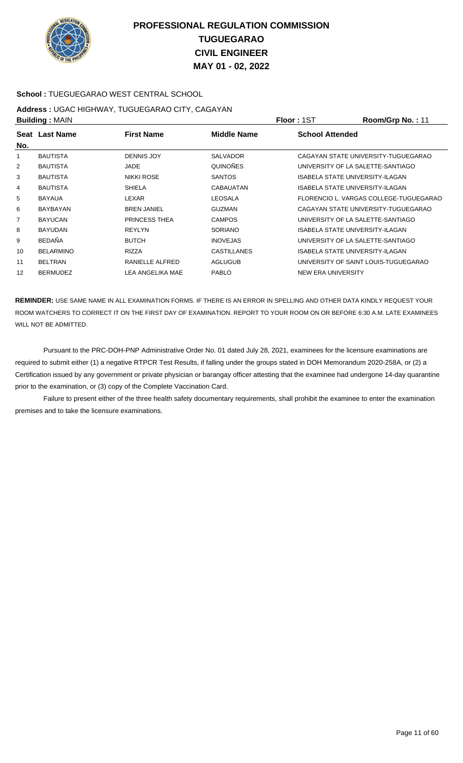# PROFESSIONAL REGULATION COMMISSION
## TUGUEGARAO
## CIVIL ENGINEER
## MAY 01 - 02, 2022

**School :** TUEGUEGARAO WEST CENTRAL SCHOOL

**Address :** UGAC HIGHWAY, TUGUEGARAO CITY, CAGAYAN

**Building :** MAIN **Floor :** 1ST **Room/Grp No. :** 11

| Seat No. | Last Name | First Name | Middle Name | School Attended |
|---|---|---|---|---|
| 1 | BAUTISTA | DENNIS JOY | SALVADOR | CAGAYAN STATE UNIVERSITY-TUGUEGARAO |
| 2 | BAUTISTA | JADE | QUINOÑES | UNIVERSITY OF LA SALETTE-SANTIAGO |
| 3 | BAUTISTA | NIKKI ROSE | SANTOS | ISABELA STATE UNIVERSITY-ILAGAN |
| 4 | BAUTISTA | SHIELA | CABAUATAN | ISABELA STATE UNIVERSITY-ILAGAN |
| 5 | BAYAUA | LEXAR | LEOSALA | FLORENCIO L. VARGAS COLLEGE-TUGUEGARAO |
| 6 | BAYBAYAN | BREN JANIEL | GUZMAN | CAGAYAN STATE UNIVERSITY-TUGUEGARAO |
| 7 | BAYUCAN | PRINCESS THEA | CAMPOS | UNIVERSITY OF LA SALETTE-SANTIAGO |
| 8 | BAYUDAN | REYLYN | SORIANO | ISABELA STATE UNIVERSITY-ILAGAN |
| 9 | BEDAÑA | BUTCH | INOVEJAS | UNIVERSITY OF LA SALETTE-SANTIAGO |
| 10 | BELARMINO | RIZZA | CASTILLANES | ISABELA STATE UNIVERSITY-ILAGAN |
| 11 | BELTRAN | RANIELLE ALFRED | AGLUGUB | UNIVERSITY OF SAINT LOUIS-TUGUEGARAO |
| 12 | BERMUDEZ | LEA ANGELIKA MAE | PABLO | NEW ERA UNIVERSITY |

**REMINDER:** USE SAME NAME IN ALL EXAMINATION FORMS. IF THERE IS AN ERROR IN SPELLING AND OTHER DATA KINDLY REQUEST YOUR ROOM WATCHERS TO CORRECT IT ON THE FIRST DAY OF EXAMINATION. REPORT TO YOUR ROOM ON OR BEFORE 6:30 A.M. LATE EXAMINEES WILL NOT BE ADMITTED.

Pursuant to the PRC-DOH-PNP Administrative Order No. 01 dated July 28, 2021, examinees for the licensure examinations are required to submit either (1) a negative RTPCR Test Results, if falling under the groups stated in DOH Memorandum 2020-258A, or (2) a Certification issued by any government or private physician or barangay officer attesting that the examinee had undergone 14-day quarantine prior to the examination, or (3) copy of the Complete Vaccination Card.

Failure to present either of the three health safety documentary requirements, shall prohibit the examinee to enter the examination premises and to take the licensure examinations.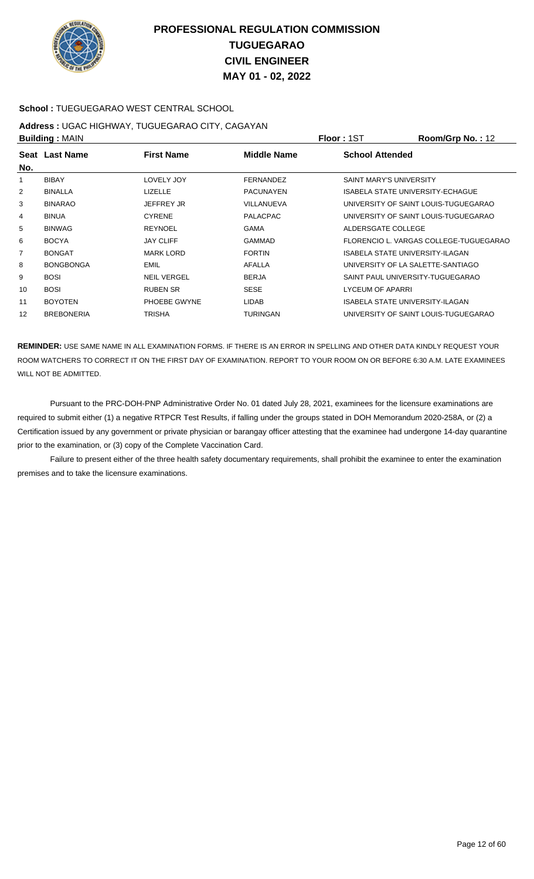# PROFESSIONAL REGULATION COMMISSION
# TUGUEGARAO
# CIVIL ENGINEER
# MAY 01 - 02, 2022

**School :** TUEGUEGARAO WEST CENTRAL SCHOOL

**Address :** UGAC HIGHWAY, TUGUEGARAO CITY, CAGAYAN

**Building :** MAIN **Floor :** 1ST **Room/Grp No. :** 12

| Seat No. | Last Name | First Name | Middle Name | School Attended |
|---|---|---|---|---|
| 1 | BIBAY | LOVELY JOY | FERNANDEZ | SAINT MARY'S UNIVERSITY |
| 2 | BINALLA | LIZELLE | PACUNAYEN | ISABELA STATE UNIVERSITY-ECHAGUE |
| 3 | BINARAO | JEFFREY JR | VILLANUEVA | UNIVERSITY OF SAINT LOUIS-TUGUEGARAO |
| 4 | BINUA | CYRENE | PALACPAC | UNIVERSITY OF SAINT LOUIS-TUGUEGARAO |
| 5 | BINWAG | REYNOEL | GAMA | ALDERSGATE COLLEGE |
| 6 | BOCYA | JAY CLIFF | GAMMAD | FLORENCIO L. VARGAS COLLEGE-TUGUEGARAO |
| 7 | BONGAT | MARK LORD | FORTIN | ISABELA STATE UNIVERSITY-ILAGAN |
| 8 | BONGBONGA | EMIL | AFALLA | UNIVERSITY OF LA SALETTE-SANTIAGO |
| 9 | BOSI | NEIL VERGEL | BERJA | SAINT PAUL UNIVERSITY-TUGUEGARAO |
| 10 | BOSI | RUBEN SR | SESE | LYCEUM OF APARRI |
| 11 | BOYOTEN | PHOEBE GWYNE | LIDAB | ISABELA STATE UNIVERSITY-ILAGAN |
| 12 | BREBONERIA | TRISHA | TURINGAN | UNIVERSITY OF SAINT LOUIS-TUGUEGARAO |

**REMINDER:** USE SAME NAME IN ALL EXAMINATION FORMS. IF THERE IS AN ERROR IN SPELLING AND OTHER DATA KINDLY REQUEST YOUR ROOM WATCHERS TO CORRECT IT ON THE FIRST DAY OF EXAMINATION. REPORT TO YOUR ROOM ON OR BEFORE 6:30 A.M. LATE EXAMINEES WILL NOT BE ADMITTED.

Pursuant to the PRC-DOH-PNP Administrative Order No. 01 dated July 28, 2021, examinees for the licensure examinations are required to submit either (1) a negative RTPCR Test Results, if falling under the groups stated in DOH Memorandum 2020-258A, or (2) a Certification issued by any government or private physician or barangay officer attesting that the examinee had undergone 14-day quarantine prior to the examination, or (3) copy of the Complete Vaccination Card.

Failure to present either of the three health safety documentary requirements, shall prohibit the examinee to enter the examination premises and to take the licensure examinations.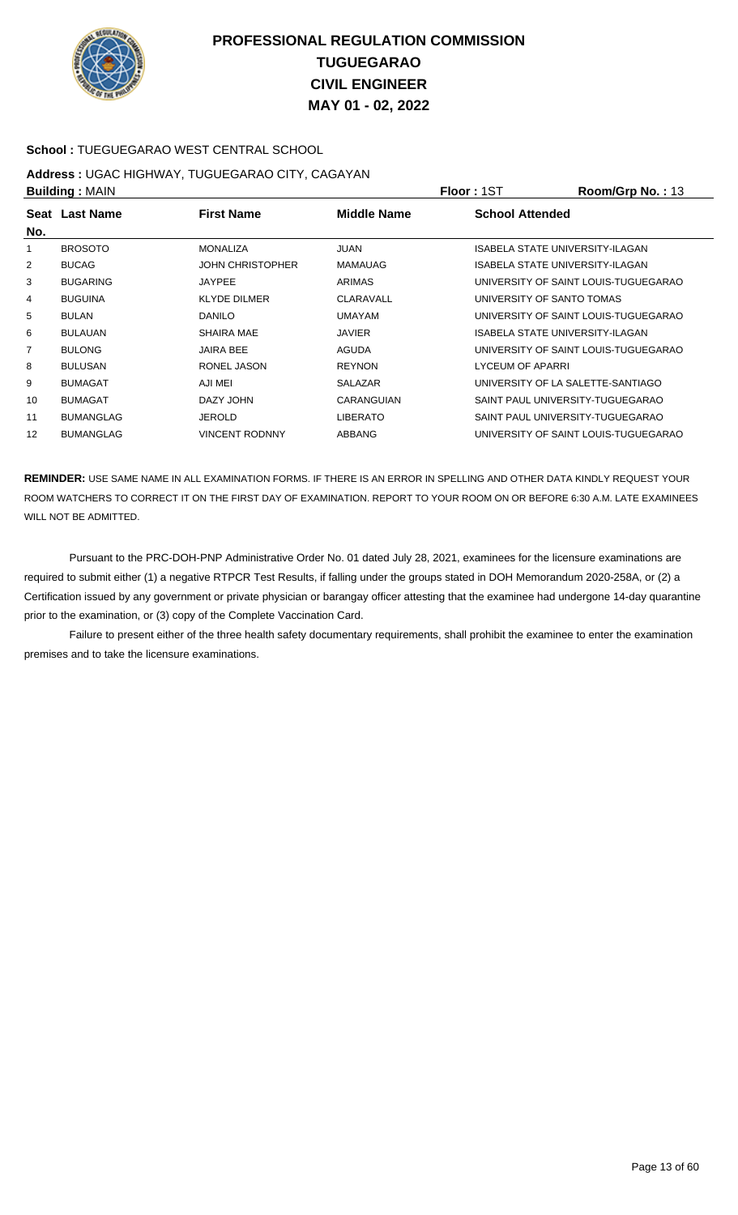# PROFESSIONAL REGULATION COMMISSION
# TUGUEGARAO
# CIVIL ENGINEER
# MAY 01 - 02, 2022

**School :** TUEGUEGARAO WEST CENTRAL SCHOOL

**Address :** UGAC HIGHWAY, TUGUEGARAO CITY, CAGAYAN

**Building :** MAIN **Floor :** 1ST **Room/Grp No. :** 13

| Seat No. | Last Name | First Name | Middle Name | School Attended |
|---|---|---|---|---|
| 1 | BROSOTO | MONALIZA | JUAN | ISABELA STATE UNIVERSITY-ILAGAN |
| 2 | BUCAG | JOHN CHRISTOPHER | MAMAUAG | ISABELA STATE UNIVERSITY-ILAGAN |
| 3 | BUGARING | JAYPEE | ARIMAS | UNIVERSITY OF SAINT LOUIS-TUGUEGARAO |
| 4 | BUGUINA | KLYDE DILMER | CLARAVALL | UNIVERSITY OF SANTO TOMAS |
| 5 | BULAN | DANILO | UMAYAM | UNIVERSITY OF SAINT LOUIS-TUGUEGARAO |
| 6 | BULAUAN | SHAIRA MAE | JAVIER | ISABELA STATE UNIVERSITY-ILAGAN |
| 7 | BULONG | JAIRA BEE | AGUDA | UNIVERSITY OF SAINT LOUIS-TUGUEGARAO |
| 8 | BULUSAN | RONEL JASON | REYNON | LYCEUM OF APARRI |
| 9 | BUMAGAT | AJI MEI | SALAZAR | UNIVERSITY OF LA SALETTE-SANTIAGO |
| 10 | BUMAGAT | DAZY JOHN | CARANGUIAN | SAINT PAUL UNIVERSITY-TUGUEGARAO |
| 11 | BUMANGLAG | JEROLD | LIBERATO | SAINT PAUL UNIVERSITY-TUGUEGARAO |
| 12 | BUMANGLAG | VINCENT RODNNY | ABBANG | UNIVERSITY OF SAINT LOUIS-TUGUEGARAO |

**REMINDER:** USE SAME NAME IN ALL EXAMINATION FORMS. IF THERE IS AN ERROR IN SPELLING AND OTHER DATA KINDLY REQUEST YOUR ROOM WATCHERS TO CORRECT IT ON THE FIRST DAY OF EXAMINATION. REPORT TO YOUR ROOM ON OR BEFORE 6:30 A.M. LATE EXAMINEES WILL NOT BE ADMITTED.

Pursuant to the PRC-DOH-PNP Administrative Order No. 01 dated July 28, 2021, examinees for the licensure examinations are required to submit either (1) a negative RTPCR Test Results, if falling under the groups stated in DOH Memorandum 2020-258A, or (2) a Certification issued by any government or private physician or barangay officer attesting that the examinee had undergone 14-day quarantine prior to the examination, or (3) copy of the Complete Vaccination Card.

Failure to present either of the three health safety documentary requirements, shall prohibit the examinee to enter the examination premises and to take the licensure examinations.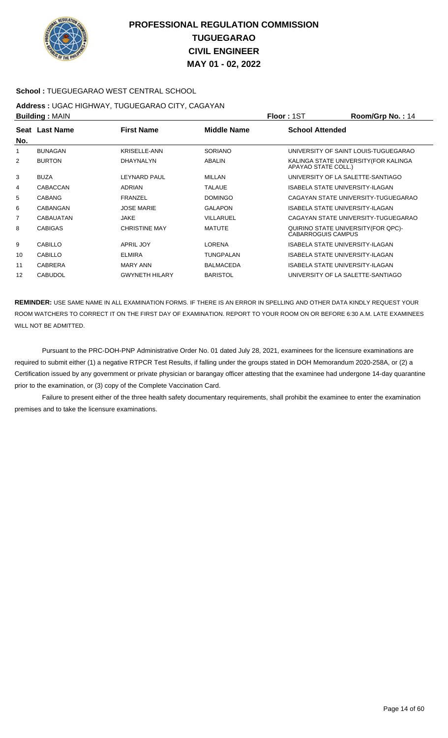# PROFESSIONAL REGULATION COMMISSION
# TUGUEGARAO
# CIVIL ENGINEER
# MAY 01 - 02, 2022

**School :** TUEGUEGARAO WEST CENTRAL SCHOOL

**Address :** UGAC HIGHWAY, TUGUEGARAO CITY, CAGAYAN

**Building :** MAIN **Floor :** 1ST **Room/Grp No. :** 14

| Seat No. | Last Name | First Name | Middle Name | School Attended |
|---|---|---|---|---|
| 1 | BUNAGAN | KRISELLE-ANN | SORIANO | UNIVERSITY OF SAINT LOUIS-TUGUEGARAO |
| 2 | BURTON | DHAYNALYN | ABALIN | KALINGA STATE UNIVERSITY(FOR KALINGA APAYAO STATE COLL.) |
| 3 | BUZA | LEYNARD PAUL | MILLAN | UNIVERSITY OF LA SALETTE-SANTIAGO |
| 4 | CABACCAN | ADRIAN | TALAUE | ISABELA STATE UNIVERSITY-ILAGAN |
| 5 | CABANG | FRANZEL | DOMINGO | CAGAYAN STATE UNIVERSITY-TUGUEGARAO |
| 6 | CABANGAN | JOSE MARIE | GALAPON | ISABELA STATE UNIVERSITY-ILAGAN |
| 7 | CABAUATAN | JAKE | VILLARUEL | CAGAYAN STATE UNIVERSITY-TUGUEGARAO |
| 8 | CABIGAS | CHRISTINE MAY | MATUTE | QUIRINO STATE UNIVERSITY(FOR QPC)-CABARROGUIS CAMPUS |
| 9 | CABILLO | APRIL JOY | LORENA | ISABELA STATE UNIVERSITY-ILAGAN |
| 10 | CABILLO | ELMIRA | TUNGPALAN | ISABELA STATE UNIVERSITY-ILAGAN |
| 11 | CABRERA | MARY ANN | BALMACEDA | ISABELA STATE UNIVERSITY-ILAGAN |
| 12 | CABUDOL | GWYNETH HILARY | BARISTOL | UNIVERSITY OF LA SALETTE-SANTIAGO |

**REMINDER:** USE SAME NAME IN ALL EXAMINATION FORMS. IF THERE IS AN ERROR IN SPELLING AND OTHER DATA KINDLY REQUEST YOUR ROOM WATCHERS TO CORRECT IT ON THE FIRST DAY OF EXAMINATION. REPORT TO YOUR ROOM ON OR BEFORE 6:30 A.M. LATE EXAMINEES WILL NOT BE ADMITTED.

Pursuant to the PRC-DOH-PNP Administrative Order No. 01 dated July 28, 2021, examinees for the licensure examinations are required to submit either (1) a negative RTPCR Test Results, if falling under the groups stated in DOH Memorandum 2020-258A, or (2) a Certification issued by any government or private physician or barangay officer attesting that the examinee had undergone 14-day quarantine prior to the examination, or (3) copy of the Complete Vaccination Card.

Failure to present either of the three health safety documentary requirements, shall prohibit the examinee to enter the examination premises and to take the licensure examinations.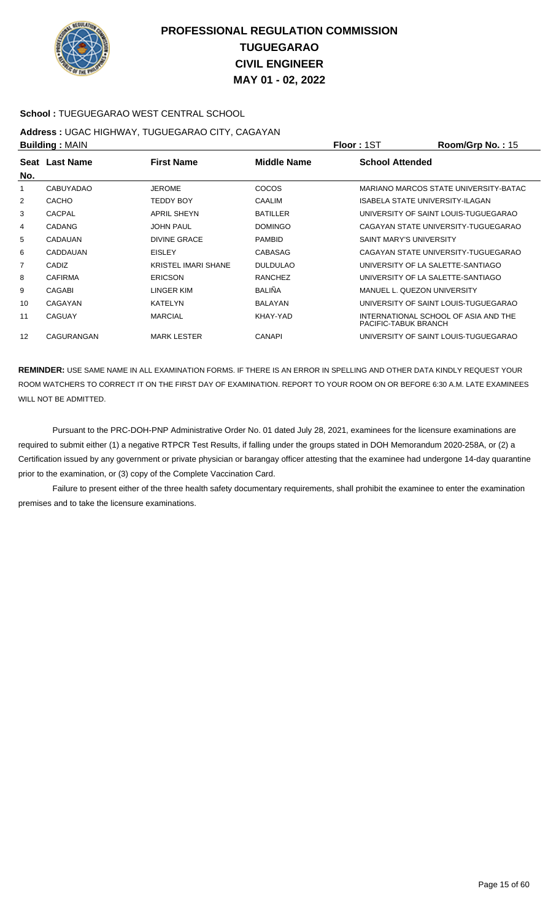# PROFESSIONAL REGULATION COMMISSION
# TUGUEGARAO
# CIVIL ENGINEER
# MAY 01 - 02, 2022

**School :** TUEGUEGARAO WEST CENTRAL SCHOOL

**Address :** UGAC HIGHWAY, TUGUEGARAO CITY, CAGAYAN

**Building :** MAIN **Floor :** 1ST **Room/Grp No. :** 15

| Seat No. | Last Name | First Name | Middle Name | School Attended |
|---|---|---|---|---|
| 1 | CABUYADAO | JEROME | COCOS | MARIANO MARCOS STATE UNIVERSITY-BATAC |
| 2 | CACHO | TEDDY BOY | CAALIM | ISABELA STATE UNIVERSITY-ILAGAN |
| 3 | CACPAL | APRIL SHEYN | BATILLER | UNIVERSITY OF SAINT LOUIS-TUGUEGARAO |
| 4 | CADANG | JOHN PAUL | DOMINGO | CAGAYAN STATE UNIVERSITY-TUGUEGARAO |
| 5 | CADAUAN | DIVINE GRACE | PAMBID | SAINT MARY'S UNIVERSITY |
| 6 | CADDAUAN | EISLEY | CABASAG | CAGAYAN STATE UNIVERSITY-TUGUEGARAO |
| 7 | CADIZ | KRISTEL IMARI SHANE | DULDULAO | UNIVERSITY OF LA SALETTE-SANTIAGO |
| 8 | CAFIRMA | ERICSON | RANCHEZ | UNIVERSITY OF LA SALETTE-SANTIAGO |
| 9 | CAGABI | LINGER KIM | BALIÑA | MANUEL L. QUEZON UNIVERSITY |
| 10 | CAGAYAN | KATELYN | BALAYAN | UNIVERSITY OF SAINT LOUIS-TUGUEGARAO |
| 11 | CAGUAY | MARCIAL | KHAY-YAD | INTERNATIONAL SCHOOL OF ASIA AND THE PACIFIC-TABUK BRANCH |
| 12 | CAGURANGAN | MARK LESTER | CANAPI | UNIVERSITY OF SAINT LOUIS-TUGUEGARAO |

**REMINDER:** USE SAME NAME IN ALL EXAMINATION FORMS. IF THERE IS AN ERROR IN SPELLING AND OTHER DATA KINDLY REQUEST YOUR ROOM WATCHERS TO CORRECT IT ON THE FIRST DAY OF EXAMINATION. REPORT TO YOUR ROOM ON OR BEFORE 6:30 A.M. LATE EXAMINEES WILL NOT BE ADMITTED.

Pursuant to the PRC-DOH-PNP Administrative Order No. 01 dated July 28, 2021, examinees for the licensure examinations are required to submit either (1) a negative RTPCR Test Results, if falling under the groups stated in DOH Memorandum 2020-258A, or (2) a Certification issued by any government or private physician or barangay officer attesting that the examinee had undergone 14-day quarantine prior to the examination, or (3) copy of the Complete Vaccination Card.

Failure to present either of the three health safety documentary requirements, shall prohibit the examinee to enter the examination premises and to take the licensure examinations.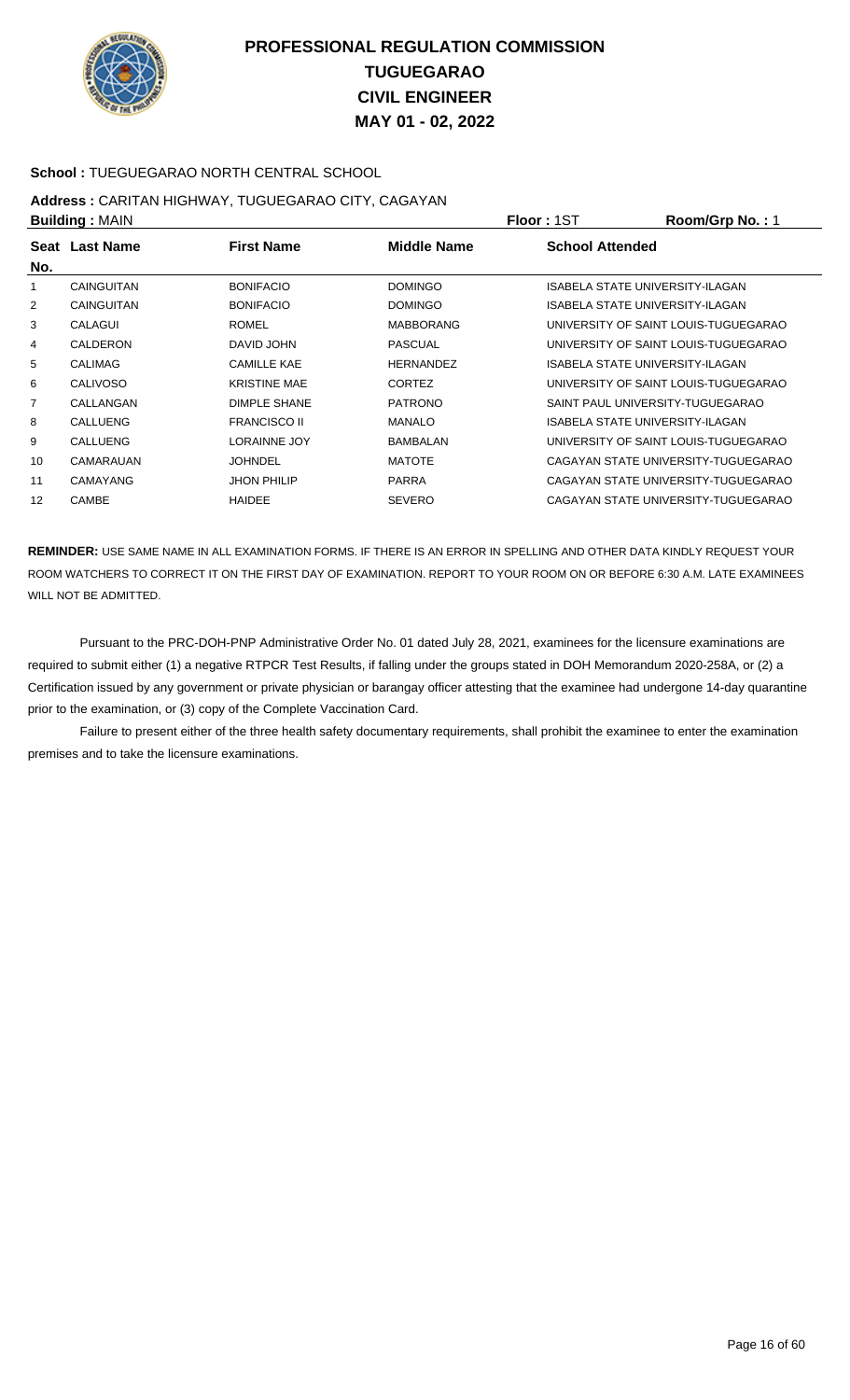# PROFESSIONAL REGULATION COMMISSION
# TUGUEGARAO
# CIVIL ENGINEER
# MAY 01 - 02, 2022

**School :** TUEGUEGARAO NORTH CENTRAL SCHOOL

**Address :** CARITAN HIGHWAY, TUGUEGARAO CITY, CAGAYAN

**Building :** MAIN **Floor :** 1ST **Room/Grp No. :** 1

| Seat No. | Last Name | First Name | Middle Name | School Attended |
|---|---|---|---|---|
| 1 | CAINGUITAN | BONIFACIO | DOMINGO | ISABELA STATE UNIVERSITY-ILAGAN |
| 2 | CAINGUITAN | BONIFACIO | DOMINGO | ISABELA STATE UNIVERSITY-ILAGAN |
| 3 | CALAGUI | ROMEL | MABBORANG | UNIVERSITY OF SAINT LOUIS-TUGUEGARAO |
| 4 | CALDERON | DAVID JOHN | PASCUAL | UNIVERSITY OF SAINT LOUIS-TUGUEGARAO |
| 5 | CALIMAG | CAMILLE KAE | HERNANDEZ | ISABELA STATE UNIVERSITY-ILAGAN |
| 6 | CALIVOSO | KRISTINE MAE | CORTEZ | UNIVERSITY OF SAINT LOUIS-TUGUEGARAO |
| 7 | CALLANGAN | DIMPLE SHANE | PATRONO | SAINT PAUL UNIVERSITY-TUGUEGARAO |
| 8 | CALLUENG | FRANCISCO II | MANALO | ISABELA STATE UNIVERSITY-ILAGAN |
| 9 | CALLUENG | LORAINNE JOY | BAMBALAN | UNIVERSITY OF SAINT LOUIS-TUGUEGARAO |
| 10 | CAMARAUAN | JOHNDEL | MATOTE | CAGAYAN STATE UNIVERSITY-TUGUEGARAO |
| 11 | CAMAYANG | JHON PHILIP | PARRA | CAGAYAN STATE UNIVERSITY-TUGUEGARAO |
| 12 | CAMBE | HAIDEE | SEVERO | CAGAYAN STATE UNIVERSITY-TUGUEGARAO |

**REMINDER:** USE SAME NAME IN ALL EXAMINATION FORMS. IF THERE IS AN ERROR IN SPELLING AND OTHER DATA KINDLY REQUEST YOUR ROOM WATCHERS TO CORRECT IT ON THE FIRST DAY OF EXAMINATION. REPORT TO YOUR ROOM ON OR BEFORE 6:30 A.M. LATE EXAMINEES WILL NOT BE ADMITTED.

Pursuant to the PRC-DOH-PNP Administrative Order No. 01 dated July 28, 2021, examinees for the licensure examinations are required to submit either (1) a negative RTPCR Test Results, if falling under the groups stated in DOH Memorandum 2020-258A, or (2) a Certification issued by any government or private physician or barangay officer attesting that the examinee had undergone 14-day quarantine prior to the examination, or (3) copy of the Complete Vaccination Card.

Failure to present either of the three health safety documentary requirements, shall prohibit the examinee to enter the examination premises and to take the licensure examinations.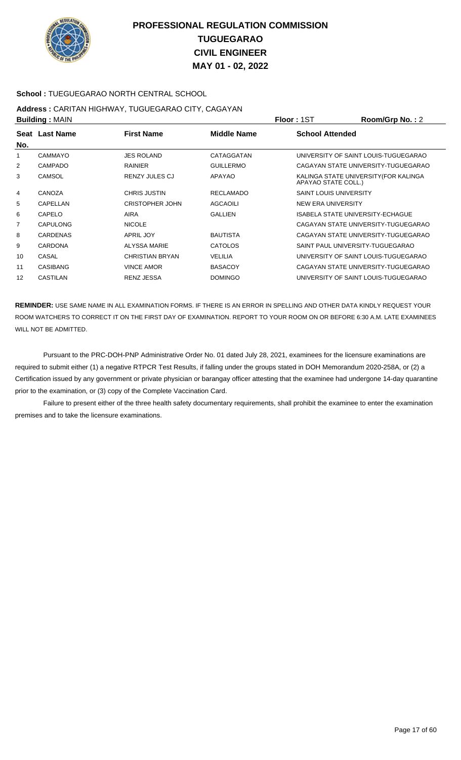# PROFESSIONAL REGULATION COMMISSION
## TUGUEGARAO
## CIVIL ENGINEER
## MAY 01 - 02, 2022

**School :** TUEGUEGARAO NORTH CENTRAL SCHOOL

**Address :** CARITAN HIGHWAY, TUGUEGARAO CITY, CAGAYAN

**Building :** MAIN **Floor :** 1ST **Room/Grp No. :** 2

| Seat No. | Last Name | First Name | Middle Name | School Attended |
|---|---|---|---|---|
| 1 | CAMMAYO | JES ROLAND | CATAGGATAN | UNIVERSITY OF SAINT LOUIS-TUGUEGARAO |
| 2 | CAMPADO | RAINIER | GUILLERMO | CAGAYAN STATE UNIVERSITY-TUGUEGARAO |
| 3 | CAMSOL | RENZY JULES CJ | APAYAO | KALINGA STATE UNIVERSITY(FOR KALINGA APAYAO STATE COLL.) |
| 4 | CANOZA | CHRIS JUSTIN | RECLAMADO | SAINT LOUIS UNIVERSITY |
| 5 | CAPELLAN | CRISTOPHER JOHN | AGCAOILI | NEW ERA UNIVERSITY |
| 6 | CAPELO | AIRA | GALLIEN | ISABELA STATE UNIVERSITY-ECHAGUE |
| 7 | CAPULONG | NICOLE | | CAGAYAN STATE UNIVERSITY-TUGUEGARAO |
| 8 | CARDENAS | APRIL JOY | BAUTISTA | CAGAYAN STATE UNIVERSITY-TUGUEGARAO |
| 9 | CARDONA | ALYSSA MARIE | CATOLOS | SAINT PAUL UNIVERSITY-TUGUEGARAO |
| 10 | CASAL | CHRISTIAN BRYAN | VELILIA | UNIVERSITY OF SAINT LOUIS-TUGUEGARAO |
| 11 | CASIBANG | VINCE AMOR | BASACOY | CAGAYAN STATE UNIVERSITY-TUGUEGARAO |
| 12 | CASTILAN | RENZ JESSA | DOMINGO | UNIVERSITY OF SAINT LOUIS-TUGUEGARAO |

**REMINDER:** USE SAME NAME IN ALL EXAMINATION FORMS. IF THERE IS AN ERROR IN SPELLING AND OTHER DATA KINDLY REQUEST YOUR ROOM WATCHERS TO CORRECT IT ON THE FIRST DAY OF EXAMINATION. REPORT TO YOUR ROOM ON OR BEFORE 6:30 A.M. LATE EXAMINEES WILL NOT BE ADMITTED.

Pursuant to the PRC-DOH-PNP Administrative Order No. 01 dated July 28, 2021, examinees for the licensure examinations are required to submit either (1) a negative RTPCR Test Results, if falling under the groups stated in DOH Memorandum 2020-258A, or (2) a Certification issued by any government or private physician or barangay officer attesting that the examinee had undergone 14-day quarantine prior to the examination, or (3) copy of the Complete Vaccination Card.

Failure to present either of the three health safety documentary requirements, shall prohibit the examinee to enter the examination premises and to take the licensure examinations.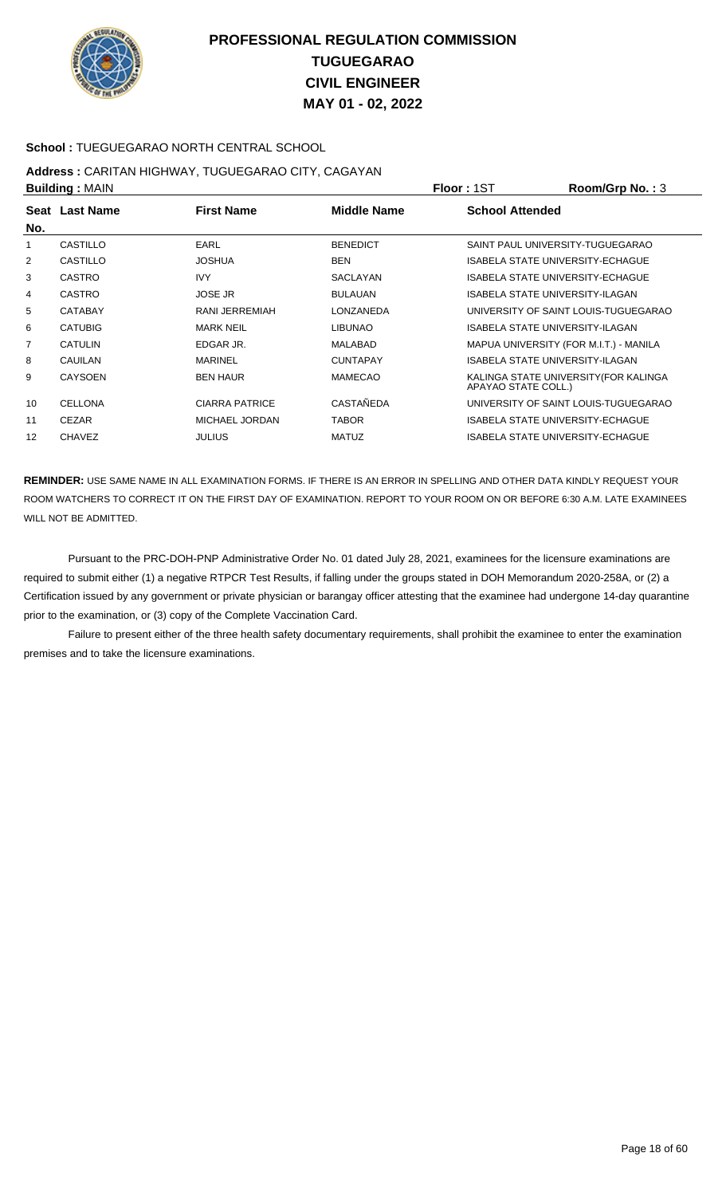# PROFESSIONAL REGULATION COMMISSION
## TUGUEGARAO
## CIVIL ENGINEER
## MAY 01 - 02, 2022

**School :** TUEGUEGARAO NORTH CENTRAL SCHOOL

**Address :** CARITAN HIGHWAY, TUGUEGARAO CITY, CAGAYAN

**Building :** MAIN **Floor :** 1ST **Room/Grp No. :** 3

| Seat No. | Last Name | First Name | Middle Name | School Attended |
|---|---|---|---|---|
| 1 | CASTILLO | EARL | BENEDICT | SAINT PAUL UNIVERSITY-TUGUEGARAO |
| 2 | CASTILLO | JOSHUA | BEN | ISABELA STATE UNIVERSITY-ECHAGUE |
| 3 | CASTRO | IVY | SACLAYAN | ISABELA STATE UNIVERSITY-ECHAGUE |
| 4 | CASTRO | JOSE JR | BULAUAN | ISABELA STATE UNIVERSITY-ILAGAN |
| 5 | CATABAY | RANI JERREMIAH | LONZANEDA | UNIVERSITY OF SAINT LOUIS-TUGUEGARAO |
| 6 | CATUBIG | MARK NEIL | LIBUNAO | ISABELA STATE UNIVERSITY-ILAGAN |
| 7 | CATULIN | EDGAR JR. | MALABAD | MAPUA UNIVERSITY (FOR M.I.T.) - MANILA |
| 8 | CAUILAN | MARINEL | CUNTAPAY | ISABELA STATE UNIVERSITY-ILAGAN |
| 9 | CAYSOEN | BEN HAUR | MAMECAO | KALINGA STATE UNIVERSITY(FOR KALINGA APAYAO STATE COLL.) |
| 10 | CELLONA | CIARRA PATRICE | CASTAÑEDA | UNIVERSITY OF SAINT LOUIS-TUGUEGARAO |
| 11 | CEZAR | MICHAEL JORDAN | TABOR | ISABELA STATE UNIVERSITY-ECHAGUE |
| 12 | CHAVEZ | JULIUS | MATUZ | ISABELA STATE UNIVERSITY-ECHAGUE |

**REMINDER:** USE SAME NAME IN ALL EXAMINATION FORMS. IF THERE IS AN ERROR IN SPELLING AND OTHER DATA KINDLY REQUEST YOUR ROOM WATCHERS TO CORRECT IT ON THE FIRST DAY OF EXAMINATION. REPORT TO YOUR ROOM ON OR BEFORE 6:30 A.M. LATE EXAMINEES WILL NOT BE ADMITTED.

Pursuant to the PRC-DOH-PNP Administrative Order No. 01 dated July 28, 2021, examinees for the licensure examinations are required to submit either (1) a negative RTPCR Test Results, if falling under the groups stated in DOH Memorandum 2020-258A, or (2) a Certification issued by any government or private physician or barangay officer attesting that the examinee had undergone 14-day quarantine prior to the examination, or (3) copy of the Complete Vaccination Card.

Failure to present either of the three health safety documentary requirements, shall prohibit the examinee to enter the examination premises and to take the licensure examinations.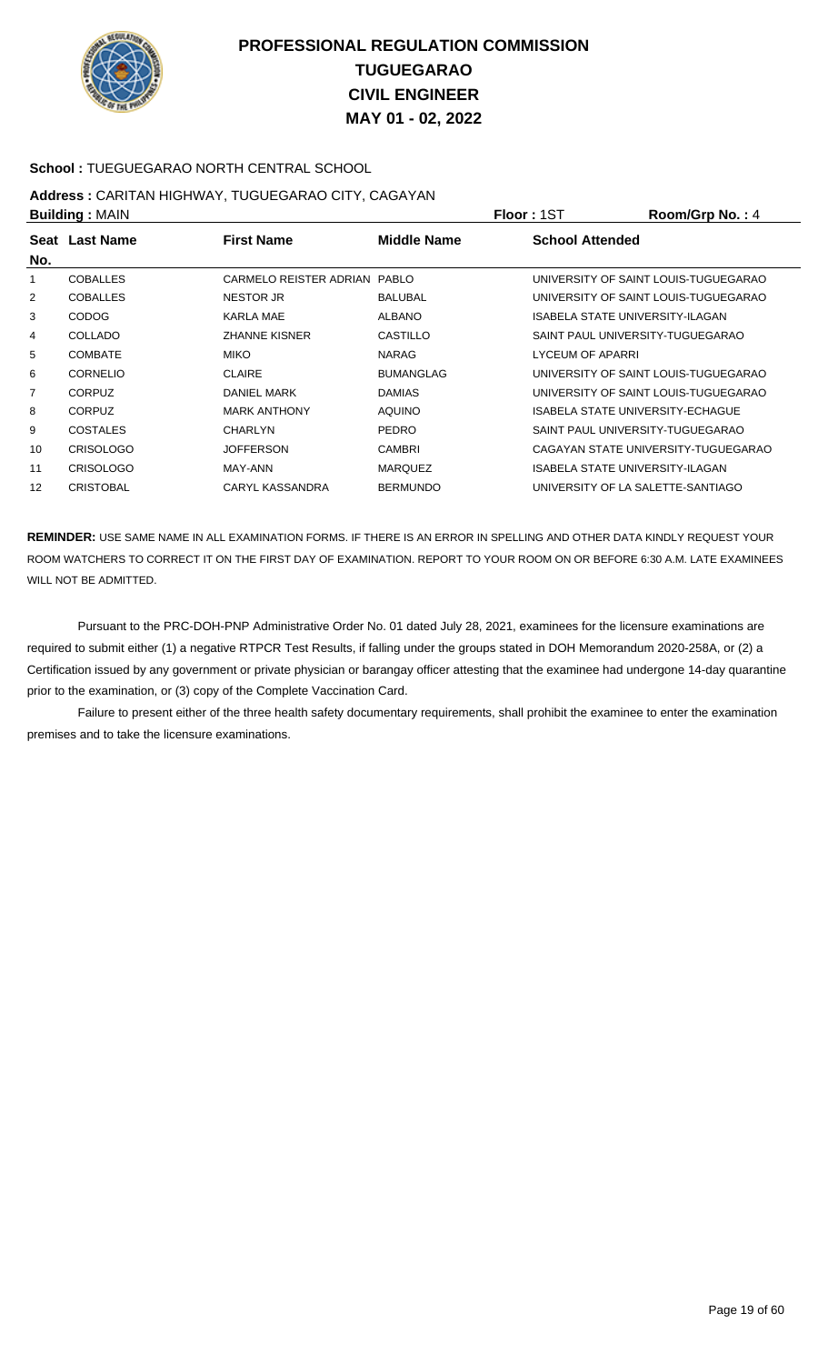# PROFESSIONAL REGULATION COMMISSION
# TUGUEGARAO
# CIVIL ENGINEER
# MAY 01 - 02, 2022

**School :** TUEGUEGARAO NORTH CENTRAL SCHOOL

**Address :** CARITAN HIGHWAY, TUGUEGARAO CITY, CAGAYAN

**Building :** MAIN **Floor :** 1ST **Room/Grp No. :** 4

| Seat No. | Last Name | First Name | Middle Name | School Attended |
|---|---|---|---|---|
| 1 | COBALLES | CARMELO REISTER ADRIAN | PABLO | UNIVERSITY OF SAINT LOUIS-TUGUEGARAO |
| 2 | COBALLES | NESTOR JR | BALUBAL | UNIVERSITY OF SAINT LOUIS-TUGUEGARAO |
| 3 | CODOG | KARLA MAE | ALBANO | ISABELA STATE UNIVERSITY-ILAGAN |
| 4 | COLLADO | ZHANNE KISNER | CASTILLO | SAINT PAUL UNIVERSITY-TUGUEGARAO |
| 5 | COMBATE | MIKO | NARAG | LYCEUM OF APARRI |
| 6 | CORNELIO | CLAIRE | BUMANGLAG | UNIVERSITY OF SAINT LOUIS-TUGUEGARAO |
| 7 | CORPUZ | DANIEL MARK | DAMIAS | UNIVERSITY OF SAINT LOUIS-TUGUEGARAO |
| 8 | CORPUZ | MARK ANTHONY | AQUINO | ISABELA STATE UNIVERSITY-ECHAGUE |
| 9 | COSTALES | CHARLYN | PEDRO | SAINT PAUL UNIVERSITY-TUGUEGARAO |
| 10 | CRISOLOGO | JOFFERSON | CAMBRI | CAGAYAN STATE UNIVERSITY-TUGUEGARAO |
| 11 | CRISOLOGO | MAY-ANN | MARQUEZ | ISABELA STATE UNIVERSITY-ILAGAN |
| 12 | CRISTOBAL | CARYL KASSANDRA | BERMUNDO | UNIVERSITY OF LA SALETTE-SANTIAGO |

**REMINDER:** USE SAME NAME IN ALL EXAMINATION FORMS. IF THERE IS AN ERROR IN SPELLING AND OTHER DATA KINDLY REQUEST YOUR ROOM WATCHERS TO CORRECT IT ON THE FIRST DAY OF EXAMINATION. REPORT TO YOUR ROOM ON OR BEFORE 6:30 A.M. LATE EXAMINEES WILL NOT BE ADMITTED.

Pursuant to the PRC-DOH-PNP Administrative Order No. 01 dated July 28, 2021, examinees for the licensure examinations are required to submit either (1) a negative RTPCR Test Results, if falling under the groups stated in DOH Memorandum 2020-258A, or (2) a Certification issued by any government or private physician or barangay officer attesting that the examinee had undergone 14-day quarantine prior to the examination, or (3) copy of the Complete Vaccination Card.

Failure to present either of the three health safety documentary requirements, shall prohibit the examinee to enter the examination premises and to take the licensure examinations.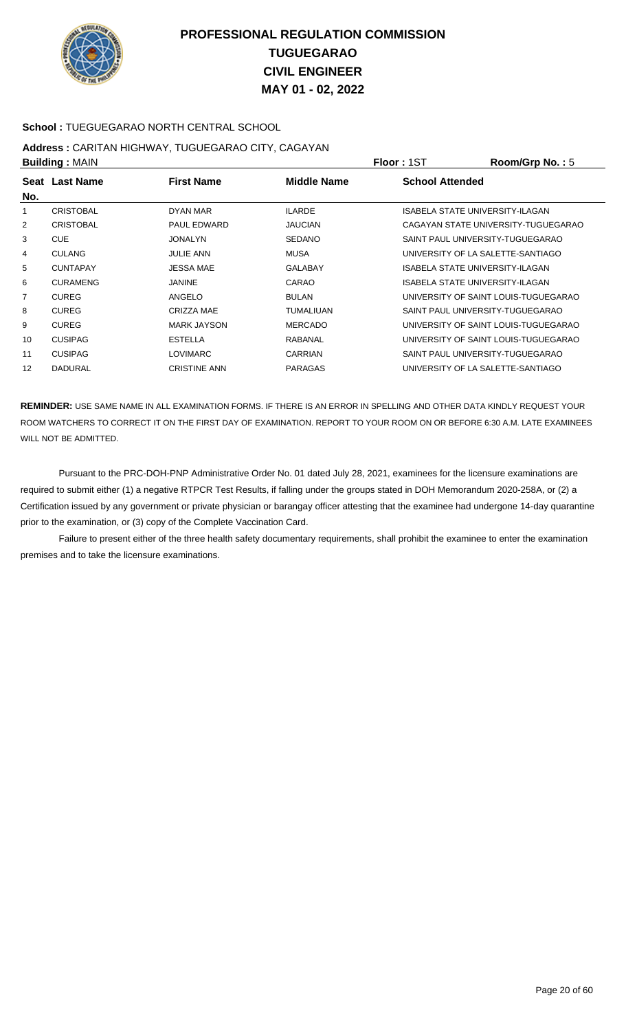# PROFESSIONAL REGULATION COMMISSION
# TUGUEGARAO
# CIVIL ENGINEER
# MAY 01 - 02, 2022

**School :** TUEGUEGARAO NORTH CENTRAL SCHOOL

**Address :** CARITAN HIGHWAY, TUGUEGARAO CITY, CAGAYAN

**Building :** MAIN **Floor :** 1ST **Room/Grp No. :** 5

| Seat No. | Last Name | First Name | Middle Name | School Attended |
|---|---|---|---|---|
| 1 | CRISTOBAL | DYAN MAR | ILARDE | ISABELA STATE UNIVERSITY-ILAGAN |
| 2 | CRISTOBAL | PAUL EDWARD | JAUCIAN | CAGAYAN STATE UNIVERSITY-TUGUEGARAO |
| 3 | CUE | JONALYN | SEDANO | SAINT PAUL UNIVERSITY-TUGUEGARAO |
| 4 | CULANG | JULIE ANN | MUSA | UNIVERSITY OF LA SALETTE-SANTIAGO |
| 5 | CUNTAPAY | JESSA MAE | GALABAY | ISABELA STATE UNIVERSITY-ILAGAN |
| 6 | CURAMENG | JANINE | CARAO | ISABELA STATE UNIVERSITY-ILAGAN |
| 7 | CUREG | ANGELO | BULAN | UNIVERSITY OF SAINT LOUIS-TUGUEGARAO |
| 8 | CUREG | CRIZZA MAE | TUMALIUAN | SAINT PAUL UNIVERSITY-TUGUEGARAO |
| 9 | CUREG | MARK JAYSON | MERCADO | UNIVERSITY OF SAINT LOUIS-TUGUEGARAO |
| 10 | CUSIPAG | ESTELLA | RABANAL | UNIVERSITY OF SAINT LOUIS-TUGUEGARAO |
| 11 | CUSIPAG | LOVIMARC | CARRIAN | SAINT PAUL UNIVERSITY-TUGUEGARAO |
| 12 | DADURAL | CRISTINE ANN | PARAGAS | UNIVERSITY OF LA SALETTE-SANTIAGO |

**REMINDER:** USE SAME NAME IN ALL EXAMINATION FORMS. IF THERE IS AN ERROR IN SPELLING AND OTHER DATA KINDLY REQUEST YOUR ROOM WATCHERS TO CORRECT IT ON THE FIRST DAY OF EXAMINATION. REPORT TO YOUR ROOM ON OR BEFORE 6:30 A.M. LATE EXAMINEES WILL NOT BE ADMITTED.

Pursuant to the PRC-DOH-PNP Administrative Order No. 01 dated July 28, 2021, examinees for the licensure examinations are required to submit either (1) a negative RTPCR Test Results, if falling under the groups stated in DOH Memorandum 2020-258A, or (2) a Certification issued by any government or private physician or barangay officer attesting that the examinee had undergone 14-day quarantine prior to the examination, or (3) copy of the Complete Vaccination Card.

Failure to present either of the three health safety documentary requirements, shall prohibit the examinee to enter the examination premises and to take the licensure examinations.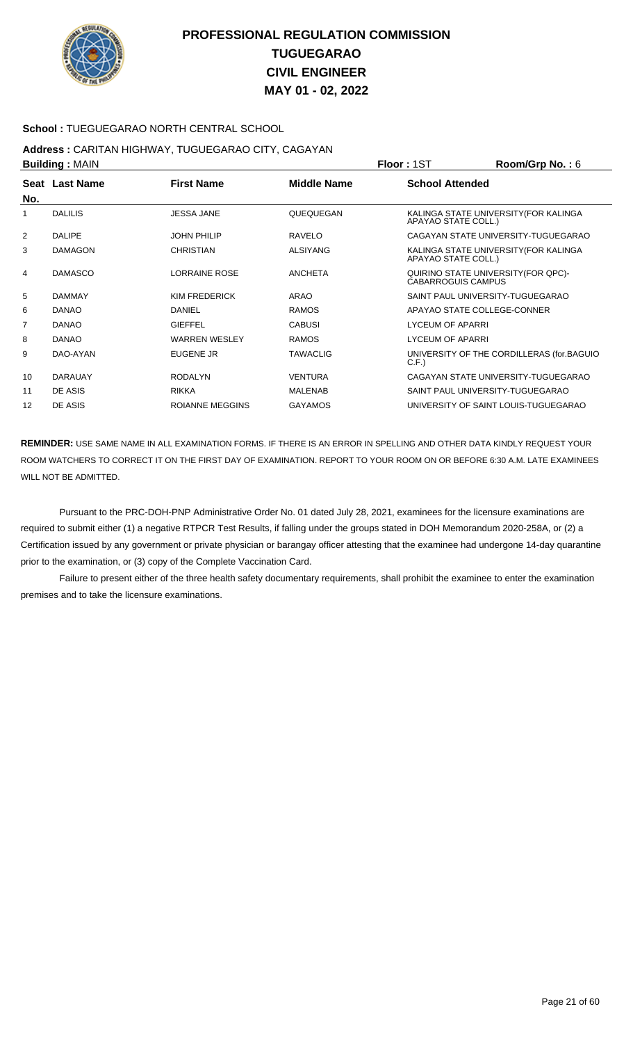# PROFESSIONAL REGULATION COMMISSION
## TUGUEGARAO
## CIVIL ENGINEER
## MAY 01 - 02, 2022

**School :** TUEGUEGARAO NORTH CENTRAL SCHOOL

**Address :** CARITAN HIGHWAY, TUGUEGARAO CITY, CAGAYAN

**Building :** MAIN　　**Floor :** 1ST　　**Room/Grp No. :** 6

| Seat No. | Last Name | First Name | Middle Name | School Attended |
|---|---|---|---|---|
| 1 | DALILIS | JESSA JANE | QUEQUEGAN | KALINGA STATE UNIVERSITY(FOR KALINGA APAYAO STATE COLL.) |
| 2 | DALIPE | JOHN PHILIP | RAVELO | CAGAYAN STATE UNIVERSITY-TUGUEGARAO |
| 3 | DAMAGON | CHRISTIAN | ALSIYANG | KALINGA STATE UNIVERSITY(FOR KALINGA APAYAO STATE COLL.) |
| 4 | DAMASCO | LORRAINE ROSE | ANCHETA | QUIRINO STATE UNIVERSITY(FOR QPC)-CABARROGUIS CAMPUS |
| 5 | DAMMAY | KIM FREDERICK | ARAO | SAINT PAUL UNIVERSITY-TUGUEGARAO |
| 6 | DANAO | DANIEL | RAMOS | APAYAO STATE COLLEGE-CONNER |
| 7 | DANAO | GIEFFEL | CABUSI | LYCEUM OF APARRI |
| 8 | DANAO | WARREN WESLEY | RAMOS | LYCEUM OF APARRI |
| 9 | DAO-AYAN | EUGENE JR | TAWACLIG | UNIVERSITY OF THE CORDILLERAS (for.BAGUIO C.F.) |
| 10 | DARAUAY | RODALYN | VENTURA | CAGAYAN STATE UNIVERSITY-TUGUEGARAO |
| 11 | DE ASIS | RIKKA | MALENAB | SAINT PAUL UNIVERSITY-TUGUEGARAO |
| 12 | DE ASIS | ROIANNE MEGGINS | GAYAMOS | UNIVERSITY OF SAINT LOUIS-TUGUEGARAO |

**REMINDER:** USE SAME NAME IN ALL EXAMINATION FORMS. IF THERE IS AN ERROR IN SPELLING AND OTHER DATA KINDLY REQUEST YOUR ROOM WATCHERS TO CORRECT IT ON THE FIRST DAY OF EXAMINATION. REPORT TO YOUR ROOM ON OR BEFORE 6:30 A.M. LATE EXAMINEES WILL NOT BE ADMITTED.

Pursuant to the PRC-DOH-PNP Administrative Order No. 01 dated July 28, 2021, examinees for the licensure examinations are required to submit either (1) a negative RTPCR Test Results, if falling under the groups stated in DOH Memorandum 2020-258A, or (2) a Certification issued by any government or private physician or barangay officer attesting that the examinee had undergone 14-day quarantine prior to the examination, or (3) copy of the Complete Vaccination Card.

Failure to present either of the three health safety documentary requirements, shall prohibit the examinee to enter the examination premises and to take the licensure examinations.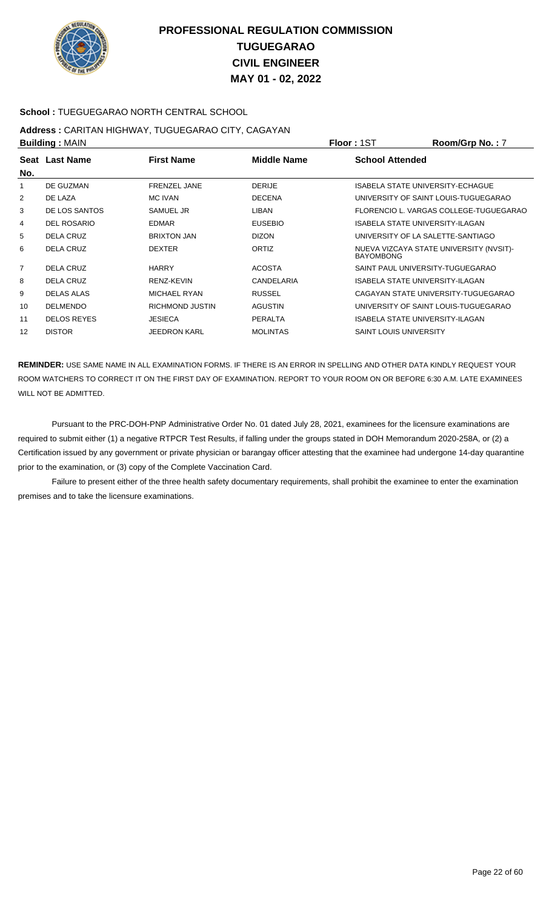# PROFESSIONAL REGULATION COMMISSION
## TUGUEGARAO
## CIVIL ENGINEER
## MAY 01 - 02, 2022

**School :** TUEGUEGARAO NORTH CENTRAL SCHOOL

**Address :** CARITAN HIGHWAY, TUGUEGARAO CITY, CAGAYAN

**Building :** MAIN **Floor :** 1ST **Room/Grp No. :** 7

| Seat No. | Last Name | First Name | Middle Name | School Attended |
|---|---|---|---|---|
| 1 | DE GUZMAN | FRENZEL JANE | DERIJE | ISABELA STATE UNIVERSITY-ECHAGUE |
| 2 | DE LAZA | MC IVAN | DECENA | UNIVERSITY OF SAINT LOUIS-TUGUEGARAO |
| 3 | DE LOS SANTOS | SAMUEL JR | LIBAN | FLORENCIO L. VARGAS COLLEGE-TUGUEGARAO |
| 4 | DEL ROSARIO | EDMAR | EUSEBIO | ISABELA STATE UNIVERSITY-ILAGAN |
| 5 | DELA CRUZ | BRIXTON JAN | DIZON | UNIVERSITY OF LA SALETTE-SANTIAGO |
| 6 | DELA CRUZ | DEXTER | ORTIZ | NUEVA VIZCAYA STATE UNIVERSITY (NVSIT)-BAYOMBONG |
| 7 | DELA CRUZ | HARRY | ACOSTA | SAINT PAUL UNIVERSITY-TUGUEGARAO |
| 8 | DELA CRUZ | RENZ-KEVIN | CANDELARIA | ISABELA STATE UNIVERSITY-ILAGAN |
| 9 | DELAS ALAS | MICHAEL RYAN | RUSSEL | CAGAYAN STATE UNIVERSITY-TUGUEGARAO |
| 10 | DELMENDO | RICHMOND JUSTIN | AGUSTIN | UNIVERSITY OF SAINT LOUIS-TUGUEGARAO |
| 11 | DELOS REYES | JESIECA | PERALTA | ISABELA STATE UNIVERSITY-ILAGAN |
| 12 | DISTOR | JEEDRON KARL | MOLINTAS | SAINT LOUIS UNIVERSITY |

**REMINDER:** USE SAME NAME IN ALL EXAMINATION FORMS. IF THERE IS AN ERROR IN SPELLING AND OTHER DATA KINDLY REQUEST YOUR ROOM WATCHERS TO CORRECT IT ON THE FIRST DAY OF EXAMINATION. REPORT TO YOUR ROOM ON OR BEFORE 6:30 A.M. LATE EXAMINEES WILL NOT BE ADMITTED.

Pursuant to the PRC-DOH-PNP Administrative Order No. 01 dated July 28, 2021, examinees for the licensure examinations are required to submit either (1) a negative RTPCR Test Results, if falling under the groups stated in DOH Memorandum 2020-258A, or (2) a Certification issued by any government or private physician or barangay officer attesting that the examinee had undergone 14-day quarantine prior to the examination, or (3) copy of the Complete Vaccination Card.

Failure to present either of the three health safety documentary requirements, shall prohibit the examinee to enter the examination premises and to take the licensure examinations.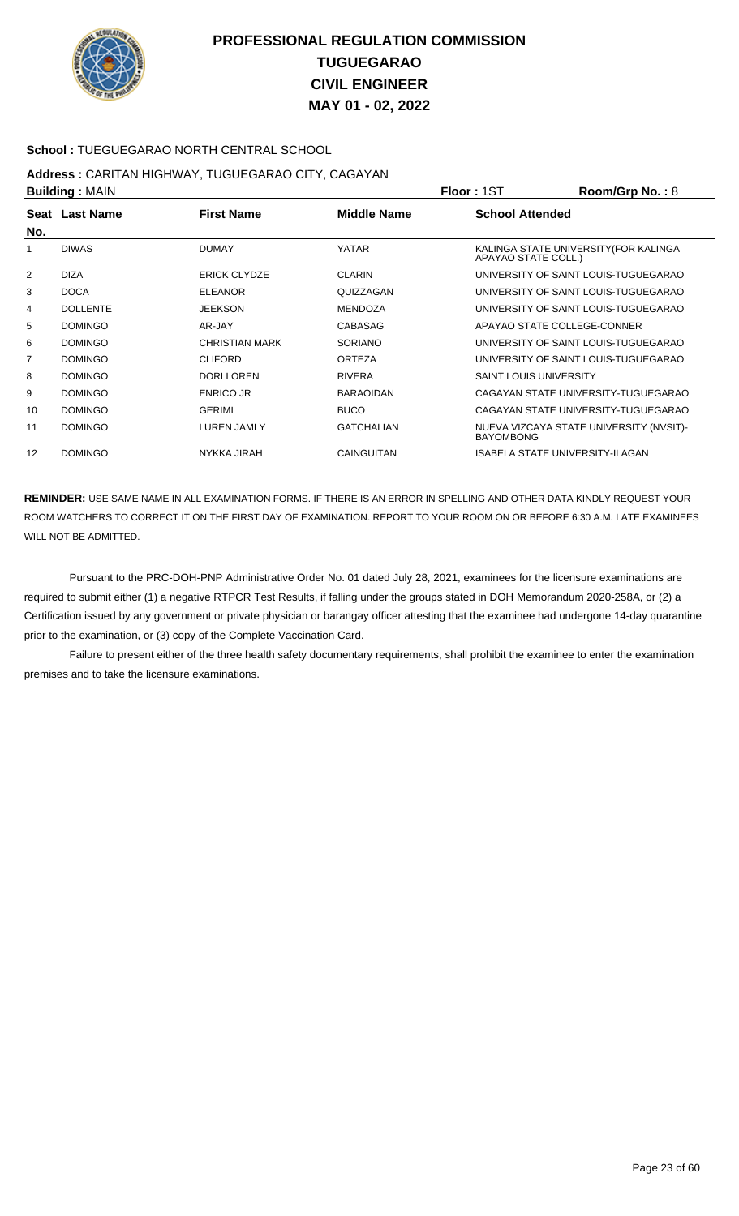# PROFESSIONAL REGULATION COMMISSION
## TUGUEGARAO
## CIVIL ENGINEER
## MAY 01 - 02, 2022

**School :** TUEGUEGARAO NORTH CENTRAL SCHOOL

**Address :** CARITAN HIGHWAY, TUGUEGARAO CITY, CAGAYAN

**Building :** MAIN **Floor :** 1ST **Room/Grp No. :** 8

| Seat No. | Last Name | First Name | Middle Name | School Attended |
|---|---|---|---|---|
| 1 | DIWAS | DUMAY | YATAR | KALINGA STATE UNIVERSITY(FOR KALINGA APAYAO STATE COLL.) |
| 2 | DIZA | ERICK CLYDZE | CLARIN | UNIVERSITY OF SAINT LOUIS-TUGUEGARAO |
| 3 | DOCA | ELEANOR | QUIZZAGAN | UNIVERSITY OF SAINT LOUIS-TUGUEGARAO |
| 4 | DOLLENTE | JEEKSON | MENDOZA | UNIVERSITY OF SAINT LOUIS-TUGUEGARAO |
| 5 | DOMINGO | AR-JAY | CABASAG | APAYAO STATE COLLEGE-CONNER |
| 6 | DOMINGO | CHRISTIAN MARK | SORIANO | UNIVERSITY OF SAINT LOUIS-TUGUEGARAO |
| 7 | DOMINGO | CLIFORD | ORTEZA | UNIVERSITY OF SAINT LOUIS-TUGUEGARAO |
| 8 | DOMINGO | DORI LOREN | RIVERA | SAINT LOUIS UNIVERSITY |
| 9 | DOMINGO | ENRICO JR | BARAOIDAN | CAGAYAN STATE UNIVERSITY-TUGUEGARAO |
| 10 | DOMINGO | GERIMI | BUCO | CAGAYAN STATE UNIVERSITY-TUGUEGARAO |
| 11 | DOMINGO | LUREN JAMLY | GATCHALIAN | NUEVA VIZCAYA STATE UNIVERSITY (NVSIT)-BAYOMBONG |
| 12 | DOMINGO | NYKKA JIRAH | CAINGUITAN | ISABELA STATE UNIVERSITY-ILAGAN |

**REMINDER:** USE SAME NAME IN ALL EXAMINATION FORMS. IF THERE IS AN ERROR IN SPELLING AND OTHER DATA KINDLY REQUEST YOUR ROOM WATCHERS TO CORRECT IT ON THE FIRST DAY OF EXAMINATION. REPORT TO YOUR ROOM ON OR BEFORE 6:30 A.M. LATE EXAMINEES WILL NOT BE ADMITTED.

Pursuant to the PRC-DOH-PNP Administrative Order No. 01 dated July 28, 2021, examinees for the licensure examinations are required to submit either (1) a negative RTPCR Test Results, if falling under the groups stated in DOH Memorandum 2020-258A, or (2) a Certification issued by any government or private physician or barangay officer attesting that the examinee had undergone 14-day quarantine prior to the examination, or (3) copy of the Complete Vaccination Card.

Failure to present either of the three health safety documentary requirements, shall prohibit the examinee to enter the examination premises and to take the licensure examinations.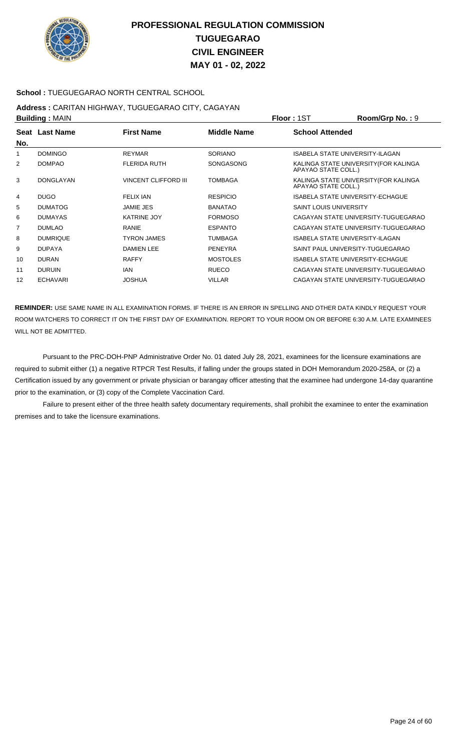# PROFESSIONAL REGULATION COMMISSION
## TUGUEGARAO
## CIVIL ENGINEER
## MAY 01 - 02, 2022

**School :** TUEGUEGARAO NORTH CENTRAL SCHOOL

**Address :** CARITAN HIGHWAY, TUGUEGARAO CITY, CAGAYAN

**Building :** MAIN **Floor :** 1ST **Room/Grp No. :** 9

| Seat No. | Last Name | First Name | Middle Name | School Attended |
|---|---|---|---|---|
| 1 | DOMINGO | REYMAR | SORIANO | ISABELA STATE UNIVERSITY-ILAGAN |
| 2 | DOMPAO | FLERIDA RUTH | SONGASONG | KALINGA STATE UNIVERSITY(FOR KALINGA APAYAO STATE COLL.) |
| 3 | DONGLAYAN | VINCENT CLIFFORD III | TOMBAGA | KALINGA STATE UNIVERSITY(FOR KALINGA APAYAO STATE COLL.) |
| 4 | DUGO | FELIX IAN | RESPICIO | ISABELA STATE UNIVERSITY-ECHAGUE |
| 5 | DUMATOG | JAMIE JES | BANATAO | SAINT LOUIS UNIVERSITY |
| 6 | DUMAYAS | KATRINE JOY | FORMOSO | CAGAYAN STATE UNIVERSITY-TUGUEGARAO |
| 7 | DUMLAO | RANIE | ESPANTO | CAGAYAN STATE UNIVERSITY-TUGUEGARAO |
| 8 | DUMRIQUE | TYRON JAMES | TUMBAGA | ISABELA STATE UNIVERSITY-ILAGAN |
| 9 | DUPAYA | DAMIEN LEE | PENEYRA | SAINT PAUL UNIVERSITY-TUGUEGARAO |
| 10 | DURAN | RAFFY | MOSTOLES | ISABELA STATE UNIVERSITY-ECHAGUE |
| 11 | DURUIN | IAN | RUECO | CAGAYAN STATE UNIVERSITY-TUGUEGARAO |
| 12 | ECHAVARI | JOSHUA | VILLAR | CAGAYAN STATE UNIVERSITY-TUGUEGARAO |

**REMINDER:** USE SAME NAME IN ALL EXAMINATION FORMS. IF THERE IS AN ERROR IN SPELLING AND OTHER DATA KINDLY REQUEST YOUR ROOM WATCHERS TO CORRECT IT ON THE FIRST DAY OF EXAMINATION. REPORT TO YOUR ROOM ON OR BEFORE 6:30 A.M. LATE EXAMINEES WILL NOT BE ADMITTED.

Pursuant to the PRC-DOH-PNP Administrative Order No. 01 dated July 28, 2021, examinees for the licensure examinations are required to submit either (1) a negative RTPCR Test Results, if falling under the groups stated in DOH Memorandum 2020-258A, or (2) a Certification issued by any government or private physician or barangay officer attesting that the examinee had undergone 14-day quarantine prior to the examination, or (3) copy of the Complete Vaccination Card.

Failure to present either of the three health safety documentary requirements, shall prohibit the examinee to enter the examination premises and to take the licensure examinations.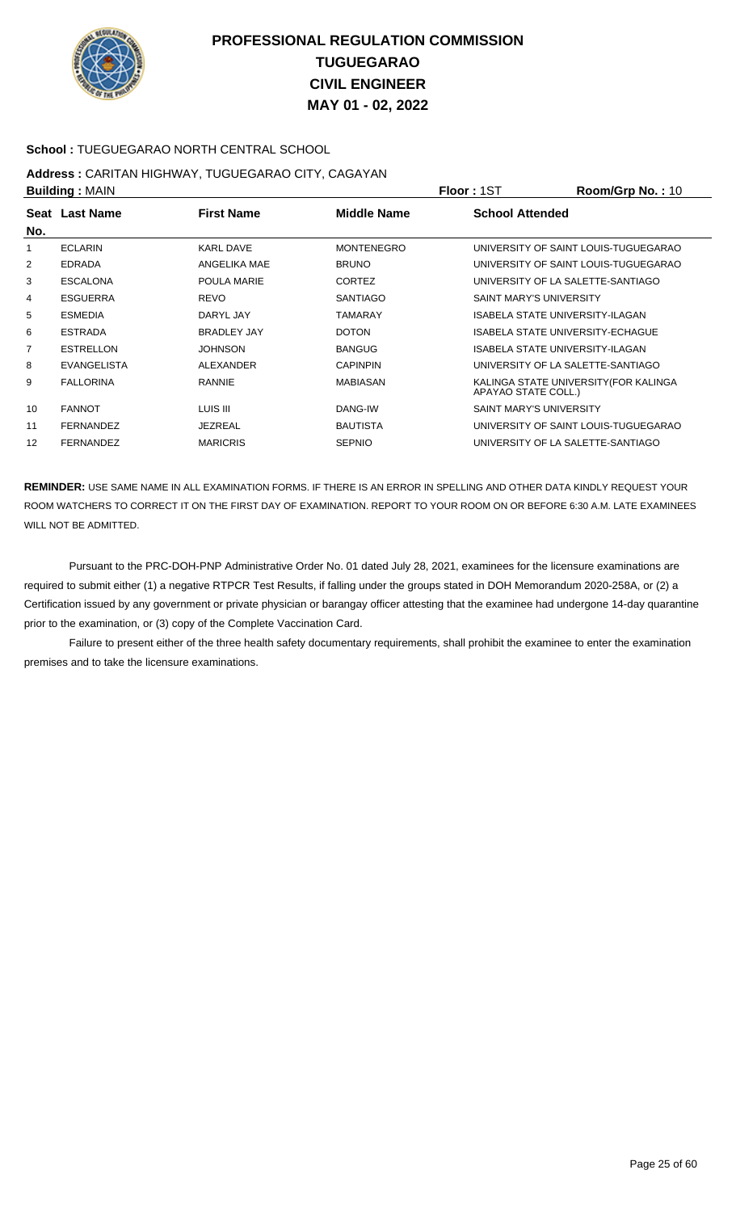# PROFESSIONAL REGULATION COMMISSION
# TUGUEGARAO
# CIVIL ENGINEER
# MAY 01 - 02, 2022

**School :** TUEGUEGARAO NORTH CENTRAL SCHOOL

**Address :** CARITAN HIGHWAY, TUGUEGARAO CITY, CAGAYAN

**Building :** MAIN **Floor :** 1ST **Room/Grp No. :** 10

| Seat No. | Last Name | First Name | Middle Name | School Attended |
|---|---|---|---|---|
| 1 | ECLARIN | KARL DAVE | MONTENEGRO | UNIVERSITY OF SAINT LOUIS-TUGUEGARAO |
| 2 | EDRADA | ANGELIKA MAE | BRUNO | UNIVERSITY OF SAINT LOUIS-TUGUEGARAO |
| 3 | ESCALONA | POULA MARIE | CORTEZ | UNIVERSITY OF LA SALETTE-SANTIAGO |
| 4 | ESGUERRA | REVO | SANTIAGO | SAINT MARY'S UNIVERSITY |
| 5 | ESMEDIA | DARYL JAY | TAMARAY | ISABELA STATE UNIVERSITY-ILAGAN |
| 6 | ESTRADA | BRADLEY JAY | DOTON | ISABELA STATE UNIVERSITY-ECHAGUE |
| 7 | ESTRELLON | JOHNSON | BANGUG | ISABELA STATE UNIVERSITY-ILAGAN |
| 8 | EVANGELISTA | ALEXANDER | CAPINPIN | UNIVERSITY OF LA SALETTE-SANTIAGO |
| 9 | FALLORINA | RANNIE | MABIASAN | KALINGA STATE UNIVERSITY(FOR KALINGA APAYAO STATE COLL.) |
| 10 | FANNOT | LUIS III | DANG-IW | SAINT MARY'S UNIVERSITY |
| 11 | FERNANDEZ | JEZREAL | BAUTISTA | UNIVERSITY OF SAINT LOUIS-TUGUEGARAO |
| 12 | FERNANDEZ | MARICRIS | SEPNIO | UNIVERSITY OF LA SALETTE-SANTIAGO |

**REMINDER:** USE SAME NAME IN ALL EXAMINATION FORMS. IF THERE IS AN ERROR IN SPELLING AND OTHER DATA KINDLY REQUEST YOUR ROOM WATCHERS TO CORRECT IT ON THE FIRST DAY OF EXAMINATION. REPORT TO YOUR ROOM ON OR BEFORE 6:30 A.M. LATE EXAMINEES WILL NOT BE ADMITTED.

Pursuant to the PRC-DOH-PNP Administrative Order No. 01 dated July 28, 2021, examinees for the licensure examinations are required to submit either (1) a negative RTPCR Test Results, if falling under the groups stated in DOH Memorandum 2020-258A, or (2) a Certification issued by any government or private physician or barangay officer attesting that the examinee had undergone 14-day quarantine prior to the examination, or (3) copy of the Complete Vaccination Card.

Failure to present either of the three health safety documentary requirements, shall prohibit the examinee to enter the examination premises and to take the licensure examinations.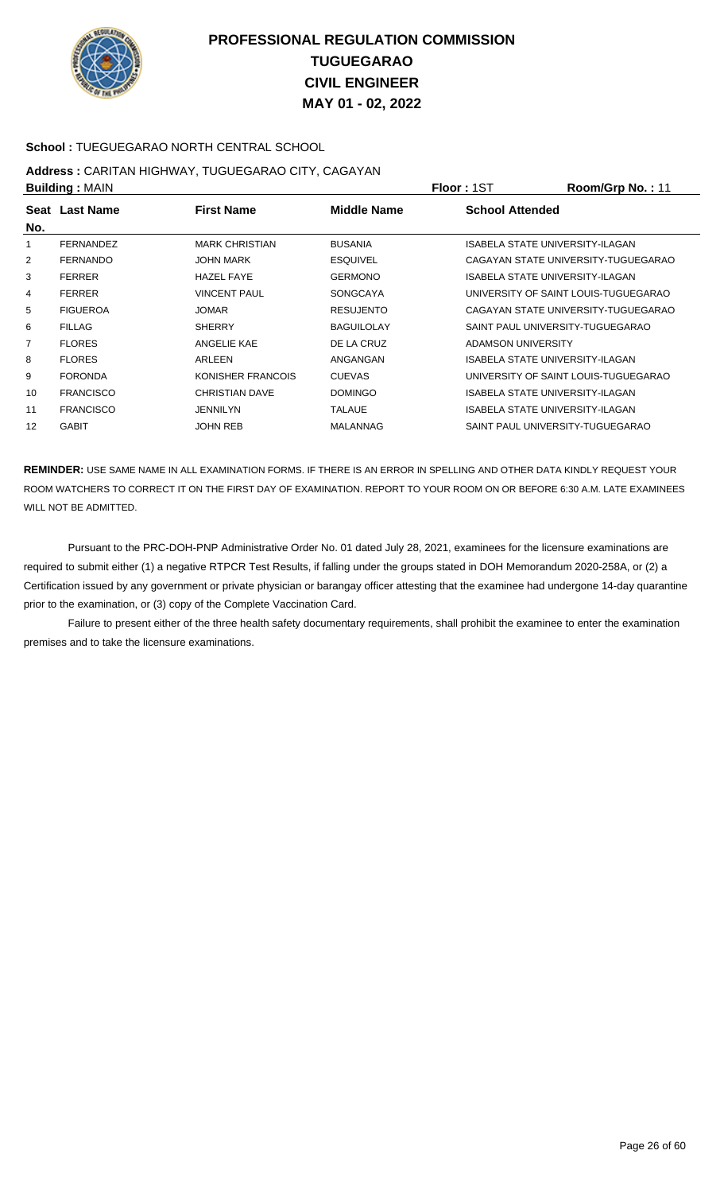# PROFESSIONAL REGULATION COMMISSION
# TUGUEGARAO
# CIVIL ENGINEER
# MAY 01 - 02, 2022

**School :** TUEGUEGARAO NORTH CENTRAL SCHOOL

**Address :** CARITAN HIGHWAY, TUGUEGARAO CITY, CAGAYAN

**Building :** MAIN **Floor :** 1ST **Room/Grp No. :** 11

| Seat No. | Last Name | First Name | Middle Name | School Attended |
|---|---|---|---|---|
| 1 | FERNANDEZ | MARK CHRISTIAN | BUSANIA | ISABELA STATE UNIVERSITY-ILAGAN |
| 2 | FERNANDO | JOHN MARK | ESQUIVEL | CAGAYAN STATE UNIVERSITY-TUGUEGARAO |
| 3 | FERRER | HAZEL FAYE | GERMONO | ISABELA STATE UNIVERSITY-ILAGAN |
| 4 | FERRER | VINCENT PAUL | SONGCAYA | UNIVERSITY OF SAINT LOUIS-TUGUEGARAO |
| 5 | FIGUEROA | JOMAR | RESUJENTO | CAGAYAN STATE UNIVERSITY-TUGUEGARAO |
| 6 | FILLAG | SHERRY | BAGUILOLAY | SAINT PAUL UNIVERSITY-TUGUEGARAO |
| 7 | FLORES | ANGELIE KAE | DE LA CRUZ | ADAMSON UNIVERSITY |
| 8 | FLORES | ARLEEN | ANGANGAN | ISABELA STATE UNIVERSITY-ILAGAN |
| 9 | FORONDA | KONISHER FRANCOIS | CUEVAS | UNIVERSITY OF SAINT LOUIS-TUGUEGARAO |
| 10 | FRANCISCO | CHRISTIAN DAVE | DOMINGO | ISABELA STATE UNIVERSITY-ILAGAN |
| 11 | FRANCISCO | JENNILYN | TALAUE | ISABELA STATE UNIVERSITY-ILAGAN |
| 12 | GABIT | JOHN REB | MALANNAG | SAINT PAUL UNIVERSITY-TUGUEGARAO |

**REMINDER:** USE SAME NAME IN ALL EXAMINATION FORMS. IF THERE IS AN ERROR IN SPELLING AND OTHER DATA KINDLY REQUEST YOUR ROOM WATCHERS TO CORRECT IT ON THE FIRST DAY OF EXAMINATION. REPORT TO YOUR ROOM ON OR BEFORE 6:30 A.M. LATE EXAMINEES WILL NOT BE ADMITTED.

Pursuant to the PRC-DOH-PNP Administrative Order No. 01 dated July 28, 2021, examinees for the licensure examinations are required to submit either (1) a negative RTPCR Test Results, if falling under the groups stated in DOH Memorandum 2020-258A, or (2) a Certification issued by any government or private physician or barangay officer attesting that the examinee had undergone 14-day quarantine prior to the examination, or (3) copy of the Complete Vaccination Card.

Failure to present either of the three health safety documentary requirements, shall prohibit the examinee to enter the examination premises and to take the licensure examinations.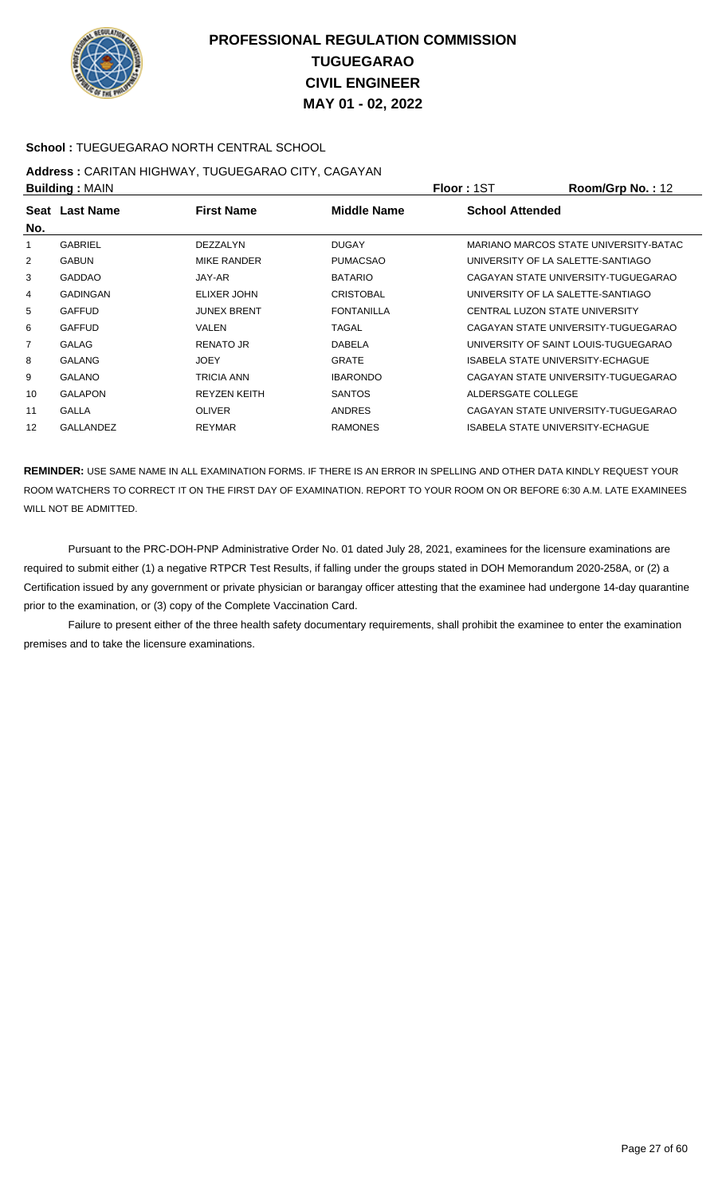# PROFESSIONAL REGULATION COMMISSION
## TUGUEGARAO
## CIVIL ENGINEER
## MAY 01 - 02, 2022

**School :** TUEGUEGARAO NORTH CENTRAL SCHOOL

**Address :** CARITAN HIGHWAY, TUGUEGARAO CITY, CAGAYAN

**Building :** MAIN **Floor :** 1ST **Room/Grp No. :** 12

| Seat No. | Last Name | First Name | Middle Name | School Attended |
|---|---|---|---|---|
| 1 | GABRIEL | DEZZALYN | DUGAY | MARIANO MARCOS STATE UNIVERSITY-BATAC |
| 2 | GABUN | MIKE RANDER | PUMACSAO | UNIVERSITY OF LA SALETTE-SANTIAGO |
| 3 | GADDAO | JAY-AR | BATARIO | CAGAYAN STATE UNIVERSITY-TUGUEGARAO |
| 4 | GADINGAN | ELIXER JOHN | CRISTOBAL | UNIVERSITY OF LA SALETTE-SANTIAGO |
| 5 | GAFFUD | JUNEX BRENT | FONTANILLA | CENTRAL LUZON STATE UNIVERSITY |
| 6 | GAFFUD | VALEN | TAGAL | CAGAYAN STATE UNIVERSITY-TUGUEGARAO |
| 7 | GALAG | RENATO JR | DABELA | UNIVERSITY OF SAINT LOUIS-TUGUEGARAO |
| 8 | GALANG | JOEY | GRATE | ISABELA STATE UNIVERSITY-ECHAGUE |
| 9 | GALANO | TRICIA ANN | IBARONDO | CAGAYAN STATE UNIVERSITY-TUGUEGARAO |
| 10 | GALAPON | REYZEN KEITH | SANTOS | ALDERSGATE COLLEGE |
| 11 | GALLA | OLIVER | ANDRES | CAGAYAN STATE UNIVERSITY-TUGUEGARAO |
| 12 | GALLANDEZ | REYMAR | RAMONES | ISABELA STATE UNIVERSITY-ECHAGUE |

**REMINDER:** USE SAME NAME IN ALL EXAMINATION FORMS. IF THERE IS AN ERROR IN SPELLING AND OTHER DATA KINDLY REQUEST YOUR ROOM WATCHERS TO CORRECT IT ON THE FIRST DAY OF EXAMINATION. REPORT TO YOUR ROOM ON OR BEFORE 6:30 A.M. LATE EXAMINEES WILL NOT BE ADMITTED.

Pursuant to the PRC-DOH-PNP Administrative Order No. 01 dated July 28, 2021, examinees for the licensure examinations are required to submit either (1) a negative RTPCR Test Results, if falling under the groups stated in DOH Memorandum 2020-258A, or (2) a Certification issued by any government or private physician or barangay officer attesting that the examinee had undergone 14-day quarantine prior to the examination, or (3) copy of the Complete Vaccination Card.

Failure to present either of the three health safety documentary requirements, shall prohibit the examinee to enter the examination premises and to take the licensure examinations.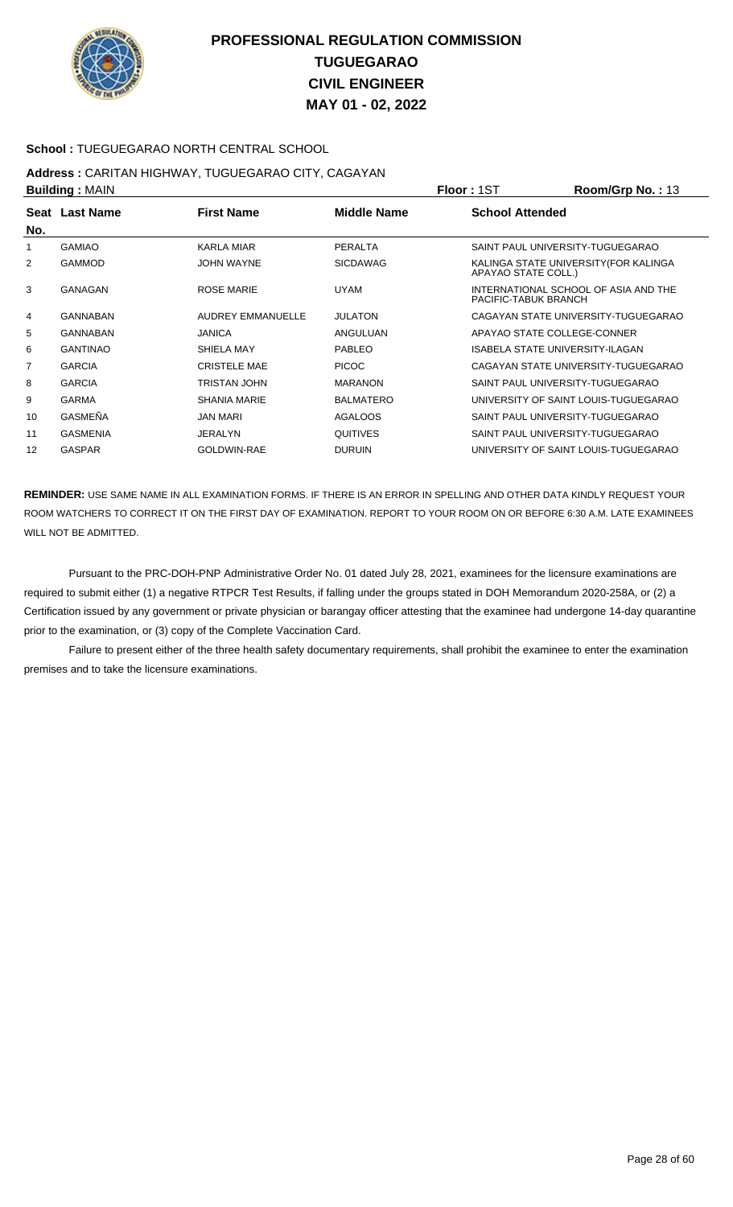# PROFESSIONAL REGULATION COMMISSION
# TUGUEGARAO
# CIVIL ENGINEER
# MAY 01 - 02, 2022

**School :** TUEGUEGARAO NORTH CENTRAL SCHOOL

**Address :** CARITAN HIGHWAY, TUGUEGARAO CITY, CAGAYAN

**Building :** MAIN **Floor :** 1ST **Room/Grp No. :** 13

| Seat No. | Last Name | First Name | Middle Name | School Attended |
|---|---|---|---|---|
| 1 | GAMIAO | KARLA MIAR | PERALTA | SAINT PAUL UNIVERSITY-TUGUEGARAO |
| 2 | GAMMOD | JOHN WAYNE | SICDAWAG | KALINGA STATE UNIVERSITY(FOR KALINGA APAYAO STATE COLL.) |
| 3 | GANAGAN | ROSE MARIE | UYAM | INTERNATIONAL SCHOOL OF ASIA AND THE PACIFIC-TABUK BRANCH |
| 4 | GANNABAN | AUDREY EMMANUELLE | JULATON | CAGAYAN STATE UNIVERSITY-TUGUEGARAO |
| 5 | GANNABAN | JANICA | ANGULUAN | APAYAO STATE COLLEGE-CONNER |
| 6 | GANTINAO | SHIELA MAY | PABLEO | ISABELA STATE UNIVERSITY-ILAGAN |
| 7 | GARCIA | CRISTELE MAE | PICOC | CAGAYAN STATE UNIVERSITY-TUGUEGARAO |
| 8 | GARCIA | TRISTAN JOHN | MARANON | SAINT PAUL UNIVERSITY-TUGUEGARAO |
| 9 | GARMA | SHANIA MARIE | BALMATERO | UNIVERSITY OF SAINT LOUIS-TUGUEGARAO |
| 10 | GASMEÑA | JAN MARI | AGALOOS | SAINT PAUL UNIVERSITY-TUGUEGARAO |
| 11 | GASMENIA | JERALYN | QUITIVES | SAINT PAUL UNIVERSITY-TUGUEGARAO |
| 12 | GASPAR | GOLDWIN-RAE | DURUIN | UNIVERSITY OF SAINT LOUIS-TUGUEGARAO |

**REMINDER:** USE SAME NAME IN ALL EXAMINATION FORMS. IF THERE IS AN ERROR IN SPELLING AND OTHER DATA KINDLY REQUEST YOUR ROOM WATCHERS TO CORRECT IT ON THE FIRST DAY OF EXAMINATION. REPORT TO YOUR ROOM ON OR BEFORE 6:30 A.M. LATE EXAMINEES WILL NOT BE ADMITTED.

Pursuant to the PRC-DOH-PNP Administrative Order No. 01 dated July 28, 2021, examinees for the licensure examinations are required to submit either (1) a negative RTPCR Test Results, if falling under the groups stated in DOH Memorandum 2020-258A, or (2) a Certification issued by any government or private physician or barangay officer attesting that the examinee had undergone 14-day quarantine prior to the examination, or (3) copy of the Complete Vaccination Card.

Failure to present either of the three health safety documentary requirements, shall prohibit the examinee to enter the examination premises and to take the licensure examinations.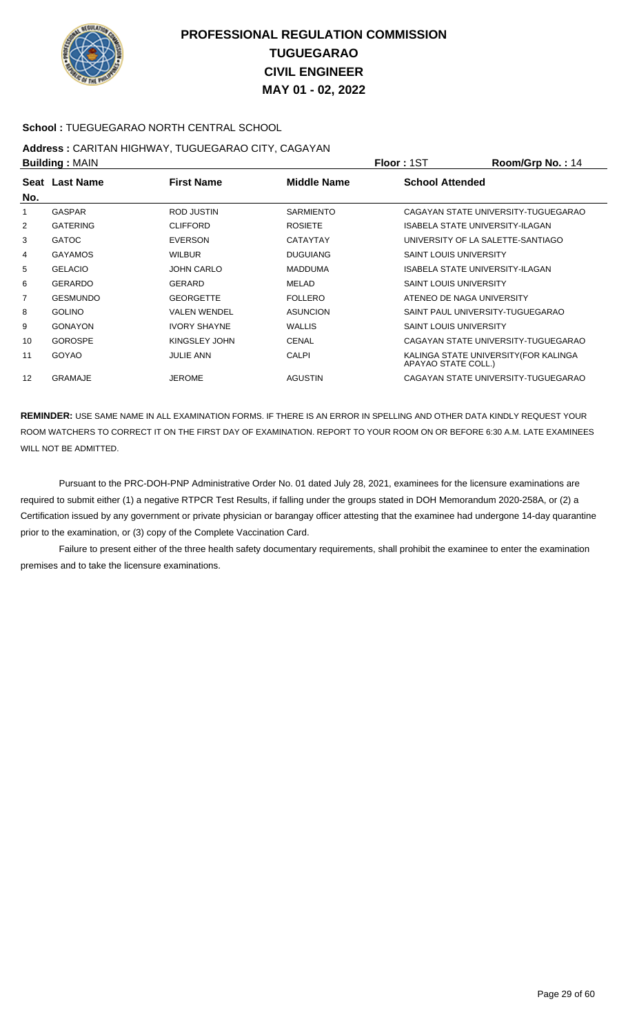# PROFESSIONAL REGULATION COMMISSION
# TUGUEGARAO
# CIVIL ENGINEER
# MAY 01 - 02, 2022

**School :** TUEGUEGARAO NORTH CENTRAL SCHOOL

**Address :** CARITAN HIGHWAY, TUGUEGARAO CITY, CAGAYAN

**Building :** MAIN **Floor :** 1ST **Room/Grp No. :** 14

| Seat No. | Last Name | First Name | Middle Name | School Attended |
|---|---|---|---|---|
| 1 | GASPAR | ROD JUSTIN | SARMIENTO | CAGAYAN STATE UNIVERSITY-TUGUEGARAO |
| 2 | GATERING | CLIFFORD | ROSIETE | ISABELA STATE UNIVERSITY-ILAGAN |
| 3 | GATOC | EVERSON | CATAYTAY | UNIVERSITY OF LA SALETTE-SANTIAGO |
| 4 | GAYAMOS | WILBUR | DUGUIANG | SAINT LOUIS UNIVERSITY |
| 5 | GELACIO | JOHN CARLO | MADDUMA | ISABELA STATE UNIVERSITY-ILAGAN |
| 6 | GERARDO | GERARD | MELAD | SAINT LOUIS UNIVERSITY |
| 7 | GESMUNDO | GEORGETTE | FOLLERO | ATENEO DE NAGA UNIVERSITY |
| 8 | GOLINO | VALEN WENDEL | ASUNCION | SAINT PAUL UNIVERSITY-TUGUEGARAO |
| 9 | GONAYON | IVORY SHAYNE | WALLIS | SAINT LOUIS UNIVERSITY |
| 10 | GOROSPE | KINGSLEY JOHN | CENAL | CAGAYAN STATE UNIVERSITY-TUGUEGARAO |
| 11 | GOYAO | JULIE ANN | CALPI | KALINGA STATE UNIVERSITY(FOR KALINGA APAYAO STATE COLL.) |
| 12 | GRAMAJE | JEROME | AGUSTIN | CAGAYAN STATE UNIVERSITY-TUGUEGARAO |

**REMINDER:** USE SAME NAME IN ALL EXAMINATION FORMS. IF THERE IS AN ERROR IN SPELLING AND OTHER DATA KINDLY REQUEST YOUR ROOM WATCHERS TO CORRECT IT ON THE FIRST DAY OF EXAMINATION. REPORT TO YOUR ROOM ON OR BEFORE 6:30 A.M. LATE EXAMINEES WILL NOT BE ADMITTED.

Pursuant to the PRC-DOH-PNP Administrative Order No. 01 dated July 28, 2021, examinees for the licensure examinations are required to submit either (1) a negative RTPCR Test Results, if falling under the groups stated in DOH Memorandum 2020-258A, or (2) a Certification issued by any government or private physician or barangay officer attesting that the examinee had undergone 14-day quarantine prior to the examination, or (3) copy of the Complete Vaccination Card.

Failure to present either of the three health safety documentary requirements, shall prohibit the examinee to enter the examination premises and to take the licensure examinations.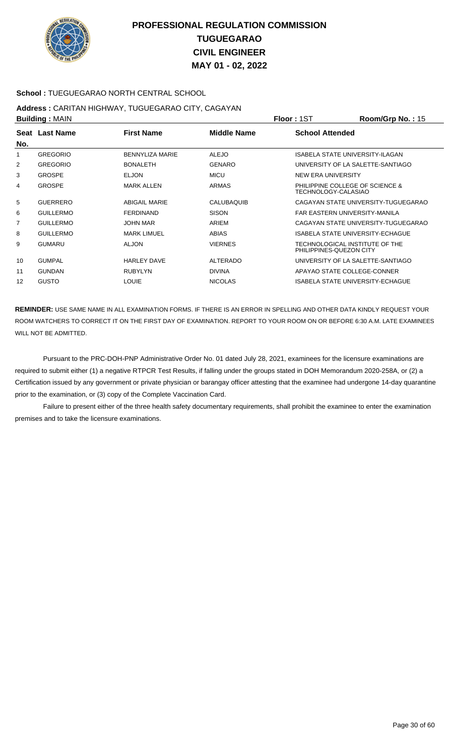# PROFESSIONAL REGULATION COMMISSION
## TUGUEGARAO
## CIVIL ENGINEER
## MAY 01 - 02, 2022

**School :** TUEGUEGARAO NORTH CENTRAL SCHOOL

**Address :** CARITAN HIGHWAY, TUGUEGARAO CITY, CAGAYAN

**Building :** MAIN **Floor :** 1ST **Room/Grp No. :** 15

| Seat No. | Last Name | First Name | Middle Name | School Attended |
|---|---|---|---|---|
| 1 | GREGORIO | BENNYLIZA MARIE | ALEJO | ISABELA STATE UNIVERSITY-ILAGAN |
| 2 | GREGORIO | BONALETH | GENARO | UNIVERSITY OF LA SALETTE-SANTIAGO |
| 3 | GROSPE | ELJON | MICU | NEW ERA UNIVERSITY |
| 4 | GROSPE | MARK ALLEN | ARMAS | PHILIPPINE COLLEGE OF SCIENCE & TECHNOLOGY-CALASIAO |
| 5 | GUERRERO | ABIGAIL MARIE | CALUBAQUIB | CAGAYAN STATE UNIVERSITY-TUGUEGARAO |
| 6 | GUILLERMO | FERDINAND | SISON | FAR EASTERN UNIVERSITY-MANILA |
| 7 | GUILLERMO | JOHN MAR | ARIEM | CAGAYAN STATE UNIVERSITY-TUGUEGARAO |
| 8 | GUILLERMO | MARK LIMUEL | ABIAS | ISABELA STATE UNIVERSITY-ECHAGUE |
| 9 | GUMARU | ALJON | VIERNES | TECHNOLOGICAL INSTITUTE OF THE PHILIPPINES-QUEZON CITY |
| 10 | GUMPAL | HARLEY DAVE | ALTERADO | UNIVERSITY OF LA SALETTE-SANTIAGO |
| 11 | GUNDAN | RUBYLYN | DIVINA | APAYAO STATE COLLEGE-CONNER |
| 12 | GUSTO | LOUIE | NICOLAS | ISABELA STATE UNIVERSITY-ECHAGUE |

**REMINDER:** USE SAME NAME IN ALL EXAMINATION FORMS. IF THERE IS AN ERROR IN SPELLING AND OTHER DATA KINDLY REQUEST YOUR ROOM WATCHERS TO CORRECT IT ON THE FIRST DAY OF EXAMINATION. REPORT TO YOUR ROOM ON OR BEFORE 6:30 A.M. LATE EXAMINEES WILL NOT BE ADMITTED.

Pursuant to the PRC-DOH-PNP Administrative Order No. 01 dated July 28, 2021, examinees for the licensure examinations are required to submit either (1) a negative RTPCR Test Results, if falling under the groups stated in DOH Memorandum 2020-258A, or (2) a Certification issued by any government or private physician or barangay officer attesting that the examinee had undergone 14-day quarantine prior to the examination, or (3) copy of the Complete Vaccination Card.

Failure to present either of the three health safety documentary requirements, shall prohibit the examinee to enter the examination premises and to take the licensure examinations.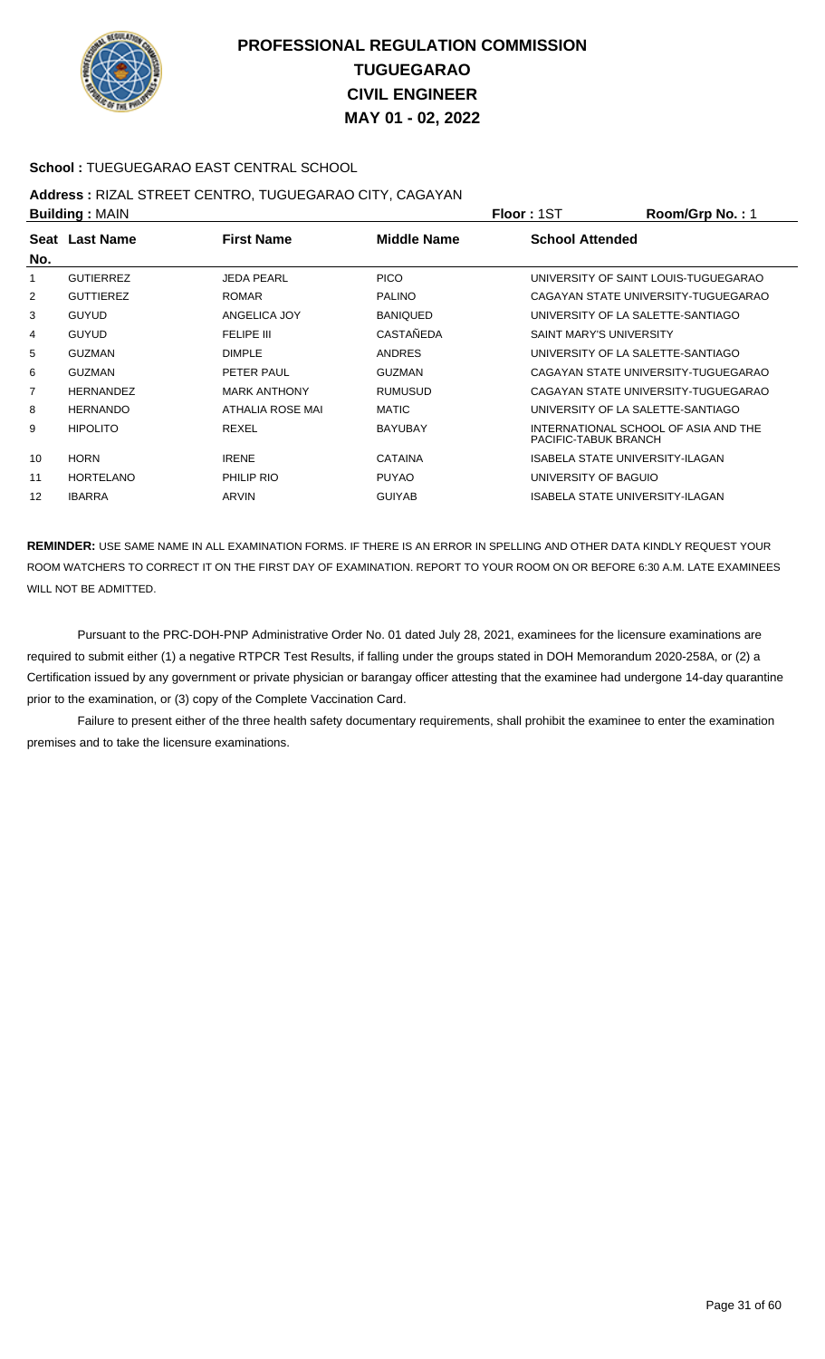# PROFESSIONAL REGULATION COMMISSION
# TUGUEGARAO
# CIVIL ENGINEER
# MAY 01 - 02, 2022

**School :** TUEGUEGARAO EAST CENTRAL SCHOOL

**Address :** RIZAL STREET CENTRO, TUGUEGARAO CITY, CAGAYAN

**Building :** MAIN **Floor :** 1ST **Room/Grp No. :** 1

| Seat No. | Last Name | First Name | Middle Name | School Attended |
|---|---|---|---|---|
| 1 | GUTIERREZ | JEDA PEARL | PICO | UNIVERSITY OF SAINT LOUIS-TUGUEGARAO |
| 2 | GUTTIEREZ | ROMAR | PALINO | CAGAYAN STATE UNIVERSITY-TUGUEGARAO |
| 3 | GUYUD | ANGELICA JOY | BANIQUED | UNIVERSITY OF LA SALETTE-SANTIAGO |
| 4 | GUYUD | FELIPE III | CASTAÑEDA | SAINT MARY'S UNIVERSITY |
| 5 | GUZMAN | DIMPLE | ANDRES | UNIVERSITY OF LA SALETTE-SANTIAGO |
| 6 | GUZMAN | PETER PAUL | GUZMAN | CAGAYAN STATE UNIVERSITY-TUGUEGARAO |
| 7 | HERNANDEZ | MARK ANTHONY | RUMUSUD | CAGAYAN STATE UNIVERSITY-TUGUEGARAO |
| 8 | HERNANDO | ATHALIA ROSE MAI | MATIC | UNIVERSITY OF LA SALETTE-SANTIAGO |
| 9 | HIPOLITO | REXEL | BAYUBAY | INTERNATIONAL SCHOOL OF ASIA AND THE PACIFIC-TABUK BRANCH |
| 10 | HORN | IRENE | CATAINA | ISABELA STATE UNIVERSITY-ILAGAN |
| 11 | HORTELANO | PHILIP RIO | PUYAO | UNIVERSITY OF BAGUIO |
| 12 | IBARRA | ARVIN | GUIYAB | ISABELA STATE UNIVERSITY-ILAGAN |

**REMINDER:** USE SAME NAME IN ALL EXAMINATION FORMS. IF THERE IS AN ERROR IN SPELLING AND OTHER DATA KINDLY REQUEST YOUR ROOM WATCHERS TO CORRECT IT ON THE FIRST DAY OF EXAMINATION. REPORT TO YOUR ROOM ON OR BEFORE 6:30 A.M. LATE EXAMINEES WILL NOT BE ADMITTED.

Pursuant to the PRC-DOH-PNP Administrative Order No. 01 dated July 28, 2021, examinees for the licensure examinations are required to submit either (1) a negative RTPCR Test Results, if falling under the groups stated in DOH Memorandum 2020-258A, or (2) a Certification issued by any government or private physician or barangay officer attesting that the examinee had undergone 14-day quarantine prior to the examination, or (3) copy of the Complete Vaccination Card.

Failure to present either of the three health safety documentary requirements, shall prohibit the examinee to enter the examination premises and to take the licensure examinations.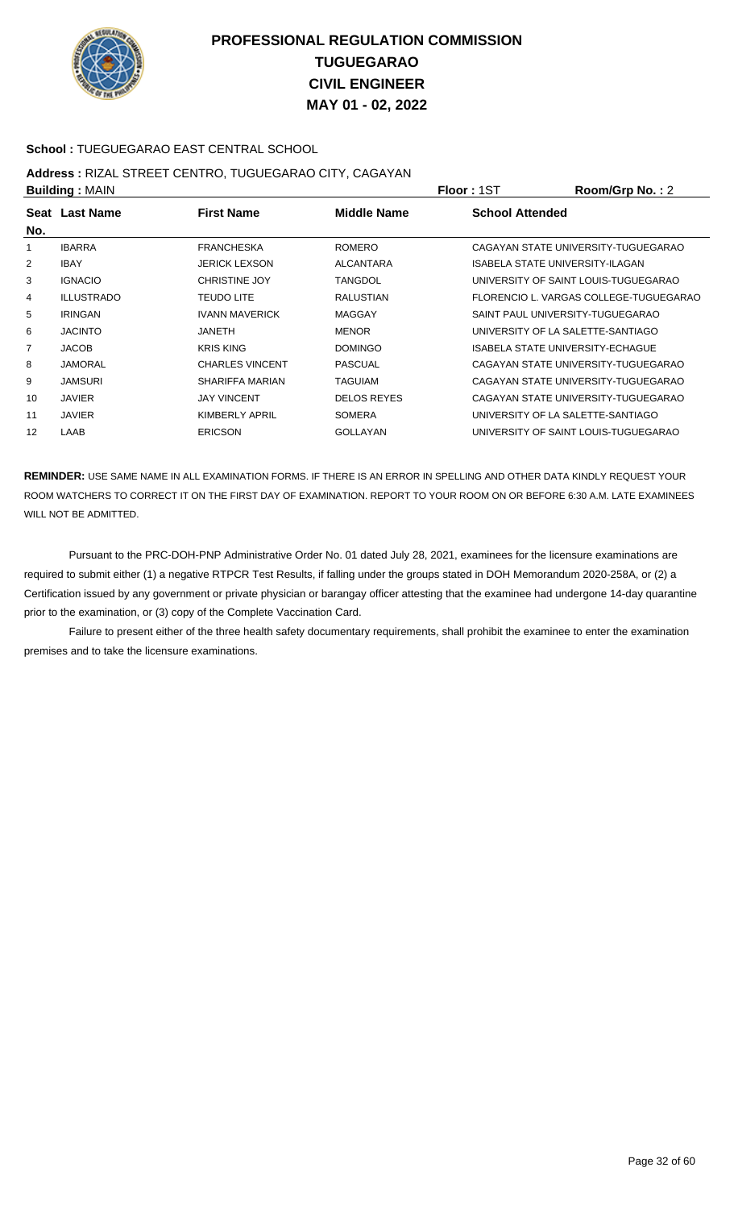# PROFESSIONAL REGULATION COMMISSION
## TUGUEGARAO
## CIVIL ENGINEER
## MAY 01 - 02, 2022

**School :** TUEGUEGARAO EAST CENTRAL SCHOOL

**Address :** RIZAL STREET CENTRO, TUGUEGARAO CITY, CAGAYAN

**Building :** MAIN **Floor :** 1ST **Room/Grp No. :** 2

| Seat No. | Last Name | First Name | Middle Name | School Attended |
|---|---|---|---|---|
| 1 | IBARRA | FRANCHESKA | ROMERO | CAGAYAN STATE UNIVERSITY-TUGUEGARAO |
| 2 | IBAY | JERICK LEXSON | ALCANTARA | ISABELA STATE UNIVERSITY-ILAGAN |
| 3 | IGNACIO | CHRISTINE JOY | TANGDOL | UNIVERSITY OF SAINT LOUIS-TUGUEGARAO |
| 4 | ILLUSTRADO | TEUDO LITE | RALUSTIAN | FLORENCIO L. VARGAS COLLEGE-TUGUEGARAO |
| 5 | IRINGAN | IVANN MAVERICK | MAGGAY | SAINT PAUL UNIVERSITY-TUGUEGARAO |
| 6 | JACINTO | JANETH | MENOR | UNIVERSITY OF LA SALETTE-SANTIAGO |
| 7 | JACOB | KRIS KING | DOMINGO | ISABELA STATE UNIVERSITY-ECHAGUE |
| 8 | JAMORAL | CHARLES VINCENT | PASCUAL | CAGAYAN STATE UNIVERSITY-TUGUEGARAO |
| 9 | JAMSURI | SHARIFFA MARIAN | TAGUIAM | CAGAYAN STATE UNIVERSITY-TUGUEGARAO |
| 10 | JAVIER | JAY VINCENT | DELOS REYES | CAGAYAN STATE UNIVERSITY-TUGUEGARAO |
| 11 | JAVIER | KIMBERLY APRIL | SOMERA | UNIVERSITY OF LA SALETTE-SANTIAGO |
| 12 | LAAB | ERICSON | GOLLAYAN | UNIVERSITY OF SAINT LOUIS-TUGUEGARAO |

**REMINDER:** USE SAME NAME IN ALL EXAMINATION FORMS. IF THERE IS AN ERROR IN SPELLING AND OTHER DATA KINDLY REQUEST YOUR ROOM WATCHERS TO CORRECT IT ON THE FIRST DAY OF EXAMINATION. REPORT TO YOUR ROOM ON OR BEFORE 6:30 A.M. LATE EXAMINEES WILL NOT BE ADMITTED.

Pursuant to the PRC-DOH-PNP Administrative Order No. 01 dated July 28, 2021, examinees for the licensure examinations are required to submit either (1) a negative RTPCR Test Results, if falling under the groups stated in DOH Memorandum 2020-258A, or (2) a Certification issued by any government or private physician or barangay officer attesting that the examinee had undergone 14-day quarantine prior to the examination, or (3) copy of the Complete Vaccination Card.

Failure to present either of the three health safety documentary requirements, shall prohibit the examinee to enter the examination premises and to take the licensure examinations.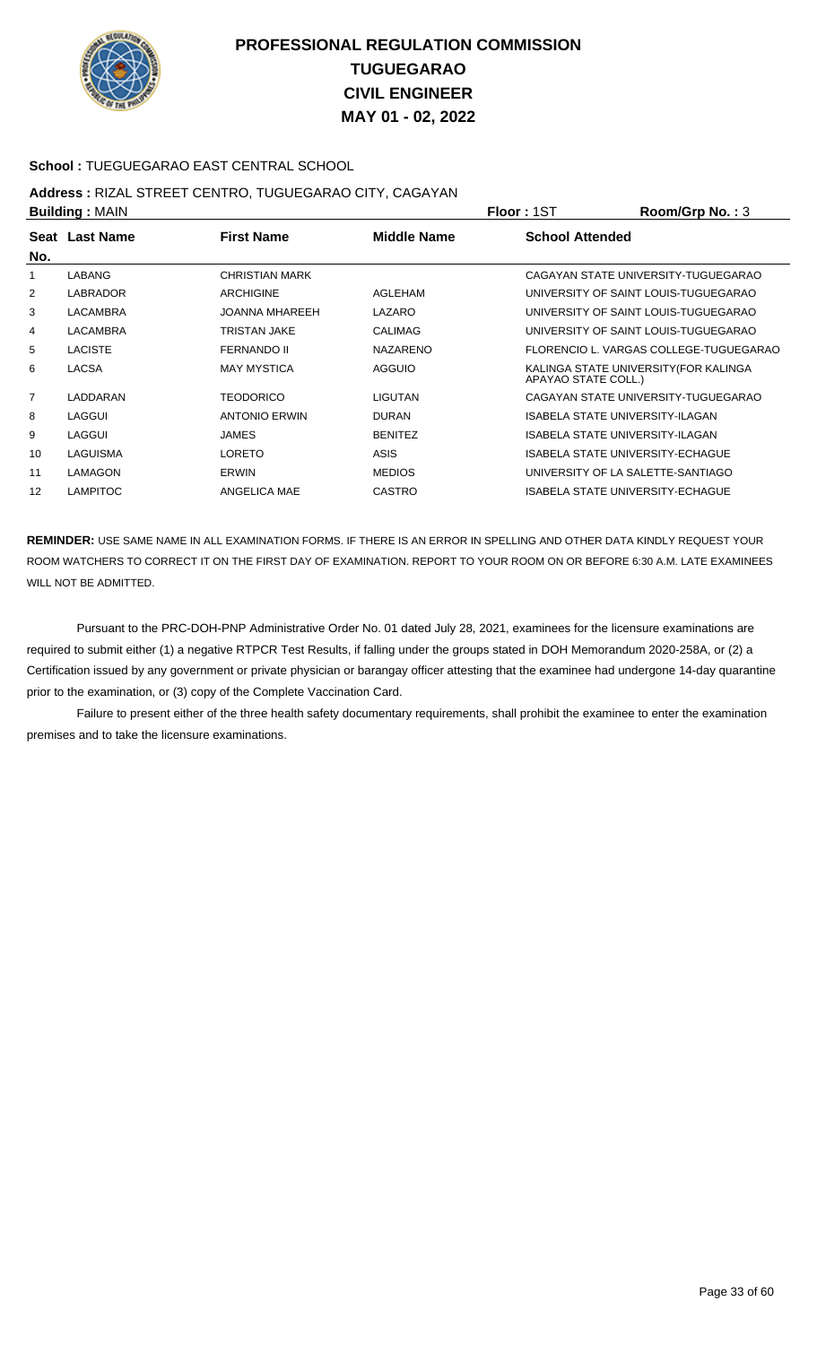# PROFESSIONAL REGULATION COMMISSION
## TUGUEGARAO
## CIVIL ENGINEER
## MAY 01 - 02, 2022

**School :** TUEGUEGARAO EAST CENTRAL SCHOOL

**Address :** RIZAL STREET CENTRO, TUGUEGARAO CITY, CAGAYAN

**Building :** MAIN **Floor :** 1ST **Room/Grp No. :** 3

| Seat No. | Last Name | First Name | Middle Name | School Attended |
|---|---|---|---|---|
| 1 | LABANG | CHRISTIAN MARK | | CAGAYAN STATE UNIVERSITY-TUGUEGARAO |
| 2 | LABRADOR | ARCHIGINE | AGLEHAM | UNIVERSITY OF SAINT LOUIS-TUGUEGARAO |
| 3 | LACAMBRA | JOANNA MHAREEH | LAZARO | UNIVERSITY OF SAINT LOUIS-TUGUEGARAO |
| 4 | LACAMBRA | TRISTAN JAKE | CALIMAG | UNIVERSITY OF SAINT LOUIS-TUGUEGARAO |
| 5 | LACISTE | FERNANDO II | NAZARENO | FLORENCIO L. VARGAS COLLEGE-TUGUEGARAO |
| 6 | LACSA | MAY MYSTICA | AGGUIO | KALINGA STATE UNIVERSITY(FOR KALINGA APAYAO STATE COLL.) |
| 7 | LADDARAN | TEODORICO | LIGUTAN | CAGAYAN STATE UNIVERSITY-TUGUEGARAO |
| 8 | LAGGUI | ANTONIO ERWIN | DURAN | ISABELA STATE UNIVERSITY-ILAGAN |
| 9 | LAGGUI | JAMES | BENITEZ | ISABELA STATE UNIVERSITY-ILAGAN |
| 10 | LAGUISMA | LORETO | ASIS | ISABELA STATE UNIVERSITY-ECHAGUE |
| 11 | LAMAGON | ERWIN | MEDIOS | UNIVERSITY OF LA SALETTE-SANTIAGO |
| 12 | LAMPITOC | ANGELICA MAE | CASTRO | ISABELA STATE UNIVERSITY-ECHAGUE |

**REMINDER:** USE SAME NAME IN ALL EXAMINATION FORMS. IF THERE IS AN ERROR IN SPELLING AND OTHER DATA KINDLY REQUEST YOUR ROOM WATCHERS TO CORRECT IT ON THE FIRST DAY OF EXAMINATION. REPORT TO YOUR ROOM ON OR BEFORE 6:30 A.M. LATE EXAMINEES WILL NOT BE ADMITTED.

Pursuant to the PRC-DOH-PNP Administrative Order No. 01 dated July 28, 2021, examinees for the licensure examinations are required to submit either (1) a negative RTPCR Test Results, if falling under the groups stated in DOH Memorandum 2020-258A, or (2) a Certification issued by any government or private physician or barangay officer attesting that the examinee had undergone 14-day quarantine prior to the examination, or (3) copy of the Complete Vaccination Card.

Failure to present either of the three health safety documentary requirements, shall prohibit the examinee to enter the examination premises and to take the licensure examinations.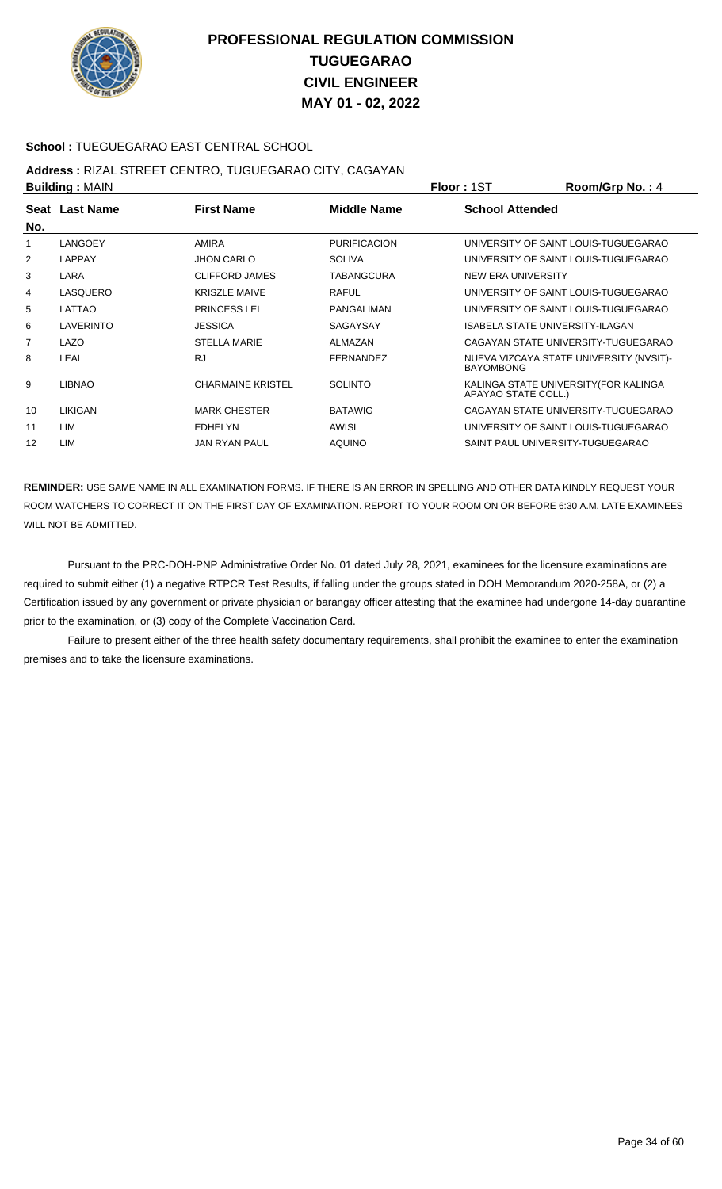# PROFESSIONAL REGULATION COMMISSION
# TUGUEGARAO
# CIVIL ENGINEER
# MAY 01 - 02, 2022

**School :** TUEGUEGARAO EAST CENTRAL SCHOOL

**Address :** RIZAL STREET CENTRO, TUGUEGARAO CITY, CAGAYAN

**Building :** MAIN **Floor :** 1ST **Room/Grp No. :** 4

| Seat No. | Last Name | First Name | Middle Name | School Attended |
|---|---|---|---|---|
| 1 | LANGOEY | AMIRA | PURIFICACION | UNIVERSITY OF SAINT LOUIS-TUGUEGARAO |
| 2 | LAPPAY | JHON CARLO | SOLIVA | UNIVERSITY OF SAINT LOUIS-TUGUEGARAO |
| 3 | LARA | CLIFFORD JAMES | TABANGCURA | NEW ERA UNIVERSITY |
| 4 | LASQUERO | KRISZLE MAIVE | RAFUL | UNIVERSITY OF SAINT LOUIS-TUGUEGARAO |
| 5 | LATTAO | PRINCESS LEI | PANGALIMAN | UNIVERSITY OF SAINT LOUIS-TUGUEGARAO |
| 6 | LAVERINTO | JESSICA | SAGAYSAY | ISABELA STATE UNIVERSITY-ILAGAN |
| 7 | LAZO | STELLA MARIE | ALMAZAN | CAGAYAN STATE UNIVERSITY-TUGUEGARAO |
| 8 | LEAL | RJ | FERNANDEZ | NUEVA VIZCAYA STATE UNIVERSITY (NVSIT)-BAYOMBONG |
| 9 | LIBNAO | CHARMAINE KRISTEL | SOLINTO | KALINGA STATE UNIVERSITY(FOR KALINGA APAYAO STATE COLL.) |
| 10 | LIKIGAN | MARK CHESTER | BATAWIG | CAGAYAN STATE UNIVERSITY-TUGUEGARAO |
| 11 | LIM | EDHELYN | AWISI | UNIVERSITY OF SAINT LOUIS-TUGUEGARAO |
| 12 | LIM | JAN RYAN PAUL | AQUINO | SAINT PAUL UNIVERSITY-TUGUEGARAO |

**REMINDER:** USE SAME NAME IN ALL EXAMINATION FORMS. IF THERE IS AN ERROR IN SPELLING AND OTHER DATA KINDLY REQUEST YOUR ROOM WATCHERS TO CORRECT IT ON THE FIRST DAY OF EXAMINATION. REPORT TO YOUR ROOM ON OR BEFORE 6:30 A.M. LATE EXAMINEES WILL NOT BE ADMITTED.

Pursuant to the PRC-DOH-PNP Administrative Order No. 01 dated July 28, 2021, examinees for the licensure examinations are required to submit either (1) a negative RTPCR Test Results, if falling under the groups stated in DOH Memorandum 2020-258A, or (2) a Certification issued by any government or private physician or barangay officer attesting that the examinee had undergone 14-day quarantine prior to the examination, or (3) copy of the Complete Vaccination Card.

Failure to present either of the three health safety documentary requirements, shall prohibit the examinee to enter the examination premises and to take the licensure examinations.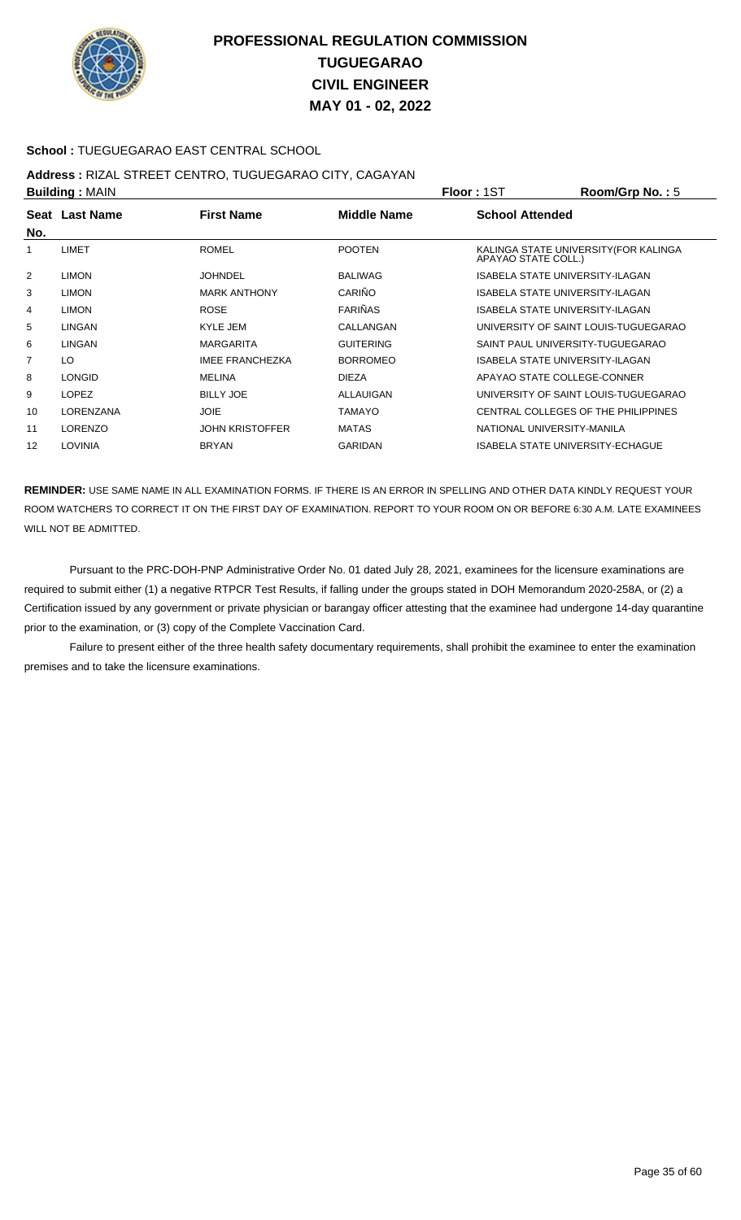# PROFESSIONAL REGULATION COMMISSION
## TUGUEGARAO
## CIVIL ENGINEER
## MAY 01 - 02, 2022

**School :** TUEGUEGARAO EAST CENTRAL SCHOOL

**Address :** RIZAL STREET CENTRO, TUGUEGARAO CITY, CAGAYAN

**Building :** MAIN **Floor :** 1ST **Room/Grp No. :** 5

| Seat No. | Last Name | First Name | Middle Name | School Attended |
|---|---|---|---|---|
| 1 | LIMET | ROMEL | POOTEN | KALINGA STATE UNIVERSITY(FOR KALINGA APAYAO STATE COLL.) |
| 2 | LIMON | JOHNDEL | BALIWAG | ISABELA STATE UNIVERSITY-ILAGAN |
| 3 | LIMON | MARK ANTHONY | CARIÑO | ISABELA STATE UNIVERSITY-ILAGAN |
| 4 | LIMON | ROSE | FARIÑAS | ISABELA STATE UNIVERSITY-ILAGAN |
| 5 | LINGAN | KYLE JEM | CALLANGAN | UNIVERSITY OF SAINT LOUIS-TUGUEGARAO |
| 6 | LINGAN | MARGARITA | GUITERING | SAINT PAUL UNIVERSITY-TUGUEGARAO |
| 7 | LO | IMEE FRANCHEZKA | BORROMEO | ISABELA STATE UNIVERSITY-ILAGAN |
| 8 | LONGID | MELINA | DIEZA | APAYAO STATE COLLEGE-CONNER |
| 9 | LOPEZ | BILLY JOE | ALLAUIGAN | UNIVERSITY OF SAINT LOUIS-TUGUEGARAO |
| 10 | LORENZANA | JOIE | TAMAYO | CENTRAL COLLEGES OF THE PHILIPPINES |
| 11 | LORENZO | JOHN KRISTOFFER | MATAS | NATIONAL UNIVERSITY-MANILA |
| 12 | LOVINIA | BRYAN | GARIDAN | ISABELA STATE UNIVERSITY-ECHAGUE |

**REMINDER:** USE SAME NAME IN ALL EXAMINATION FORMS. IF THERE IS AN ERROR IN SPELLING AND OTHER DATA KINDLY REQUEST YOUR ROOM WATCHERS TO CORRECT IT ON THE FIRST DAY OF EXAMINATION. REPORT TO YOUR ROOM ON OR BEFORE 6:30 A.M. LATE EXAMINEES WILL NOT BE ADMITTED.

Pursuant to the PRC-DOH-PNP Administrative Order No. 01 dated July 28, 2021, examinees for the licensure examinations are required to submit either (1) a negative RTPCR Test Results, if falling under the groups stated in DOH Memorandum 2020-258A, or (2) a Certification issued by any government or private physician or barangay officer attesting that the examinee had undergone 14-day quarantine prior to the examination, or (3) copy of the Complete Vaccination Card.

Failure to present either of the three health safety documentary requirements, shall prohibit the examinee to enter the examination premises and to take the licensure examinations.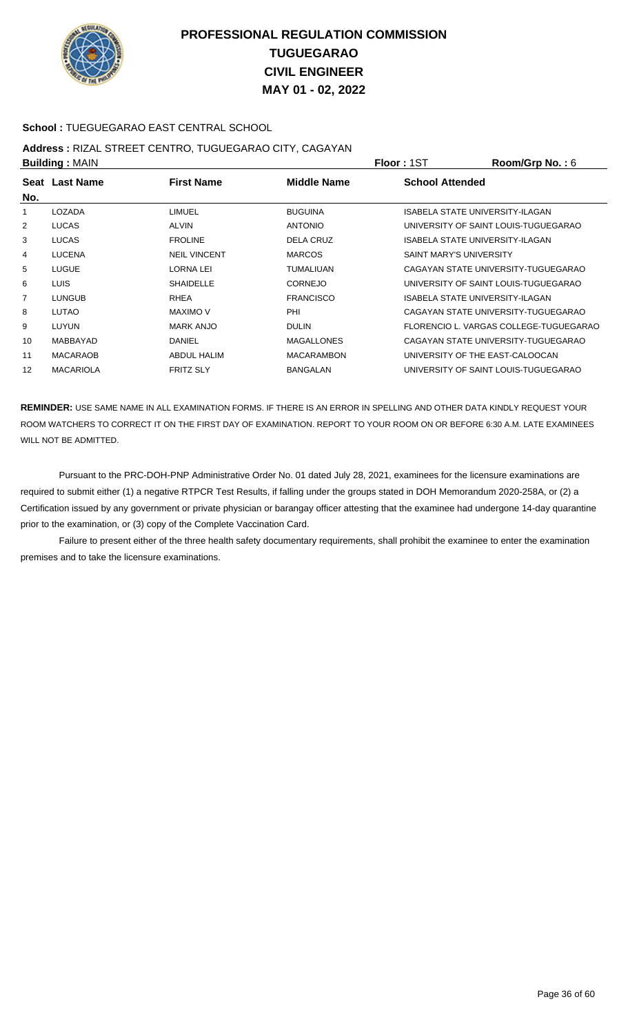# PROFESSIONAL REGULATION COMMISSION
# TUGUEGARAO
# CIVIL ENGINEER
# MAY 01 - 02, 2022

**School :** TUEGUEGARAO EAST CENTRAL SCHOOL

**Address :** RIZAL STREET CENTRO, TUGUEGARAO CITY, CAGAYAN

**Building :** MAIN **Floor :** 1ST **Room/Grp No. :** 6

| Seat No. | Last Name | First Name | Middle Name | School Attended |
|---|---|---|---|---|
| 1 | LOZADA | LIMUEL | BUGUINA | ISABELA STATE UNIVERSITY-ILAGAN |
| 2 | LUCAS | ALVIN | ANTONIO | UNIVERSITY OF SAINT LOUIS-TUGUEGARAO |
| 3 | LUCAS | FROLINE | DELA CRUZ | ISABELA STATE UNIVERSITY-ILAGAN |
| 4 | LUCENA | NEIL VINCENT | MARCOS | SAINT MARY'S UNIVERSITY |
| 5 | LUGUE | LORNA LEI | TUMALIUAN | CAGAYAN STATE UNIVERSITY-TUGUEGARAO |
| 6 | LUIS | SHAIDELLE | CORNEJO | UNIVERSITY OF SAINT LOUIS-TUGUEGARAO |
| 7 | LUNGUB | RHEA | FRANCISCO | ISABELA STATE UNIVERSITY-ILAGAN |
| 8 | LUTAO | MAXIMO V | PHI | CAGAYAN STATE UNIVERSITY-TUGUEGARAO |
| 9 | LUYUN | MARK ANJO | DULIN | FLORENCIO L. VARGAS COLLEGE-TUGUEGARAO |
| 10 | MABBAYAD | DANIEL | MAGALLONES | CAGAYAN STATE UNIVERSITY-TUGUEGARAO |
| 11 | MACARAOB | ABDUL HALIM | MACARAMBON | UNIVERSITY OF THE EAST-CALOOCAN |
| 12 | MACARIOLA | FRITZ SLY | BANGALAN | UNIVERSITY OF SAINT LOUIS-TUGUEGARAO |

**REMINDER:** USE SAME NAME IN ALL EXAMINATION FORMS. IF THERE IS AN ERROR IN SPELLING AND OTHER DATA KINDLY REQUEST YOUR ROOM WATCHERS TO CORRECT IT ON THE FIRST DAY OF EXAMINATION. REPORT TO YOUR ROOM ON OR BEFORE 6:30 A.M. LATE EXAMINEES WILL NOT BE ADMITTED.

Pursuant to the PRC-DOH-PNP Administrative Order No. 01 dated July 28, 2021, examinees for the licensure examinations are required to submit either (1) a negative RTPCR Test Results, if falling under the groups stated in DOH Memorandum 2020-258A, or (2) a Certification issued by any government or private physician or barangay officer attesting that the examinee had undergone 14-day quarantine prior to the examination, or (3) copy of the Complete Vaccination Card.

Failure to present either of the three health safety documentary requirements, shall prohibit the examinee to enter the examination premises and to take the licensure examinations.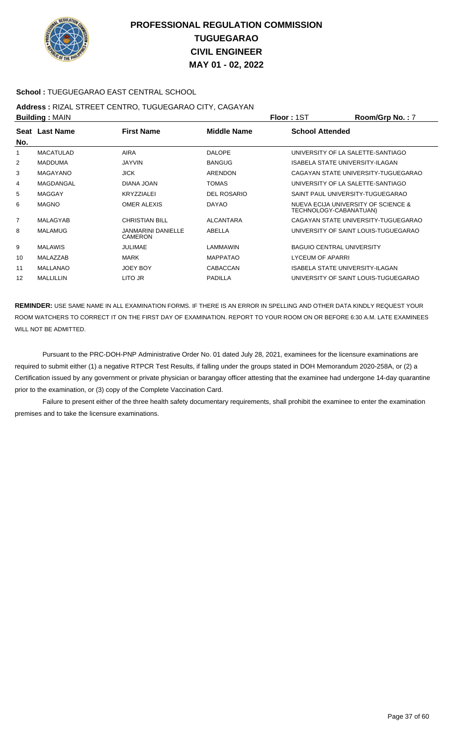# PROFESSIONAL REGULATION COMMISSION
# TUGUEGARAO
# CIVIL ENGINEER
# MAY 01 - 02, 2022

**School :** TUEGUEGARAO EAST CENTRAL SCHOOL

**Address :** RIZAL STREET CENTRO, TUGUEGARAO CITY, CAGAYAN

**Building :** MAIN **Floor :** 1ST **Room/Grp No. :** 7

| Seat No. | Last Name | First Name | Middle Name | School Attended |
|---|---|---|---|---|
| 1 | MACATULAD | AIRA | DALOPE | UNIVERSITY OF LA SALETTE-SANTIAGO |
| 2 | MADDUMA | JAYVIN | BANGUG | ISABELA STATE UNIVERSITY-ILAGAN |
| 3 | MAGAYANO | JICK | ARENDON | CAGAYAN STATE UNIVERSITY-TUGUEGARAO |
| 4 | MAGDANGAL | DIANA JOAN | TOMAS | UNIVERSITY OF LA SALETTE-SANTIAGO |
| 5 | MAGGAY | KRYZZIALEI | DEL ROSARIO | SAINT PAUL UNIVERSITY-TUGUEGARAO |
| 6 | MAGNO | OMER ALEXIS | DAYAO | NUEVA ECIJA UNIVERSITY OF SCIENCE & TECHNOLOGY-CABANATUAN) |
| 7 | MALAGYAB | CHRISTIAN BILL | ALCANTARA | CAGAYAN STATE UNIVERSITY-TUGUEGARAO |
| 8 | MALAMUG | JANMARINI DANIELLE CAMERON | ABELLA | UNIVERSITY OF SAINT LOUIS-TUGUEGARAO |
| 9 | MALAWIS | JULIMAE | LAMMAWIN | BAGUIO CENTRAL UNIVERSITY |
| 10 | MALAZZAB | MARK | MAPPATAO | LYCEUM OF APARRI |
| 11 | MALLANAO | JOEY BOY | CABACCAN | ISABELA STATE UNIVERSITY-ILAGAN |
| 12 | MALLILLIN | LITO JR | PADILLA | UNIVERSITY OF SAINT LOUIS-TUGUEGARAO |

**REMINDER:** USE SAME NAME IN ALL EXAMINATION FORMS. IF THERE IS AN ERROR IN SPELLING AND OTHER DATA KINDLY REQUEST YOUR ROOM WATCHERS TO CORRECT IT ON THE FIRST DAY OF EXAMINATION. REPORT TO YOUR ROOM ON OR BEFORE 6:30 A.M. LATE EXAMINEES WILL NOT BE ADMITTED.

Pursuant to the PRC-DOH-PNP Administrative Order No. 01 dated July 28, 2021, examinees for the licensure examinations are required to submit either (1) a negative RTPCR Test Results, if falling under the groups stated in DOH Memorandum 2020-258A, or (2) a Certification issued by any government or private physician or barangay officer attesting that the examinee had undergone 14-day quarantine prior to the examination, or (3) copy of the Complete Vaccination Card.

Failure to present either of the three health safety documentary requirements, shall prohibit the examinee to enter the examination premises and to take the licensure examinations.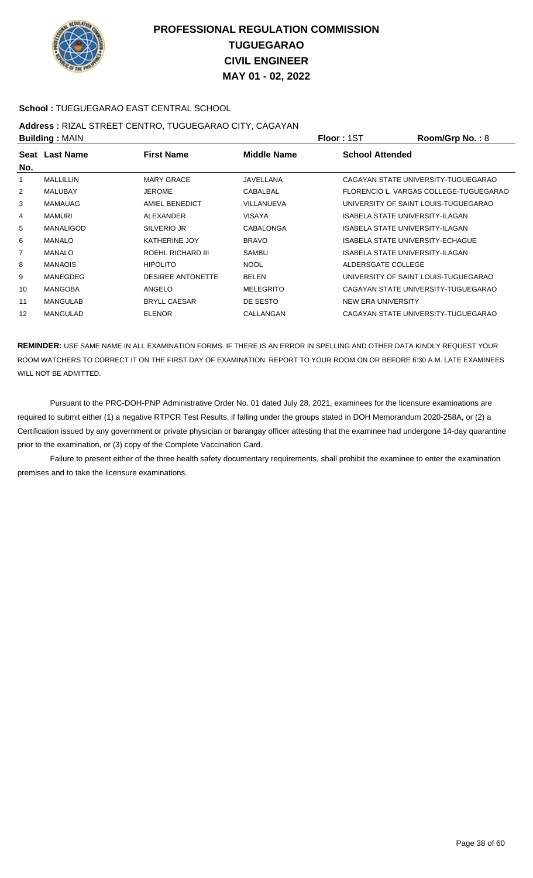# PROFESSIONAL REGULATION COMMISSION
## TUGUEGARAO
## CIVIL ENGINEER
## MAY 01 - 02, 2022

**School :** TUEGUEGARAO EAST CENTRAL SCHOOL

**Address :** RIZAL STREET CENTRO, TUGUEGARAO CITY, CAGAYAN

**Building :** MAIN **Floor :** 1ST **Room/Grp No. :** 8

| Seat No. | Last Name | First Name | Middle Name | School Attended |
|---|---|---|---|---|
| 1 | MALLILLIN | MARY GRACE | JAVELLANA | CAGAYAN STATE UNIVERSITY-TUGUEGARAO |
| 2 | MALUBAY | JEROME | CABALBAL | FLORENCIO L. VARGAS COLLEGE-TUGUEGARAO |
| 3 | MAMAUAG | AMIEL BENEDICT | VILLANUEVA | UNIVERSITY OF SAINT LOUIS-TUGUEGARAO |
| 4 | MAMURI | ALEXANDER | VISAYA | ISABELA STATE UNIVERSITY-ILAGAN |
| 5 | MANALIGOD | SILVERIO JR | CABALONGA | ISABELA STATE UNIVERSITY-ILAGAN |
| 6 | MANALO | KATHERINE JOY | BRAVO | ISABELA STATE UNIVERSITY-ECHAGUE |
| 7 | MANALO | ROEHL RICHARD III | SAMBU | ISABELA STATE UNIVERSITY-ILAGAN |
| 8 | MANAOIS | HIPOLITO | NOOL | ALDERSGATE COLLEGE |
| 9 | MANEGDEG | DESIREE ANTONETTE | BELEN | UNIVERSITY OF SAINT LOUIS-TUGUEGARAO |
| 10 | MANGOBA | ANGELO | MELEGRITO | CAGAYAN STATE UNIVERSITY-TUGUEGARAO |
| 11 | MANGULAB | BRYLL CAESAR | DE SESTO | NEW ERA UNIVERSITY |
| 12 | MANGULAD | ELENOR | CALLANGAN | CAGAYAN STATE UNIVERSITY-TUGUEGARAO |

**REMINDER:** USE SAME NAME IN ALL EXAMINATION FORMS. IF THERE IS AN ERROR IN SPELLING AND OTHER DATA KINDLY REQUEST YOUR ROOM WATCHERS TO CORRECT IT ON THE FIRST DAY OF EXAMINATION. REPORT TO YOUR ROOM ON OR BEFORE 6:30 A.M. LATE EXAMINEES WILL NOT BE ADMITTED.

Pursuant to the PRC-DOH-PNP Administrative Order No. 01 dated July 28, 2021, examinees for the licensure examinations are required to submit either (1) a negative RTPCR Test Results, if falling under the groups stated in DOH Memorandum 2020-258A, or (2) a Certification issued by any government or private physician or barangay officer attesting that the examinee had undergone 14-day quarantine prior to the examination, or (3) copy of the Complete Vaccination Card.

Failure to present either of the three health safety documentary requirements, shall prohibit the examinee to enter the examination premises and to take the licensure examinations.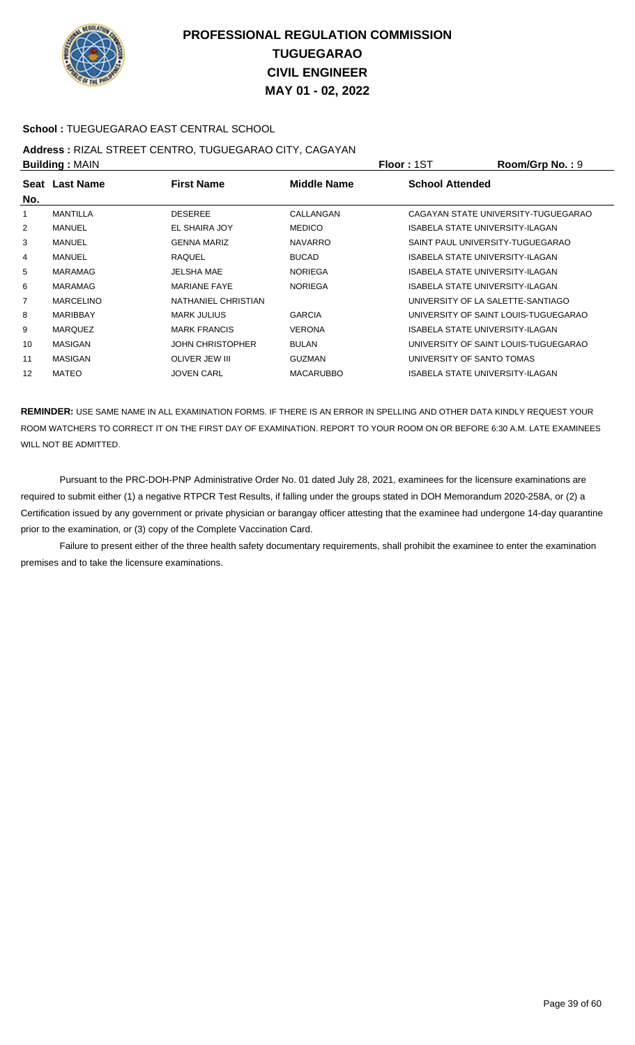# PROFESSIONAL REGULATION COMMISSION
# TUGUEGARAO
# CIVIL ENGINEER
# MAY 01 - 02, 2022

**School :** TUEGUEGARAO EAST CENTRAL SCHOOL

**Address :** RIZAL STREET CENTRO, TUGUEGARAO CITY, CAGAYAN

**Building :** MAIN **Floor :** 1ST **Room/Grp No. :** 9

| Seat No. | Last Name | First Name | Middle Name | School Attended |
|---|---|---|---|---|
| 1 | MANTILLA | DESEREE | CALLANGAN | CAGAYAN STATE UNIVERSITY-TUGUEGARAO |
| 2 | MANUEL | EL SHAIRA JOY | MEDICO | ISABELA STATE UNIVERSITY-ILAGAN |
| 3 | MANUEL | GENNA MARIZ | NAVARRO | SAINT PAUL UNIVERSITY-TUGUEGARAO |
| 4 | MANUEL | RAQUEL | BUCAD | ISABELA STATE UNIVERSITY-ILAGAN |
| 5 | MARAMAG | JELSHA MAE | NORIEGA | ISABELA STATE UNIVERSITY-ILAGAN |
| 6 | MARAMAG | MARIANE FAYE | NORIEGA | ISABELA STATE UNIVERSITY-ILAGAN |
| 7 | MARCELINO | NATHANIEL CHRISTIAN | | UNIVERSITY OF LA SALETTE-SANTIAGO |
| 8 | MARIBBAY | MARK JULIUS | GARCIA | UNIVERSITY OF SAINT LOUIS-TUGUEGARAO |
| 9 | MARQUEZ | MARK FRANCIS | VERONA | ISABELA STATE UNIVERSITY-ILAGAN |
| 10 | MASIGAN | JOHN CHRISTOPHER | BULAN | UNIVERSITY OF SAINT LOUIS-TUGUEGARAO |
| 11 | MASIGAN | OLIVER JEW III | GUZMAN | UNIVERSITY OF SANTO TOMAS |
| 12 | MATEO | JOVEN CARL | MACARUBBO | ISABELA STATE UNIVERSITY-ILAGAN |

**REMINDER:** USE SAME NAME IN ALL EXAMINATION FORMS. IF THERE IS AN ERROR IN SPELLING AND OTHER DATA KINDLY REQUEST YOUR ROOM WATCHERS TO CORRECT IT ON THE FIRST DAY OF EXAMINATION. REPORT TO YOUR ROOM ON OR BEFORE 6:30 A.M. LATE EXAMINEES WILL NOT BE ADMITTED.

Pursuant to the PRC-DOH-PNP Administrative Order No. 01 dated July 28, 2021, examinees for the licensure examinations are required to submit either (1) a negative RTPCR Test Results, if falling under the groups stated in DOH Memorandum 2020-258A, or (2) a Certification issued by any government or private physician or barangay officer attesting that the examinee had undergone 14-day quarantine prior to the examination, or (3) copy of the Complete Vaccination Card.

Failure to present either of the three health safety documentary requirements, shall prohibit the examinee to enter the examination premises and to take the licensure examinations.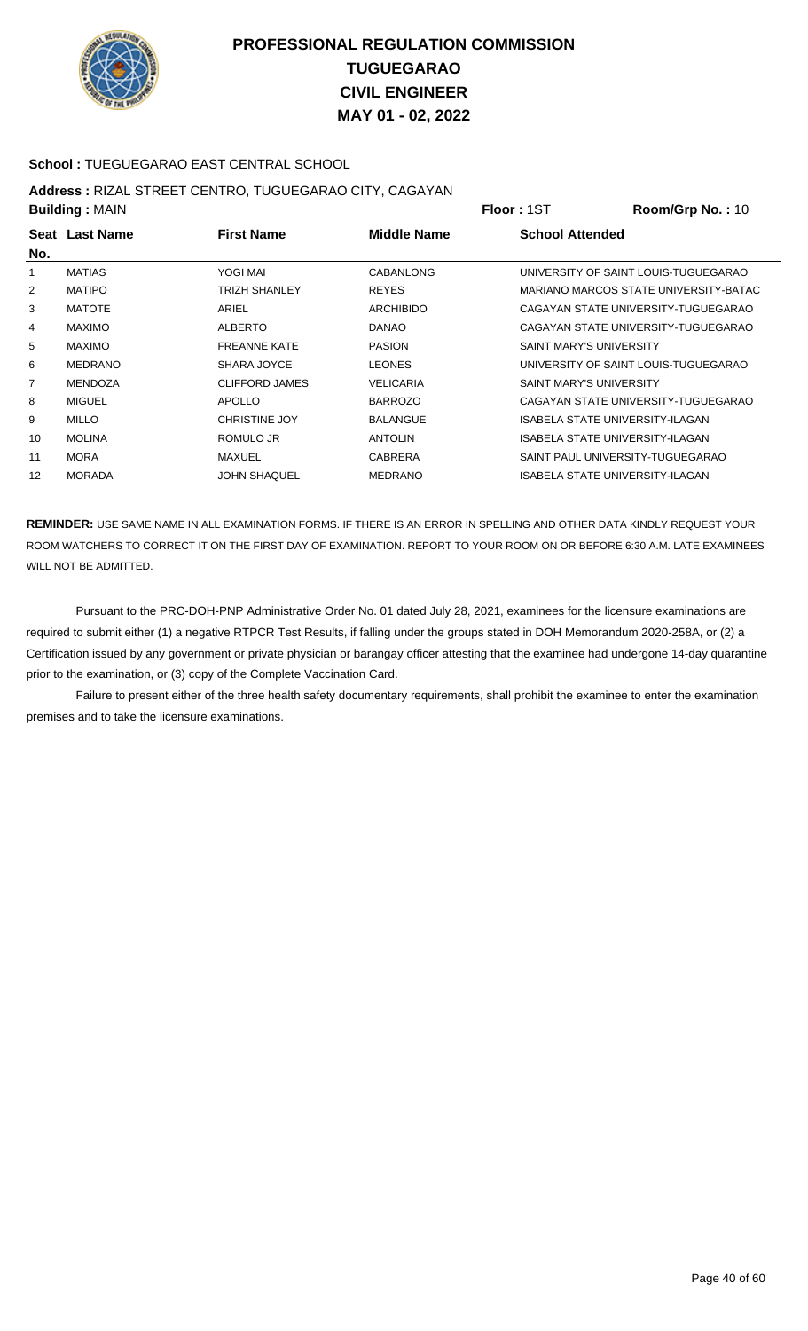# PROFESSIONAL REGULATION COMMISSION
## TUGUEGARAO
## CIVIL ENGINEER
## MAY 01 - 02, 2022

**School :** TUEGUEGARAO EAST CENTRAL SCHOOL

**Address :** RIZAL STREET CENTRO, TUGUEGARAO CITY, CAGAYAN

**Building :** MAIN **Floor :** 1ST **Room/Grp No. :** 10

| Seat No. | Last Name | First Name | Middle Name | School Attended |
|---|---|---|---|---|
| 1 | MATIAS | YOGI MAI | CABANLONG | UNIVERSITY OF SAINT LOUIS-TUGUEGARAO |
| 2 | MATIPO | TRIZH SHANLEY | REYES | MARIANO MARCOS STATE UNIVERSITY-BATAC |
| 3 | MATOTE | ARIEL | ARCHIBIDO | CAGAYAN STATE UNIVERSITY-TUGUEGARAO |
| 4 | MAXIMO | ALBERTO | DANAO | CAGAYAN STATE UNIVERSITY-TUGUEGARAO |
| 5 | MAXIMO | FREANNE KATE | PASION | SAINT MARY'S UNIVERSITY |
| 6 | MEDRANO | SHARA JOYCE | LEONES | UNIVERSITY OF SAINT LOUIS-TUGUEGARAO |
| 7 | MENDOZA | CLIFFORD JAMES | VELICARIA | SAINT MARY'S UNIVERSITY |
| 8 | MIGUEL | APOLLO | BARROZO | CAGAYAN STATE UNIVERSITY-TUGUEGARAO |
| 9 | MILLO | CHRISTINE JOY | BALANGUE | ISABELA STATE UNIVERSITY-ILAGAN |
| 10 | MOLINA | ROMULO JR | ANTOLIN | ISABELA STATE UNIVERSITY-ILAGAN |
| 11 | MORA | MAXUEL | CABRERA | SAINT PAUL UNIVERSITY-TUGUEGARAO |
| 12 | MORADA | JOHN SHAQUEL | MEDRANO | ISABELA STATE UNIVERSITY-ILAGAN |

**REMINDER:** USE SAME NAME IN ALL EXAMINATION FORMS. IF THERE IS AN ERROR IN SPELLING AND OTHER DATA KINDLY REQUEST YOUR ROOM WATCHERS TO CORRECT IT ON THE FIRST DAY OF EXAMINATION. REPORT TO YOUR ROOM ON OR BEFORE 6:30 A.M. LATE EXAMINEES WILL NOT BE ADMITTED.

Pursuant to the PRC-DOH-PNP Administrative Order No. 01 dated July 28, 2021, examinees for the licensure examinations are required to submit either (1) a negative RTPCR Test Results, if falling under the groups stated in DOH Memorandum 2020-258A, or (2) a Certification issued by any government or private physician or barangay officer attesting that the examinee had undergone 14-day quarantine prior to the examination, or (3) copy of the Complete Vaccination Card.

Failure to present either of the three health safety documentary requirements, shall prohibit the examinee to enter the examination premises and to take the licensure examinations.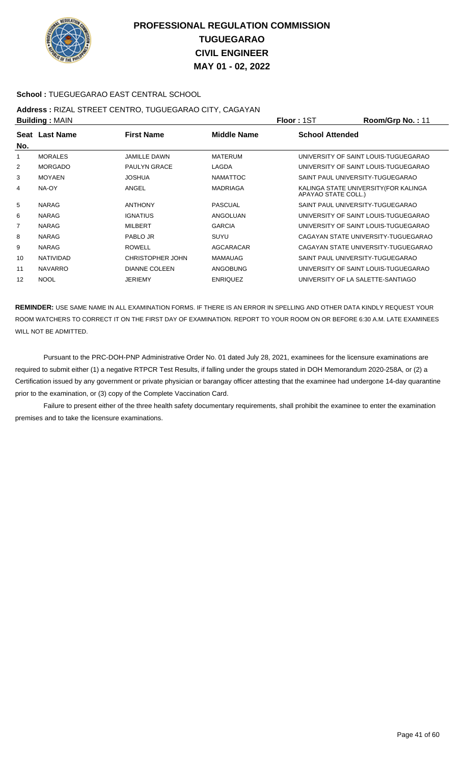# PROFESSIONAL REGULATION COMMISSION
## TUGUEGARAO
## CIVIL ENGINEER
## MAY 01 - 02, 2022

**School :** TUEGUEGARAO EAST CENTRAL SCHOOL

**Address :** RIZAL STREET CENTRO, TUGUEGARAO CITY, CAGAYAN

**Building :** MAIN　　**Floor :** 1ST　　**Room/Grp No. :** 11

| Seat No. | Last Name | First Name | Middle Name | School Attended |
|---|---|---|---|---|
| 1 | MORALES | JAMILLE DAWN | MATERUM | UNIVERSITY OF SAINT LOUIS-TUGUEGARAO |
| 2 | MORGADO | PAULYN GRACE | LAGDA | UNIVERSITY OF SAINT LOUIS-TUGUEGARAO |
| 3 | MOYAEN | JOSHUA | NAMATTOC | SAINT PAUL UNIVERSITY-TUGUEGARAO |
| 4 | NA-OY | ANGEL | MADRIAGA | KALINGA STATE UNIVERSITY(FOR KALINGA APAYAO STATE COLL.) |
| 5 | NARAG | ANTHONY | PASCUAL | SAINT PAUL UNIVERSITY-TUGUEGARAO |
| 6 | NARAG | IGNATIUS | ANGOLUAN | UNIVERSITY OF SAINT LOUIS-TUGUEGARAO |
| 7 | NARAG | MILBERT | GARCIA | UNIVERSITY OF SAINT LOUIS-TUGUEGARAO |
| 8 | NARAG | PABLO JR | SUYU | CAGAYAN STATE UNIVERSITY-TUGUEGARAO |
| 9 | NARAG | ROWELL | AGCARACAR | CAGAYAN STATE UNIVERSITY-TUGUEGARAO |
| 10 | NATIVIDAD | CHRISTOPHER JOHN | MAMAUAG | SAINT PAUL UNIVERSITY-TUGUEGARAO |
| 11 | NAVARRO | DIANNE COLEEN | ANGOBUNG | UNIVERSITY OF SAINT LOUIS-TUGUEGARAO |
| 12 | NOOL | JERIEMY | ENRIQUEZ | UNIVERSITY OF LA SALETTE-SANTIAGO |

**REMINDER:** USE SAME NAME IN ALL EXAMINATION FORMS. IF THERE IS AN ERROR IN SPELLING AND OTHER DATA KINDLY REQUEST YOUR ROOM WATCHERS TO CORRECT IT ON THE FIRST DAY OF EXAMINATION. REPORT TO YOUR ROOM ON OR BEFORE 6:30 A.M. LATE EXAMINEES WILL NOT BE ADMITTED.

Pursuant to the PRC-DOH-PNP Administrative Order No. 01 dated July 28, 2021, examinees for the licensure examinations are required to submit either (1) a negative RTPCR Test Results, if falling under the groups stated in DOH Memorandum 2020-258A, or (2) a Certification issued by any government or private physician or barangay officer attesting that the examinee had undergone 14-day quarantine prior to the examination, or (3) copy of the Complete Vaccination Card.

Failure to present either of the three health safety documentary requirements, shall prohibit the examinee to enter the examination premises and to take the licensure examinations.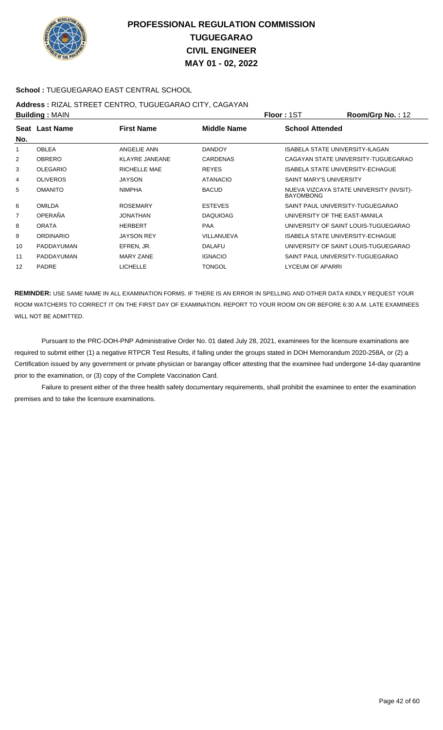# PROFESSIONAL REGULATION COMMISSION
## TUGUEGARAO
## CIVIL ENGINEER
## MAY 01 - 02, 2022

**School :** TUEGUEGARAO EAST CENTRAL SCHOOL

**Address :** RIZAL STREET CENTRO, TUGUEGARAO CITY, CAGAYAN

**Building :** MAIN **Floor :** 1ST **Room/Grp No. :** 12

| Seat No. | Last Name | First Name | Middle Name | School Attended |
|---|---|---|---|---|
| 1 | OBLEA | ANGELIE ANN | DANDOY | ISABELA STATE UNIVERSITY-ILAGAN |
| 2 | OBRERO | KLAYRE JANEANE | CARDENAS | CAGAYAN STATE UNIVERSITY-TUGUEGARAO |
| 3 | OLEGARIO | RICHELLE MAE | REYES | ISABELA STATE UNIVERSITY-ECHAGUE |
| 4 | OLIVEROS | JAYSON | ATANACIO | SAINT MARY'S UNIVERSITY |
| 5 | OMANITO | NIMPHA | BACUD | NUEVA VIZCAYA STATE UNIVERSITY (NVSIT)-BAYOMBONG |
| 6 | OMILDA | ROSEMARY | ESTEVES | SAINT PAUL UNIVERSITY-TUGUEGARAO |
| 7 | OPERAÑA | JONATHAN | DAQUIOAG | UNIVERSITY OF THE EAST-MANILA |
| 8 | ORATA | HERBERT | PAA | UNIVERSITY OF SAINT LOUIS-TUGUEGARAO |
| 9 | ORDINARIO | JAYSON REY | VILLANUEVA | ISABELA STATE UNIVERSITY-ECHAGUE |
| 10 | PADDAYUMAN | EFREN, JR. | DALAFU | UNIVERSITY OF SAINT LOUIS-TUGUEGARAO |
| 11 | PADDAYUMAN | MARY ZANE | IGNACIO | SAINT PAUL UNIVERSITY-TUGUEGARAO |
| 12 | PADRE | LICHELLE | TONGOL | LYCEUM OF APARRI |

**REMINDER:** USE SAME NAME IN ALL EXAMINATION FORMS. IF THERE IS AN ERROR IN SPELLING AND OTHER DATA KINDLY REQUEST YOUR ROOM WATCHERS TO CORRECT IT ON THE FIRST DAY OF EXAMINATION. REPORT TO YOUR ROOM ON OR BEFORE 6:30 A.M. LATE EXAMINEES WILL NOT BE ADMITTED.

Pursuant to the PRC-DOH-PNP Administrative Order No. 01 dated July 28, 2021, examinees for the licensure examinations are required to submit either (1) a negative RTPCR Test Results, if falling under the groups stated in DOH Memorandum 2020-258A, or (2) a Certification issued by any government or private physician or barangay officer attesting that the examinee had undergone 14-day quarantine prior to the examination, or (3) copy of the Complete Vaccination Card.

Failure to present either of the three health safety documentary requirements, shall prohibit the examinee to enter the examination premises and to take the licensure examinations.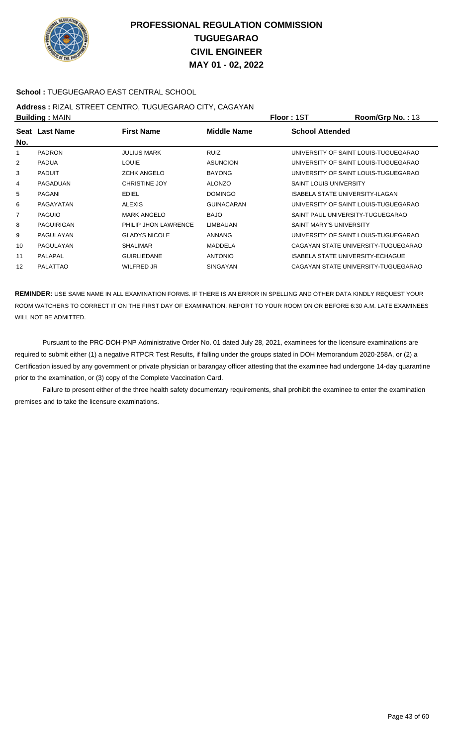# PROFESSIONAL REGULATION COMMISSION
# TUGUEGARAO
# CIVIL ENGINEER
# MAY 01 - 02, 2022

**School :** TUEGUEGARAO EAST CENTRAL SCHOOL

**Address :** RIZAL STREET CENTRO, TUGUEGARAO CITY, CAGAYAN

**Building :** MAIN **Floor :** 1ST **Room/Grp No. :** 13

| Seat No. | Last Name | First Name | Middle Name | School Attended |
|---|---|---|---|---|
| 1 | PADRON | JULIUS MARK | RUIZ | UNIVERSITY OF SAINT LOUIS-TUGUEGARAO |
| 2 | PADUA | LOUIE | ASUNCION | UNIVERSITY OF SAINT LOUIS-TUGUEGARAO |
| 3 | PADUIT | ZCHK ANGELO | BAYONG | UNIVERSITY OF SAINT LOUIS-TUGUEGARAO |
| 4 | PAGADUAN | CHRISTINE JOY | ALONZO | SAINT LOUIS UNIVERSITY |
| 5 | PAGANI | EDIEL | DOMINGO | ISABELA STATE UNIVERSITY-ILAGAN |
| 6 | PAGAYATAN | ALEXIS | GUINACARAN | UNIVERSITY OF SAINT LOUIS-TUGUEGARAO |
| 7 | PAGUIO | MARK ANGELO | BAJO | SAINT PAUL UNIVERSITY-TUGUEGARAO |
| 8 | PAGUIRIGAN | PHILIP JHON LAWRENCE | LIMBAUAN | SAINT MARY'S UNIVERSITY |
| 9 | PAGULAYAN | GLADYS NICOLE | ANNANG | UNIVERSITY OF SAINT LOUIS-TUGUEGARAO |
| 10 | PAGULAYAN | SHALIMAR | MADDELA | CAGAYAN STATE UNIVERSITY-TUGUEGARAO |
| 11 | PALAPAL | GUIRLIEDANE | ANTONIO | ISABELA STATE UNIVERSITY-ECHAGUE |
| 12 | PALATTAO | WILFRED JR | SINGAYAN | CAGAYAN STATE UNIVERSITY-TUGUEGARAO |

**REMINDER:** USE SAME NAME IN ALL EXAMINATION FORMS. IF THERE IS AN ERROR IN SPELLING AND OTHER DATA KINDLY REQUEST YOUR ROOM WATCHERS TO CORRECT IT ON THE FIRST DAY OF EXAMINATION. REPORT TO YOUR ROOM ON OR BEFORE 6:30 A.M. LATE EXAMINEES WILL NOT BE ADMITTED.

Pursuant to the PRC-DOH-PNP Administrative Order No. 01 dated July 28, 2021, examinees for the licensure examinations are required to submit either (1) a negative RTPCR Test Results, if falling under the groups stated in DOH Memorandum 2020-258A, or (2) a Certification issued by any government or private physician or barangay officer attesting that the examinee had undergone 14-day quarantine prior to the examination, or (3) copy of the Complete Vaccination Card.

Failure to present either of the three health safety documentary requirements, shall prohibit the examinee to enter the examination premises and to take the licensure examinations.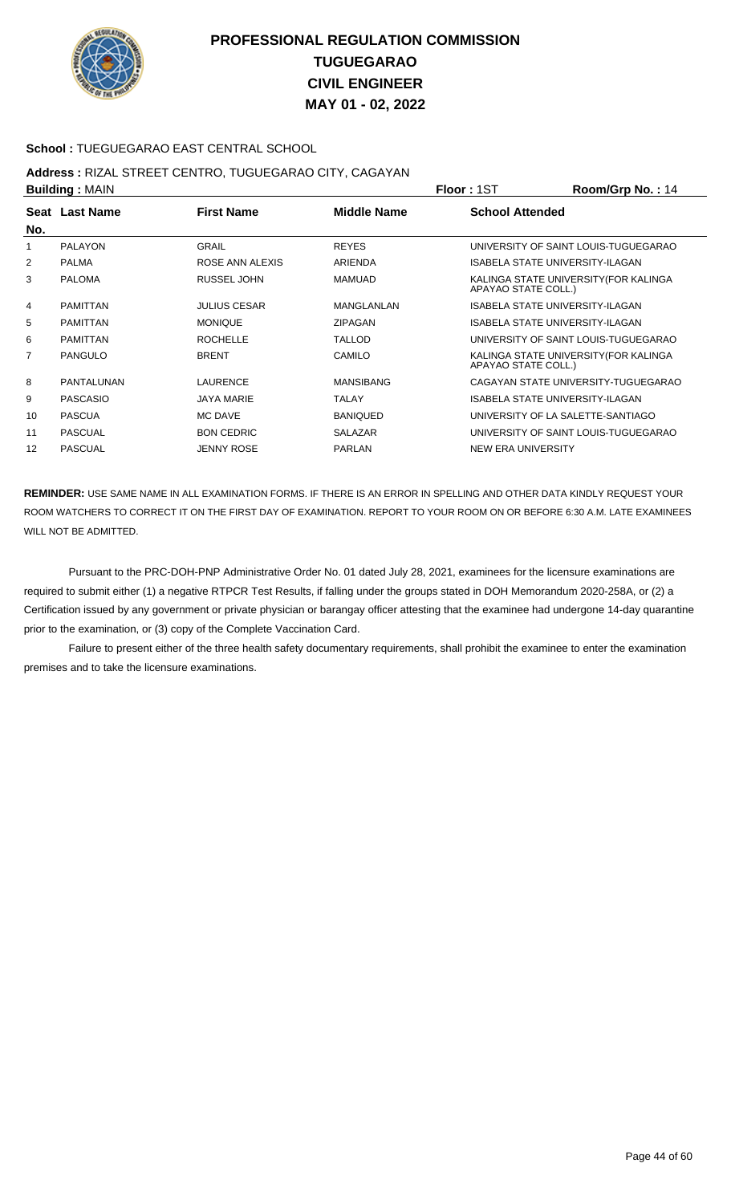# PROFESSIONAL REGULATION COMMISSION
## TUGUEGARAO
## CIVIL ENGINEER
## MAY 01 - 02, 2022

**School :** TUEGUEGARAO EAST CENTRAL SCHOOL

**Address :** RIZAL STREET CENTRO, TUGUEGARAO CITY, CAGAYAN

**Building :** MAIN **Floor :** 1ST **Room/Grp No. :** 14

| Seat No. | Last Name | First Name | Middle Name | School Attended |
|---|---|---|---|---|
| 1 | PALAYON | GRAIL | REYES | UNIVERSITY OF SAINT LOUIS-TUGUEGARAO |
| 2 | PALMA | ROSE ANN ALEXIS | ARIENDA | ISABELA STATE UNIVERSITY-ILAGAN |
| 3 | PALOMA | RUSSEL JOHN | MAMUAD | KALINGA STATE UNIVERSITY(FOR KALINGA APAYAO STATE COLL.) |
| 4 | PAMITTAN | JULIUS CESAR | MANGLANLAN | ISABELA STATE UNIVERSITY-ILAGAN |
| 5 | PAMITTAN | MONIQUE | ZIPAGAN | ISABELA STATE UNIVERSITY-ILAGAN |
| 6 | PAMITTAN | ROCHELLE | TALLOD | UNIVERSITY OF SAINT LOUIS-TUGUEGARAO |
| 7 | PANGULO | BRENT | CAMILO | KALINGA STATE UNIVERSITY(FOR KALINGA APAYAO STATE COLL.) |
| 8 | PANTALUNAN | LAURENCE | MANSIBANG | CAGAYAN STATE UNIVERSITY-TUGUEGARAO |
| 9 | PASCASIO | JAYA MARIE | TALAY | ISABELA STATE UNIVERSITY-ILAGAN |
| 10 | PASCUA | MC DAVE | BANIQUED | UNIVERSITY OF LA SALETTE-SANTIAGO |
| 11 | PASCUAL | BON CEDRIC | SALAZAR | UNIVERSITY OF SAINT LOUIS-TUGUEGARAO |
| 12 | PASCUAL | JENNY ROSE | PARLAN | NEW ERA UNIVERSITY |

**REMINDER:** USE SAME NAME IN ALL EXAMINATION FORMS. IF THERE IS AN ERROR IN SPELLING AND OTHER DATA KINDLY REQUEST YOUR ROOM WATCHERS TO CORRECT IT ON THE FIRST DAY OF EXAMINATION. REPORT TO YOUR ROOM ON OR BEFORE 6:30 A.M. LATE EXAMINEES WILL NOT BE ADMITTED.

Pursuant to the PRC-DOH-PNP Administrative Order No. 01 dated July 28, 2021, examinees for the licensure examinations are required to submit either (1) a negative RTPCR Test Results, if falling under the groups stated in DOH Memorandum 2020-258A, or (2) a Certification issued by any government or private physician or barangay officer attesting that the examinee had undergone 14-day quarantine prior to the examination, or (3) copy of the Complete Vaccination Card.

Failure to present either of the three health safety documentary requirements, shall prohibit the examinee to enter the examination premises and to take the licensure examinations.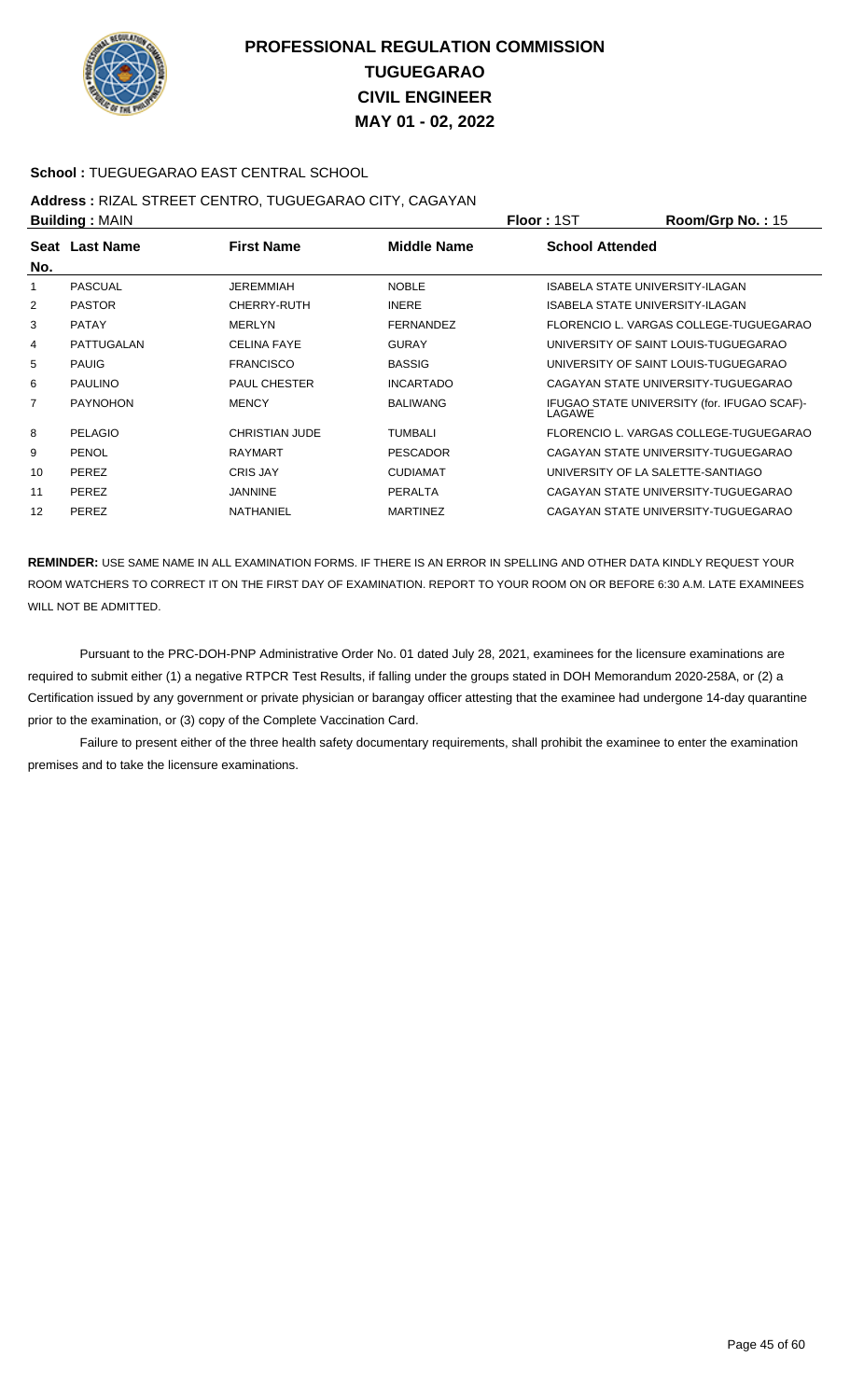# PROFESSIONAL REGULATION COMMISSION
# TUGUEGARAO
# CIVIL ENGINEER
# MAY 01 - 02, 2022

**School :** TUEGUEGARAO EAST CENTRAL SCHOOL

**Address :** RIZAL STREET CENTRO, TUGUEGARAO CITY, CAGAYAN

**Building :** MAIN **Floor :** 1ST **Room/Grp No. :** 15

| Seat No. | Last Name | First Name | Middle Name | School Attended |
|---|---|---|---|---|
| 1 | PASCUAL | JEREMMIAH | NOBLE | ISABELA STATE UNIVERSITY-ILAGAN |
| 2 | PASTOR | CHERRY-RUTH | INERE | ISABELA STATE UNIVERSITY-ILAGAN |
| 3 | PATAY | MERLYN | FERNANDEZ | FLORENCIO L. VARGAS COLLEGE-TUGUEGARAO |
| 4 | PATTUGALAN | CELINA FAYE | GURAY | UNIVERSITY OF SAINT LOUIS-TUGUEGARAO |
| 5 | PAUIG | FRANCISCO | BASSIG | UNIVERSITY OF SAINT LOUIS-TUGUEGARAO |
| 6 | PAULINO | PAUL CHESTER | INCARTADO | CAGAYAN STATE UNIVERSITY-TUGUEGARAO |
| 7 | PAYNOHON | MENCY | BALIWANG | IFUGAO STATE UNIVERSITY (for. IFUGAO SCAF)-LAGAWE |
| 8 | PELAGIO | CHRISTIAN JUDE | TUMBALI | FLORENCIO L. VARGAS COLLEGE-TUGUEGARAO |
| 9 | PENOL | RAYMART | PESCADOR | CAGAYAN STATE UNIVERSITY-TUGUEGARAO |
| 10 | PEREZ | CRIS JAY | CUDIAMAT | UNIVERSITY OF LA SALETTE-SANTIAGO |
| 11 | PEREZ | JANNINE | PERALTA | CAGAYAN STATE UNIVERSITY-TUGUEGARAO |
| 12 | PEREZ | NATHANIEL | MARTINEZ | CAGAYAN STATE UNIVERSITY-TUGUEGARAO |

**REMINDER:** USE SAME NAME IN ALL EXAMINATION FORMS. IF THERE IS AN ERROR IN SPELLING AND OTHER DATA KINDLY REQUEST YOUR ROOM WATCHERS TO CORRECT IT ON THE FIRST DAY OF EXAMINATION. REPORT TO YOUR ROOM ON OR BEFORE 6:30 A.M. LATE EXAMINEES WILL NOT BE ADMITTED.

Pursuant to the PRC-DOH-PNP Administrative Order No. 01 dated July 28, 2021, examinees for the licensure examinations are required to submit either (1) a negative RTPCR Test Results, if falling under the groups stated in DOH Memorandum 2020-258A, or (2) a Certification issued by any government or private physician or barangay officer attesting that the examinee had undergone 14-day quarantine prior to the examination, or (3) copy of the Complete Vaccination Card.

Failure to present either of the three health safety documentary requirements, shall prohibit the examinee to enter the examination premises and to take the licensure examinations.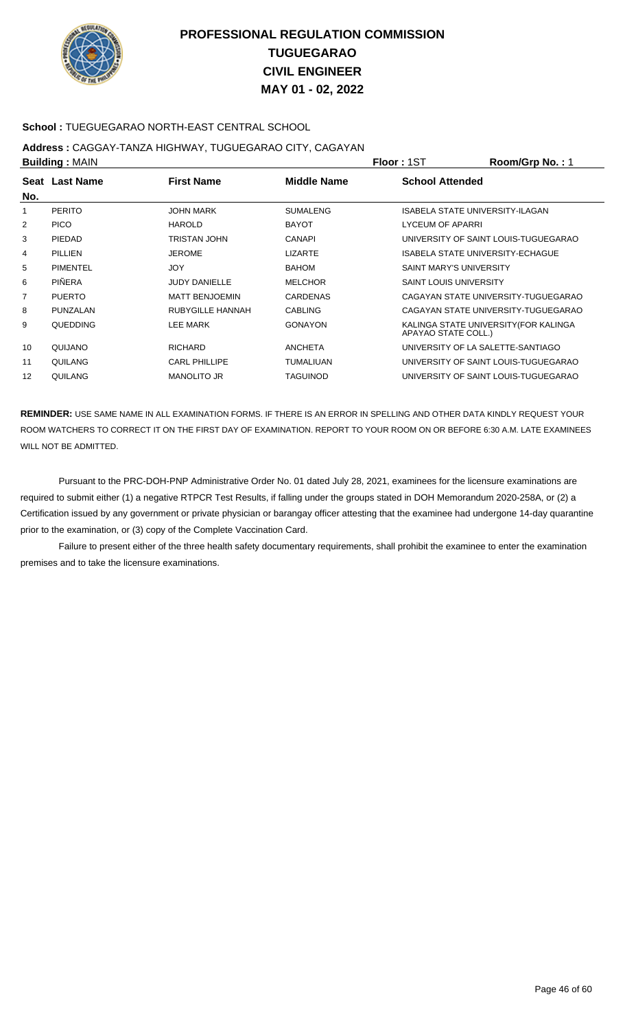# PROFESSIONAL REGULATION COMMISSION
## TUGUEGARAO
## CIVIL ENGINEER
## MAY 01 - 02, 2022

**School :** TUEGUEGARAO NORTH-EAST CENTRAL SCHOOL

**Address :** CAGGAY-TANZA HIGHWAY, TUGUEGARAO CITY, CAGAYAN

**Building :** MAIN **Floor :** 1ST **Room/Grp No. :** 1

| Seat No. | Last Name | First Name | Middle Name | School Attended |
|---|---|---|---|---|
| 1 | PERITO | JOHN MARK | SUMALENG | ISABELA STATE UNIVERSITY-ILAGAN |
| 2 | PICO | HAROLD | BAYOT | LYCEUM OF APARRI |
| 3 | PIEDAD | TRISTAN JOHN | CANAPI | UNIVERSITY OF SAINT LOUIS-TUGUEGARAO |
| 4 | PILLIEN | JEROME | LIZARTE | ISABELA STATE UNIVERSITY-ECHAGUE |
| 5 | PIMENTEL | JOY | BAHOM | SAINT MARY'S UNIVERSITY |
| 6 | PIÑERA | JUDY DANIELLE | MELCHOR | SAINT LOUIS UNIVERSITY |
| 7 | PUERTO | MATT BENJOEMIN | CARDENAS | CAGAYAN STATE UNIVERSITY-TUGUEGARAO |
| 8 | PUNZALAN | RUBYGILLE HANNAH | CABLING | CAGAYAN STATE UNIVERSITY-TUGUEGARAO |
| 9 | QUEDDING | LEE MARK | GONAYON | KALINGA STATE UNIVERSITY(FOR KALINGA APAYAO STATE COLL.) |
| 10 | QUIJANO | RICHARD | ANCHETA | UNIVERSITY OF LA SALETTE-SANTIAGO |
| 11 | QUILANG | CARL PHILLIPE | TUMALIUAN | UNIVERSITY OF SAINT LOUIS-TUGUEGARAO |
| 12 | QUILANG | MANOLITO JR | TAGUINOD | UNIVERSITY OF SAINT LOUIS-TUGUEGARAO |

**REMINDER:** USE SAME NAME IN ALL EXAMINATION FORMS. IF THERE IS AN ERROR IN SPELLING AND OTHER DATA KINDLY REQUEST YOUR ROOM WATCHERS TO CORRECT IT ON THE FIRST DAY OF EXAMINATION. REPORT TO YOUR ROOM ON OR BEFORE 6:30 A.M. LATE EXAMINEES WILL NOT BE ADMITTED.

Pursuant to the PRC-DOH-PNP Administrative Order No. 01 dated July 28, 2021, examinees for the licensure examinations are required to submit either (1) a negative RTPCR Test Results, if falling under the groups stated in DOH Memorandum 2020-258A, or (2) a Certification issued by any government or private physician or barangay officer attesting that the examinee had undergone 14-day quarantine prior to the examination, or (3) copy of the Complete Vaccination Card.

Failure to present either of the three health safety documentary requirements, shall prohibit the examinee to enter the examination premises and to take the licensure examinations.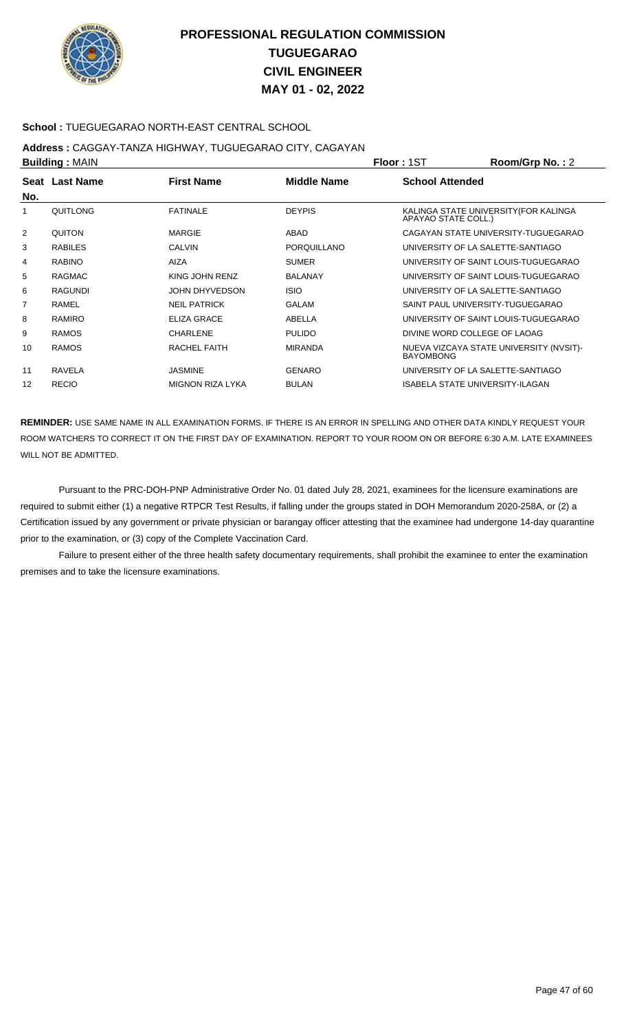# PROFESSIONAL REGULATION COMMISSION
# TUGUEGARAO
# CIVIL ENGINEER
# MAY 01 - 02, 2022

**School :** TUEGUEGARAO NORTH-EAST CENTRAL SCHOOL

**Address :** CAGGAY-TANZA HIGHWAY, TUGUEGARAO CITY, CAGAYAN

**Building :** MAIN **Floor :** 1ST **Room/Grp No. :** 2

| Seat No. | Last Name | First Name | Middle Name | School Attended |
|---|---|---|---|---|
| 1 | QUITLONG | FATINALE | DEYPIS | KALINGA STATE UNIVERSITY(FOR KALINGA APAYAO STATE COLL.) |
| 2 | QUITON | MARGIE | ABAD | CAGAYAN STATE UNIVERSITY-TUGUEGARAO |
| 3 | RABILES | CALVIN | PORQUILLANO | UNIVERSITY OF LA SALETTE-SANTIAGO |
| 4 | RABINO | AIZA | SUMER | UNIVERSITY OF SAINT LOUIS-TUGUEGARAO |
| 5 | RAGMAC | KING JOHN RENZ | BALANAY | UNIVERSITY OF SAINT LOUIS-TUGUEGARAO |
| 6 | RAGUNDI | JOHN DHYVEDSON | ISIO | UNIVERSITY OF LA SALETTE-SANTIAGO |
| 7 | RAMEL | NEIL PATRICK | GALAM | SAINT PAUL UNIVERSITY-TUGUEGARAO |
| 8 | RAMIRO | ELIZA GRACE | ABELLA | UNIVERSITY OF SAINT LOUIS-TUGUEGARAO |
| 9 | RAMOS | CHARLENE | PULIDO | DIVINE WORD COLLEGE OF LAOAG |
| 10 | RAMOS | RACHEL FAITH | MIRANDA | NUEVA VIZCAYA STATE UNIVERSITY (NVSIT)-BAYOMBONG |
| 11 | RAVELA | JASMINE | GENARO | UNIVERSITY OF LA SALETTE-SANTIAGO |
| 12 | RECIO | MIGNON RIZA LYKA | BULAN | ISABELA STATE UNIVERSITY-ILAGAN |

**REMINDER:** USE SAME NAME IN ALL EXAMINATION FORMS. IF THERE IS AN ERROR IN SPELLING AND OTHER DATA KINDLY REQUEST YOUR ROOM WATCHERS TO CORRECT IT ON THE FIRST DAY OF EXAMINATION. REPORT TO YOUR ROOM ON OR BEFORE 6:30 A.M. LATE EXAMINEES WILL NOT BE ADMITTED.

Pursuant to the PRC-DOH-PNP Administrative Order No. 01 dated July 28, 2021, examinees for the licensure examinations are required to submit either (1) a negative RTPCR Test Results, if falling under the groups stated in DOH Memorandum 2020-258A, or (2) a Certification issued by any government or private physician or barangay officer attesting that the examinee had undergone 14-day quarantine prior to the examination, or (3) copy of the Complete Vaccination Card.

Failure to present either of the three health safety documentary requirements, shall prohibit the examinee to enter the examination premises and to take the licensure examinations.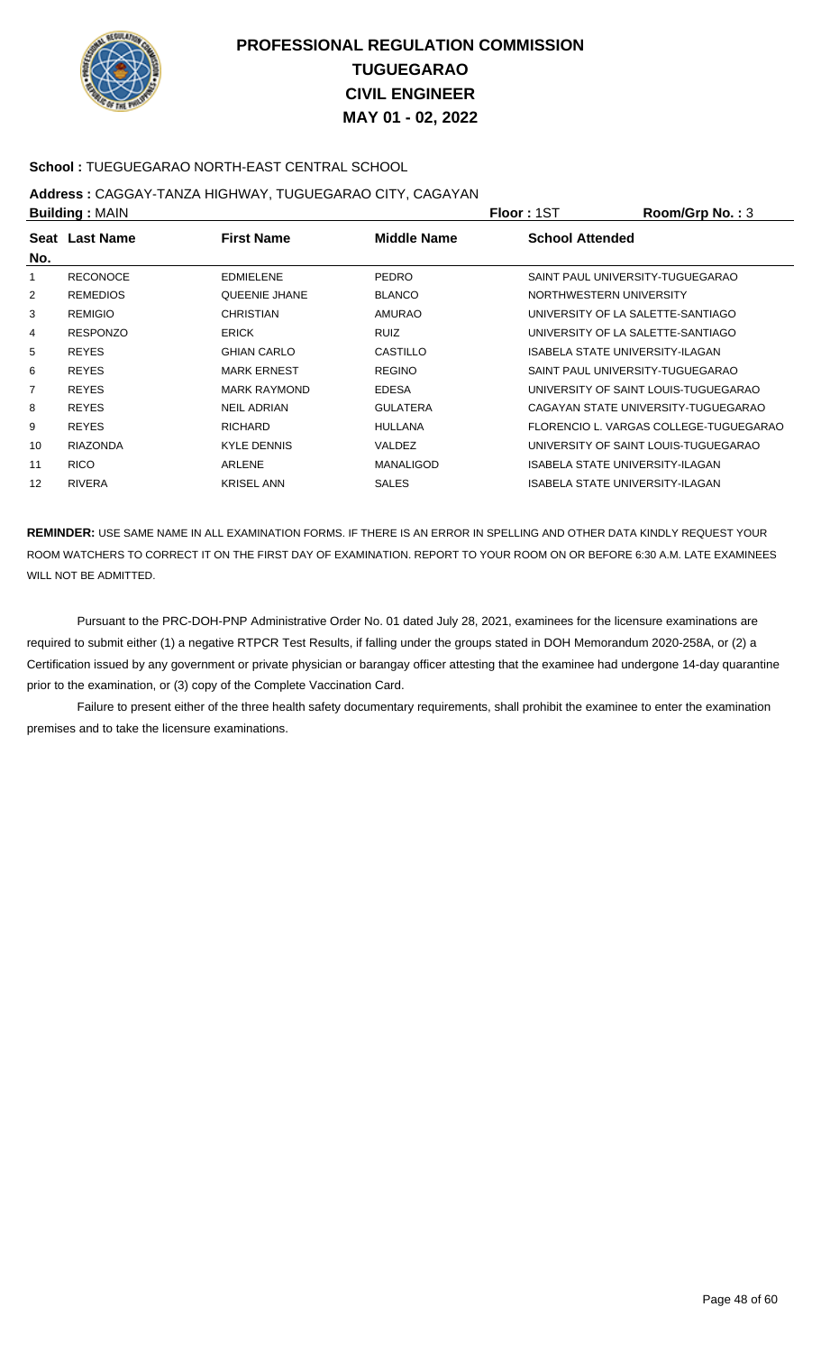# PROFESSIONAL REGULATION COMMISSION
# TUGUEGARAO
# CIVIL ENGINEER
# MAY 01 - 02, 2022

**School :** TUEGUEGARAO NORTH-EAST CENTRAL SCHOOL

**Address :** CAGGAY-TANZA HIGHWAY, TUGUEGARAO CITY, CAGAYAN

**Building :** MAIN **Floor :** 1ST **Room/Grp No. :** 3

| Seat No. | Last Name | First Name | Middle Name | School Attended |
|---|---|---|---|---|
| 1 | RECONOCE | EDMIELENE | PEDRO | SAINT PAUL UNIVERSITY-TUGUEGARAO |
| 2 | REMEDIOS | QUEENIE JHANE | BLANCO | NORTHWESTERN UNIVERSITY |
| 3 | REMIGIO | CHRISTIAN | AMURAO | UNIVERSITY OF LA SALETTE-SANTIAGO |
| 4 | RESPONZO | ERICK | RUIZ | UNIVERSITY OF LA SALETTE-SANTIAGO |
| 5 | REYES | GHIAN CARLO | CASTILLO | ISABELA STATE UNIVERSITY-ILAGAN |
| 6 | REYES | MARK ERNEST | REGINO | SAINT PAUL UNIVERSITY-TUGUEGARAO |
| 7 | REYES | MARK RAYMOND | EDESA | UNIVERSITY OF SAINT LOUIS-TUGUEGARAO |
| 8 | REYES | NEIL ADRIAN | GULATERA | CAGAYAN STATE UNIVERSITY-TUGUEGARAO |
| 9 | REYES | RICHARD | HULLANA | FLORENCIO L. VARGAS COLLEGE-TUGUEGARAO |
| 10 | RIAZONDA | KYLE DENNIS | VALDEZ | UNIVERSITY OF SAINT LOUIS-TUGUEGARAO |
| 11 | RICO | ARLENE | MANALIGOD | ISABELA STATE UNIVERSITY-ILAGAN |
| 12 | RIVERA | KRISEL ANN | SALES | ISABELA STATE UNIVERSITY-ILAGAN |

**REMINDER:** USE SAME NAME IN ALL EXAMINATION FORMS. IF THERE IS AN ERROR IN SPELLING AND OTHER DATA KINDLY REQUEST YOUR ROOM WATCHERS TO CORRECT IT ON THE FIRST DAY OF EXAMINATION. REPORT TO YOUR ROOM ON OR BEFORE 6:30 A.M. LATE EXAMINEES WILL NOT BE ADMITTED.

Pursuant to the PRC-DOH-PNP Administrative Order No. 01 dated July 28, 2021, examinees for the licensure examinations are required to submit either (1) a negative RTPCR Test Results, if falling under the groups stated in DOH Memorandum 2020-258A, or (2) a Certification issued by any government or private physician or barangay officer attesting that the examinee had undergone 14-day quarantine prior to the examination, or (3) copy of the Complete Vaccination Card.

Failure to present either of the three health safety documentary requirements, shall prohibit the examinee to enter the examination premises and to take the licensure examinations.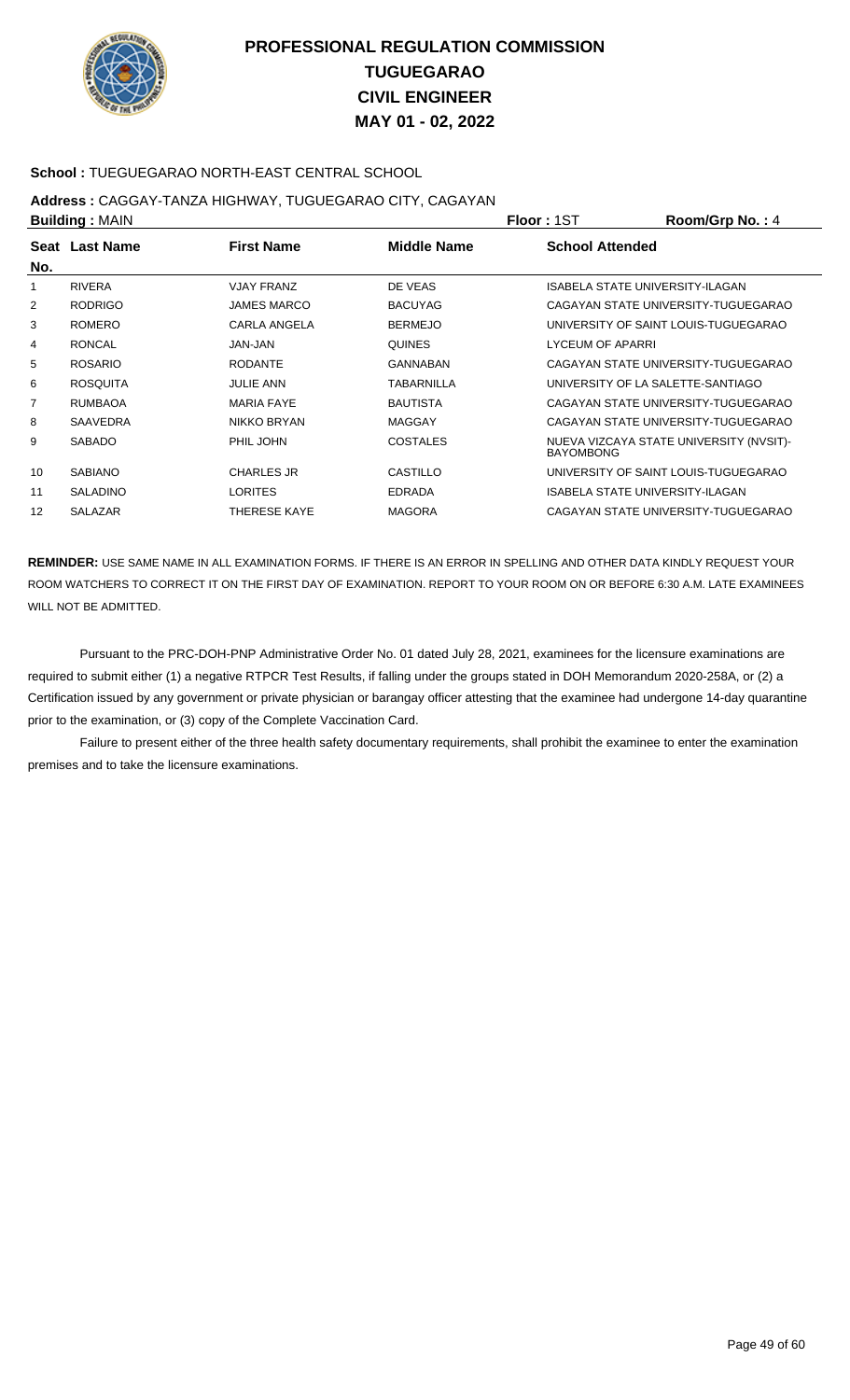# PROFESSIONAL REGULATION COMMISSION
# TUGUEGARAO
# CIVIL ENGINEER
# MAY 01 - 02, 2022

**School :** TUEGUEGARAO NORTH-EAST CENTRAL SCHOOL

**Address :** CAGGAY-TANZA HIGHWAY, TUGUEGARAO CITY, CAGAYAN

**Building :** MAIN　　**Floor :** 1ST　　**Room/Grp No. :** 4

| Seat No. | Last Name | First Name | Middle Name | School Attended |
|---|---|---|---|---|
| 1 | RIVERA | VJAY FRANZ | DE VEAS | ISABELA STATE UNIVERSITY-ILAGAN |
| 2 | RODRIGO | JAMES MARCO | BACUYAG | CAGAYAN STATE UNIVERSITY-TUGUEGARAO |
| 3 | ROMERO | CARLA ANGELA | BERMEJO | UNIVERSITY OF SAINT LOUIS-TUGUEGARAO |
| 4 | RONCAL | JAN-JAN | QUINES | LYCEUM OF APARRI |
| 5 | ROSARIO | RODANTE | GANNABAN | CAGAYAN STATE UNIVERSITY-TUGUEGARAO |
| 6 | ROSQUITA | JULIE ANN | TABARNILLA | UNIVERSITY OF LA SALETTE-SANTIAGO |
| 7 | RUMBAOA | MARIA FAYE | BAUTISTA | CAGAYAN STATE UNIVERSITY-TUGUEGARAO |
| 8 | SAAVEDRA | NIKKO BRYAN | MAGGAY | CAGAYAN STATE UNIVERSITY-TUGUEGARAO |
| 9 | SABADO | PHIL JOHN | COSTALES | NUEVA VIZCAYA STATE UNIVERSITY (NVSIT)-BAYOMBONG |
| 10 | SABIANO | CHARLES JR | CASTILLO | UNIVERSITY OF SAINT LOUIS-TUGUEGARAO |
| 11 | SALADINO | LORITES | EDRADA | ISABELA STATE UNIVERSITY-ILAGAN |
| 12 | SALAZAR | THERESE KAYE | MAGORA | CAGAYAN STATE UNIVERSITY-TUGUEGARAO |

**REMINDER:** USE SAME NAME IN ALL EXAMINATION FORMS. IF THERE IS AN ERROR IN SPELLING AND OTHER DATA KINDLY REQUEST YOUR ROOM WATCHERS TO CORRECT IT ON THE FIRST DAY OF EXAMINATION. REPORT TO YOUR ROOM ON OR BEFORE 6:30 A.M. LATE EXAMINEES WILL NOT BE ADMITTED.

Pursuant to the PRC-DOH-PNP Administrative Order No. 01 dated July 28, 2021, examinees for the licensure examinations are required to submit either (1) a negative RTPCR Test Results, if falling under the groups stated in DOH Memorandum 2020-258A, or (2) a Certification issued by any government or private physician or barangay officer attesting that the examinee had undergone 14-day quarantine prior to the examination, or (3) copy of the Complete Vaccination Card.

Failure to present either of the three health safety documentary requirements, shall prohibit the examinee to enter the examination premises and to take the licensure examinations.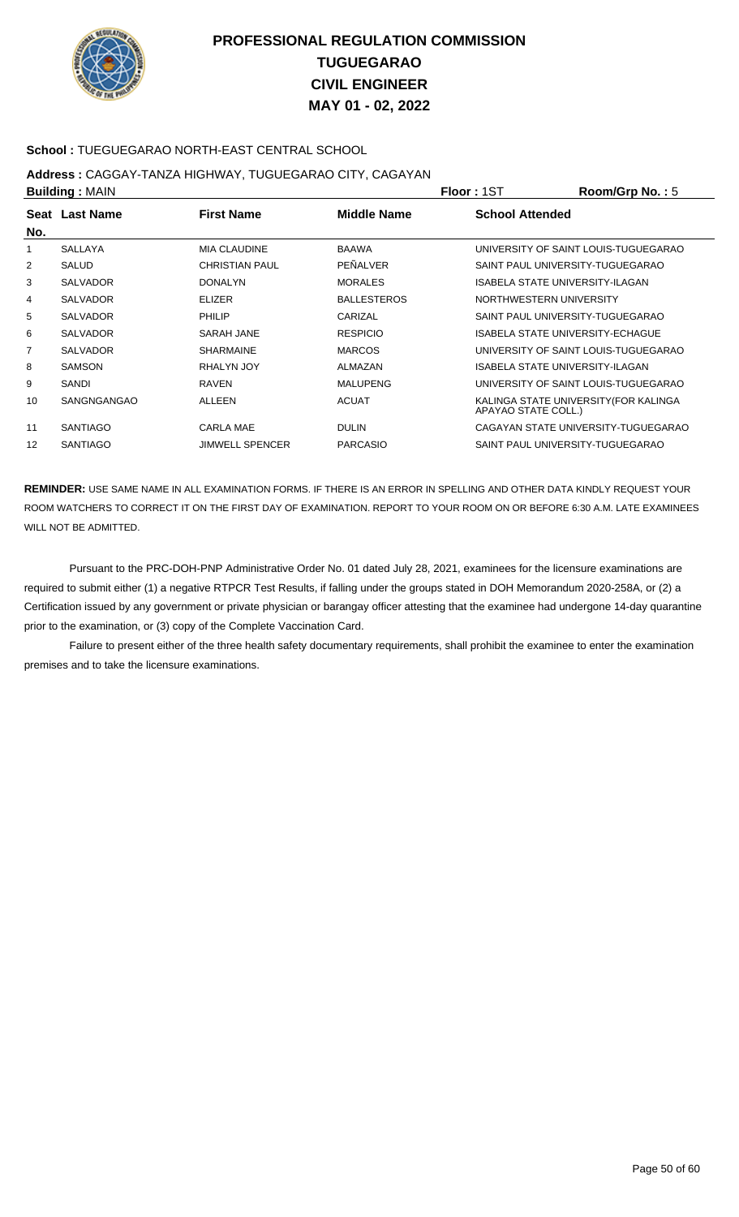# PROFESSIONAL REGULATION COMMISSION
# TUGUEGARAO
# CIVIL ENGINEER
# MAY 01 - 02, 2022

**School :** TUEGUEGARAO NORTH-EAST CENTRAL SCHOOL

**Address :** CAGGAY-TANZA HIGHWAY, TUGUEGARAO CITY, CAGAYAN

**Building :** MAIN **Floor :** 1ST **Room/Grp No. :** 5

| Seat No. | Last Name | First Name | Middle Name | School Attended |
|---|---|---|---|---|
| 1 | SALLAYA | MIA CLAUDINE | BAAWA | UNIVERSITY OF SAINT LOUIS-TUGUEGARAO |
| 2 | SALUD | CHRISTIAN PAUL | PEÑALVER | SAINT PAUL UNIVERSITY-TUGUEGARAO |
| 3 | SALVADOR | DONALYN | MORALES | ISABELA STATE UNIVERSITY-ILAGAN |
| 4 | SALVADOR | ELIZER | BALLESTEROS | NORTHWESTERN UNIVERSITY |
| 5 | SALVADOR | PHILIP | CARIZAL | SAINT PAUL UNIVERSITY-TUGUEGARAO |
| 6 | SALVADOR | SARAH JANE | RESPICIO | ISABELA STATE UNIVERSITY-ECHAGUE |
| 7 | SALVADOR | SHARMAINE | MARCOS | UNIVERSITY OF SAINT LOUIS-TUGUEGARAO |
| 8 | SAMSON | RHALYN JOY | ALMAZAN | ISABELA STATE UNIVERSITY-ILAGAN |
| 9 | SANDI | RAVEN | MALUPENG | UNIVERSITY OF SAINT LOUIS-TUGUEGARAO |
| 10 | SANGNGANGAO | ALLEEN | ACUAT | KALINGA STATE UNIVERSITY(FOR KALINGA APAYAO STATE COLL.) |
| 11 | SANTIAGO | CARLA MAE | DULIN | CAGAYAN STATE UNIVERSITY-TUGUEGARAO |
| 12 | SANTIAGO | JIMWELL SPENCER | PARCASIO | SAINT PAUL UNIVERSITY-TUGUEGARAO |

**REMINDER:** USE SAME NAME IN ALL EXAMINATION FORMS. IF THERE IS AN ERROR IN SPELLING AND OTHER DATA KINDLY REQUEST YOUR ROOM WATCHERS TO CORRECT IT ON THE FIRST DAY OF EXAMINATION. REPORT TO YOUR ROOM ON OR BEFORE 6:30 A.M. LATE EXAMINEES WILL NOT BE ADMITTED.

Pursuant to the PRC-DOH-PNP Administrative Order No. 01 dated July 28, 2021, examinees for the licensure examinations are required to submit either (1) a negative RTPCR Test Results, if falling under the groups stated in DOH Memorandum 2020-258A, or (2) a Certification issued by any government or private physician or barangay officer attesting that the examinee had undergone 14-day quarantine prior to the examination, or (3) copy of the Complete Vaccination Card.

Failure to present either of the three health safety documentary requirements, shall prohibit the examinee to enter the examination premises and to take the licensure examinations.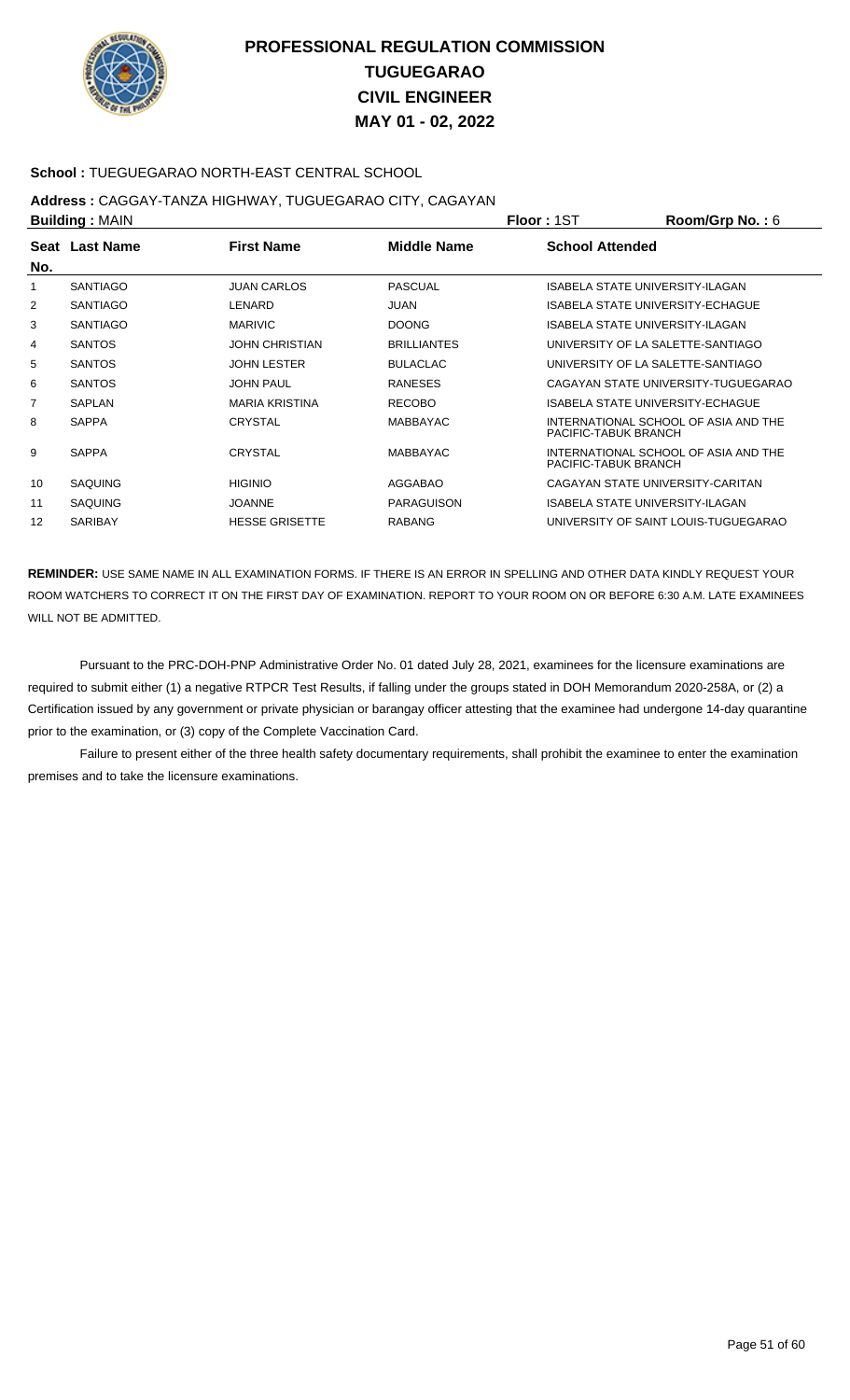# PROFESSIONAL REGULATION COMMISSION
# TUGUEGARAO
# CIVIL ENGINEER
# MAY 01 - 02, 2022

**School :** TUEGUEGARAO NORTH-EAST CENTRAL SCHOOL

**Address :** CAGGAY-TANZA HIGHWAY, TUGUEGARAO CITY, CAGAYAN

**Building :** MAIN **Floor :** 1ST **Room/Grp No. :** 6

| Seat No. | Last Name | First Name | Middle Name | School Attended |
|---|---|---|---|---|
| 1 | SANTIAGO | JUAN CARLOS | PASCUAL | ISABELA STATE UNIVERSITY-ILAGAN |
| 2 | SANTIAGO | LENARD | JUAN | ISABELA STATE UNIVERSITY-ECHAGUE |
| 3 | SANTIAGO | MARIVIC | DOONG | ISABELA STATE UNIVERSITY-ILAGAN |
| 4 | SANTOS | JOHN CHRISTIAN | BRILLIANTES | UNIVERSITY OF LA SALETTE-SANTIAGO |
| 5 | SANTOS | JOHN LESTER | BULACLAC | UNIVERSITY OF LA SALETTE-SANTIAGO |
| 6 | SANTOS | JOHN PAUL | RANESES | CAGAYAN STATE UNIVERSITY-TUGUEGARAO |
| 7 | SAPLAN | MARIA KRISTINA | RECOBO | ISABELA STATE UNIVERSITY-ECHAGUE |
| 8 | SAPPA | CRYSTAL | MABBAYAC | INTERNATIONAL SCHOOL OF ASIA AND THE PACIFIC-TABUK BRANCH |
| 9 | SAPPA | CRYSTAL | MABBAYAC | INTERNATIONAL SCHOOL OF ASIA AND THE PACIFIC-TABUK BRANCH |
| 10 | SAQUING | HIGINIO | AGGABAO | CAGAYAN STATE UNIVERSITY-CARITAN |
| 11 | SAQUING | JOANNE | PARAGUISON | ISABELA STATE UNIVERSITY-ILAGAN |
| 12 | SARIBAY | HESSE GRISETTE | RABANG | UNIVERSITY OF SAINT LOUIS-TUGUEGARAO |

**REMINDER:** USE SAME NAME IN ALL EXAMINATION FORMS. IF THERE IS AN ERROR IN SPELLING AND OTHER DATA KINDLY REQUEST YOUR ROOM WATCHERS TO CORRECT IT ON THE FIRST DAY OF EXAMINATION. REPORT TO YOUR ROOM ON OR BEFORE 6:30 A.M. LATE EXAMINEES WILL NOT BE ADMITTED.

Pursuant to the PRC-DOH-PNP Administrative Order No. 01 dated July 28, 2021, examinees for the licensure examinations are required to submit either (1) a negative RTPCR Test Results, if falling under the groups stated in DOH Memorandum 2020-258A, or (2) a Certification issued by any government or private physician or barangay officer attesting that the examinee had undergone 14-day quarantine prior to the examination, or (3) copy of the Complete Vaccination Card.

Failure to present either of the three health safety documentary requirements, shall prohibit the examinee to enter the examination premises and to take the licensure examinations.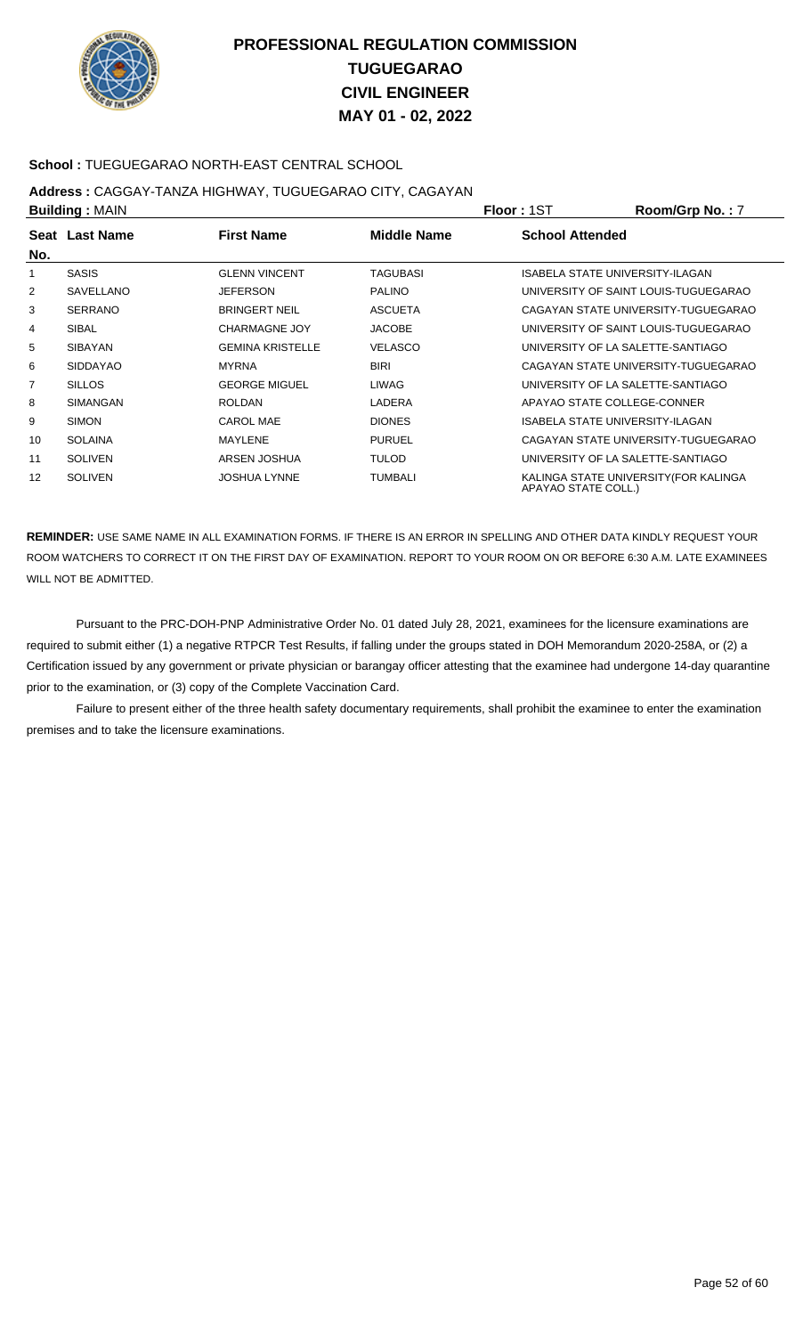# PROFESSIONAL REGULATION COMMISSION
## TUGUEGARAO
## CIVIL ENGINEER
## MAY 01 - 02, 2022

**School :** TUEGUEGARAO NORTH-EAST CENTRAL SCHOOL

**Address :** CAGGAY-TANZA HIGHWAY, TUGUEGARAO CITY, CAGAYAN

**Building :** MAIN | **Floor :** 1ST | **Room/Grp No. :** 7

| Seat No. | Last Name | First Name | Middle Name | School Attended |
|---|---|---|---|---|
| 1 | SASIS | GLENN VINCENT | TAGUBASI | ISABELA STATE UNIVERSITY-ILAGAN |
| 2 | SAVELLANO | JEFERSON | PALINO | UNIVERSITY OF SAINT LOUIS-TUGUEGARAO |
| 3 | SERRANO | BRINGERT NEIL | ASCUETA | CAGAYAN STATE UNIVERSITY-TUGUEGARAO |
| 4 | SIBAL | CHARMAGNE JOY | JACOBE | UNIVERSITY OF SAINT LOUIS-TUGUEGARAO |
| 5 | SIBAYAN | GEMINA KRISTELLE | VELASCO | UNIVERSITY OF LA SALETTE-SANTIAGO |
| 6 | SIDDAYAO | MYRNA | BIRI | CAGAYAN STATE UNIVERSITY-TUGUEGARAO |
| 7 | SILLOS | GEORGE MIGUEL | LIWAG | UNIVERSITY OF LA SALETTE-SANTIAGO |
| 8 | SIMANGAN | ROLDAN | LADERA | APAYAO STATE COLLEGE-CONNER |
| 9 | SIMON | CAROL MAE | DIONES | ISABELA STATE UNIVERSITY-ILAGAN |
| 10 | SOLAINA | MAYLENE | PURUEL | CAGAYAN STATE UNIVERSITY-TUGUEGARAO |
| 11 | SOLIVEN | ARSEN JOSHUA | TULOD | UNIVERSITY OF LA SALETTE-SANTIAGO |
| 12 | SOLIVEN | JOSHUA LYNNE | TUMBALI | KALINGA STATE UNIVERSITY(FOR KALINGA APAYAO STATE COLL.) |

**REMINDER:** USE SAME NAME IN ALL EXAMINATION FORMS. IF THERE IS AN ERROR IN SPELLING AND OTHER DATA KINDLY REQUEST YOUR ROOM WATCHERS TO CORRECT IT ON THE FIRST DAY OF EXAMINATION. REPORT TO YOUR ROOM ON OR BEFORE 6:30 A.M. LATE EXAMINEES WILL NOT BE ADMITTED.

Pursuant to the PRC-DOH-PNP Administrative Order No. 01 dated July 28, 2021, examinees for the licensure examinations are required to submit either (1) a negative RTPCR Test Results, if falling under the groups stated in DOH Memorandum 2020-258A, or (2) a Certification issued by any government or private physician or barangay officer attesting that the examinee had undergone 14-day quarantine prior to the examination, or (3) copy of the Complete Vaccination Card.

Failure to present either of the three health safety documentary requirements, shall prohibit the examinee to enter the examination premises and to take the licensure examinations.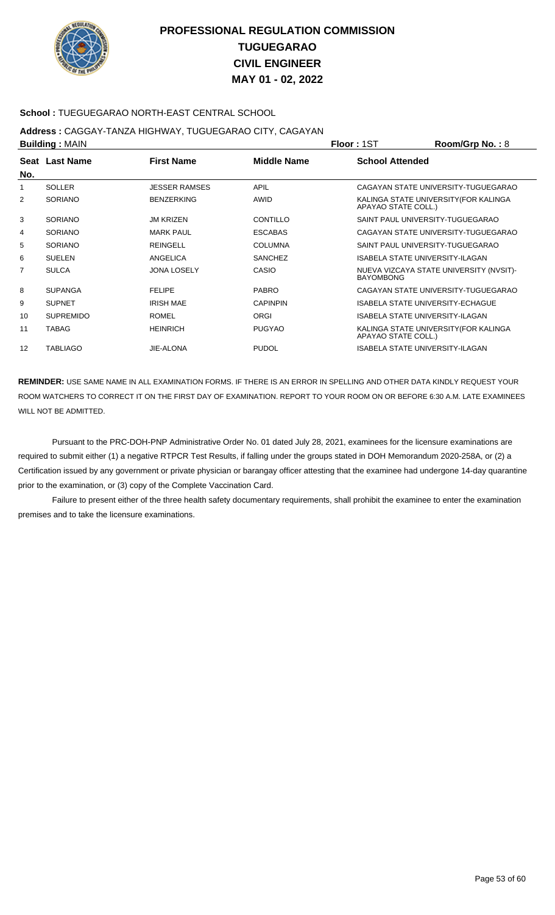# PROFESSIONAL REGULATION COMMISSION
# TUGUEGARAO
# CIVIL ENGINEER
# MAY 01 - 02, 2022

**School :** TUEGUEGARAO NORTH-EAST CENTRAL SCHOOL

**Address :** CAGGAY-TANZA HIGHWAY, TUGUEGARAO CITY, CAGAYAN

**Building :** MAIN **Floor :** 1ST **Room/Grp No. :** 8

| Seat No. | Last Name | First Name | Middle Name | School Attended |
|---|---|---|---|---|
| 1 | SOLLER | JESSER RAMSES | APIL | CAGAYAN STATE UNIVERSITY-TUGUEGARAO |
| 2 | SORIANO | BENZERKING | AWID | KALINGA STATE UNIVERSITY(FOR KALINGA APAYAO STATE COLL.) |
| 3 | SORIANO | JM KRIZEN | CONTILLO | SAINT PAUL UNIVERSITY-TUGUEGARAO |
| 4 | SORIANO | MARK PAUL | ESCABAS | CAGAYAN STATE UNIVERSITY-TUGUEGARAO |
| 5 | SORIANO | REINGELL | COLUMNA | SAINT PAUL UNIVERSITY-TUGUEGARAO |
| 6 | SUELEN | ANGELICA | SANCHEZ | ISABELA STATE UNIVERSITY-ILAGAN |
| 7 | SULCA | JONA LOSELY | CASIO | NUEVA VIZCAYA STATE UNIVERSITY (NVSIT)-BAYOMBONG |
| 8 | SUPANGA | FELIPE | PABRO | CAGAYAN STATE UNIVERSITY-TUGUEGARAO |
| 9 | SUPNET | IRISH MAE | CAPINPIN | ISABELA STATE UNIVERSITY-ECHAGUE |
| 10 | SUPREMIDO | ROMEL | ORGI | ISABELA STATE UNIVERSITY-ILAGAN |
| 11 | TABAG | HEINRICH | PUGYAO | KALINGA STATE UNIVERSITY(FOR KALINGA APAYAO STATE COLL.) |
| 12 | TABLIAGO | JIE-ALONA | PUDOL | ISABELA STATE UNIVERSITY-ILAGAN |

**REMINDER:** USE SAME NAME IN ALL EXAMINATION FORMS. IF THERE IS AN ERROR IN SPELLING AND OTHER DATA KINDLY REQUEST YOUR ROOM WATCHERS TO CORRECT IT ON THE FIRST DAY OF EXAMINATION. REPORT TO YOUR ROOM ON OR BEFORE 6:30 A.M. LATE EXAMINEES WILL NOT BE ADMITTED.

Pursuant to the PRC-DOH-PNP Administrative Order No. 01 dated July 28, 2021, examinees for the licensure examinations are required to submit either (1) a negative RTPCR Test Results, if falling under the groups stated in DOH Memorandum 2020-258A, or (2) a Certification issued by any government or private physician or barangay officer attesting that the examinee had undergone 14-day quarantine prior to the examination, or (3) copy of the Complete Vaccination Card.

Failure to present either of the three health safety documentary requirements, shall prohibit the examinee to enter the examination premises and to take the licensure examinations.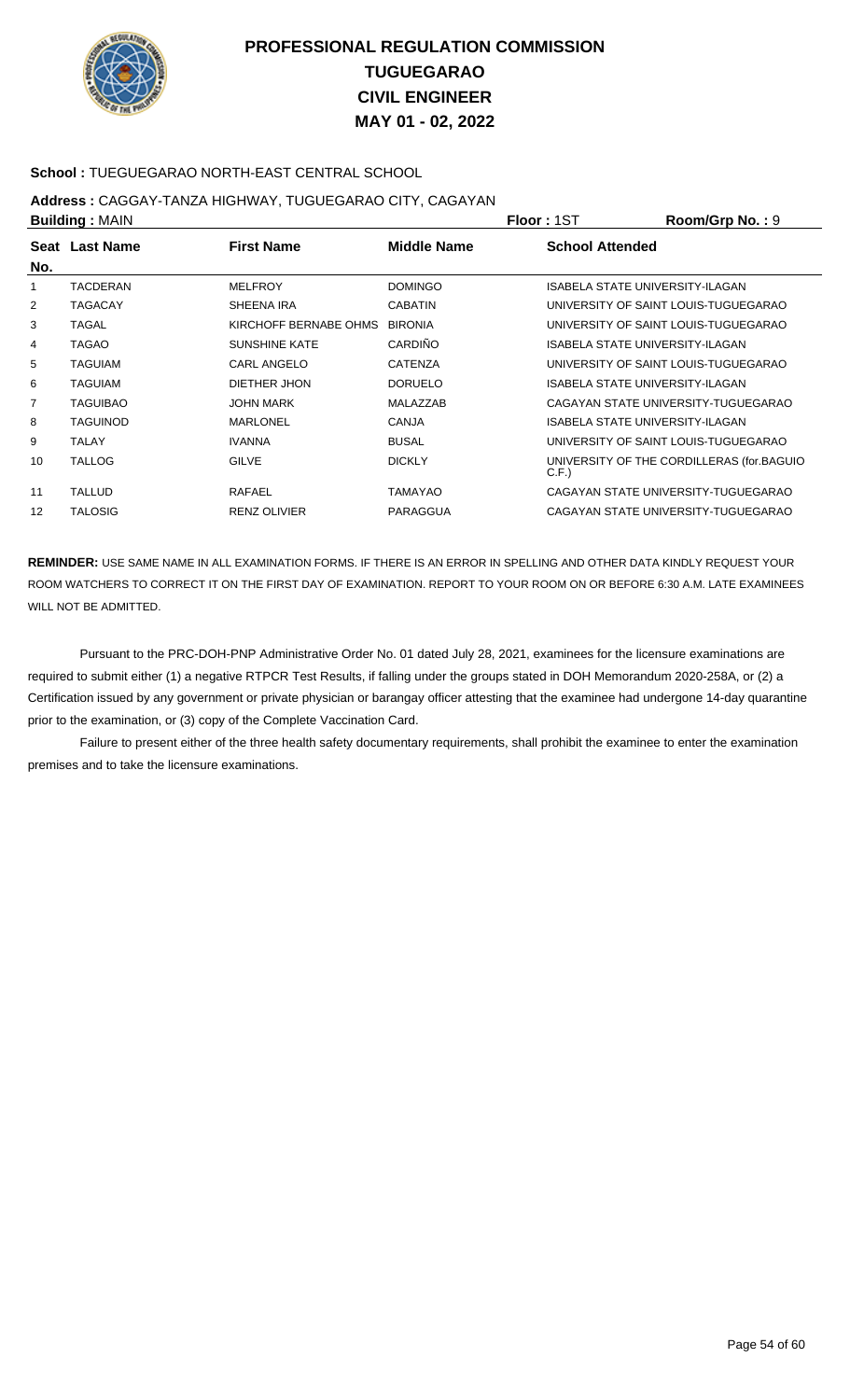# PROFESSIONAL REGULATION COMMISSION
# TUGUEGARAO
# CIVIL ENGINEER
# MAY 01 - 02, 2022

**School :** TUEGUEGARAO NORTH-EAST CENTRAL SCHOOL

**Address :** CAGGAY-TANZA HIGHWAY, TUGUEGARAO CITY, CAGAYAN

**Building :** MAIN **Floor :** 1ST **Room/Grp No. :** 9

| Seat No. | Last Name | First Name | Middle Name | School Attended |
|---|---|---|---|---|
| 1 | TACDERAN | MELFROY | DOMINGO | ISABELA STATE UNIVERSITY-ILAGAN |
| 2 | TAGACAY | SHEENA IRA | CABATIN | UNIVERSITY OF SAINT LOUIS-TUGUEGARAO |
| 3 | TAGAL | KIRCHOFF BERNABE OHMS | BIRONIA | UNIVERSITY OF SAINT LOUIS-TUGUEGARAO |
| 4 | TAGAO | SUNSHINE KATE | CARDIÑO | ISABELA STATE UNIVERSITY-ILAGAN |
| 5 | TAGUIAM | CARL ANGELO | CATENZA | UNIVERSITY OF SAINT LOUIS-TUGUEGARAO |
| 6 | TAGUIAM | DIETHER JHON | DORUELO | ISABELA STATE UNIVERSITY-ILAGAN |
| 7 | TAGUIBAO | JOHN MARK | MALAZZAB | CAGAYAN STATE UNIVERSITY-TUGUEGARAO |
| 8 | TAGUINOD | MARLONEL | CANJA | ISABELA STATE UNIVERSITY-ILAGAN |
| 9 | TALAY | IVANNA | BUSAL | UNIVERSITY OF SAINT LOUIS-TUGUEGARAO |
| 10 | TALLOG | GILVE | DICKLY | UNIVERSITY OF THE CORDILLERAS (for.BAGUIO C.F.) |
| 11 | TALLUD | RAFAEL | TAMAYAO | CAGAYAN STATE UNIVERSITY-TUGUEGARAO |
| 12 | TALOSIG | RENZ OLIVIER | PARAGGUA | CAGAYAN STATE UNIVERSITY-TUGUEGARAO |

**REMINDER:** USE SAME NAME IN ALL EXAMINATION FORMS. IF THERE IS AN ERROR IN SPELLING AND OTHER DATA KINDLY REQUEST YOUR ROOM WATCHERS TO CORRECT IT ON THE FIRST DAY OF EXAMINATION. REPORT TO YOUR ROOM ON OR BEFORE 6:30 A.M. LATE EXAMINEES WILL NOT BE ADMITTED.

Pursuant to the PRC-DOH-PNP Administrative Order No. 01 dated July 28, 2021, examinees for the licensure examinations are required to submit either (1) a negative RTPCR Test Results, if falling under the groups stated in DOH Memorandum 2020-258A, or (2) a Certification issued by any government or private physician or barangay officer attesting that the examinee had undergone 14-day quarantine prior to the examination, or (3) copy of the Complete Vaccination Card.

Failure to present either of the three health safety documentary requirements, shall prohibit the examinee to enter the examination premises and to take the licensure examinations.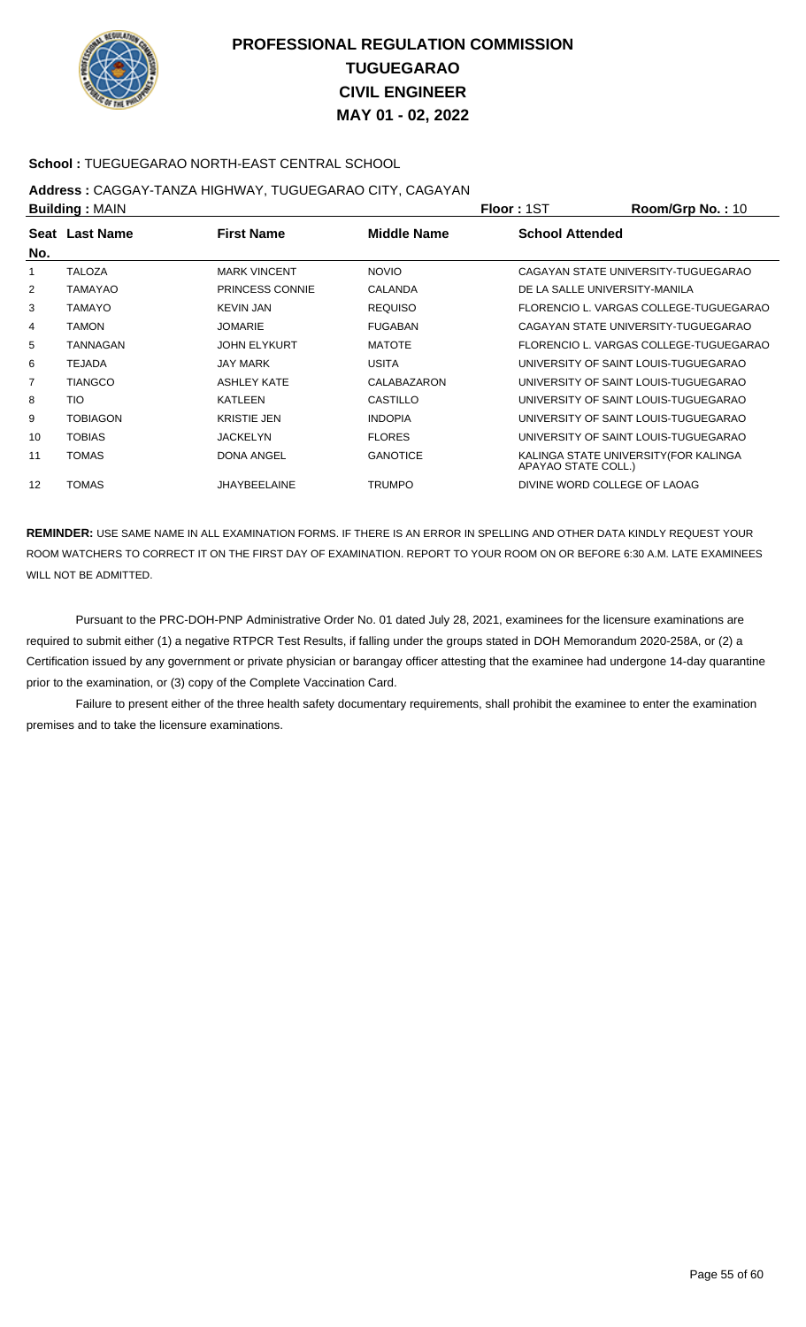# PROFESSIONAL REGULATION COMMISSION
## TUGUEGARAO
## CIVIL ENGINEER
## MAY 01 - 02, 2022

**School :** TUEGUEGARAO NORTH-EAST CENTRAL SCHOOL

**Address :** CAGGAY-TANZA HIGHWAY, TUGUEGARAO CITY, CAGAYAN

**Building :** MAIN **Floor :** 1ST **Room/Grp No. :** 10

| Seat No. | Last Name | First Name | Middle Name | School Attended |
|---|---|---|---|---|
| 1 | TALOZA | MARK VINCENT | NOVIO | CAGAYAN STATE UNIVERSITY-TUGUEGARAO |
| 2 | TAMAYAO | PRINCESS CONNIE | CALANDA | DE LA SALLE UNIVERSITY-MANILA |
| 3 | TAMAYO | KEVIN JAN | REQUISO | FLORENCIO L. VARGAS COLLEGE-TUGUEGARAO |
| 4 | TAMON | JOMARIE | FUGABAN | CAGAYAN STATE UNIVERSITY-TUGUEGARAO |
| 5 | TANNAGAN | JOHN ELYKURT | MATOTE | FLORENCIO L. VARGAS COLLEGE-TUGUEGARAO |
| 6 | TEJADA | JAY MARK | USITA | UNIVERSITY OF SAINT LOUIS-TUGUEGARAO |
| 7 | TIANGCO | ASHLEY KATE | CALABAZARON | UNIVERSITY OF SAINT LOUIS-TUGUEGARAO |
| 8 | TIO | KATLEEN | CASTILLO | UNIVERSITY OF SAINT LOUIS-TUGUEGARAO |
| 9 | TOBIAGON | KRISTIE JEN | INDOPIA | UNIVERSITY OF SAINT LOUIS-TUGUEGARAO |
| 10 | TOBIAS | JACKELYN | FLORES | UNIVERSITY OF SAINT LOUIS-TUGUEGARAO |
| 11 | TOMAS | DONA ANGEL | GANOTICE | KALINGA STATE UNIVERSITY(FOR KALINGA APAYAO STATE COLL.) |
| 12 | TOMAS | JHAYBEELAINE | TRUMPO | DIVINE WORD COLLEGE OF LAOAG |

**REMINDER:** USE SAME NAME IN ALL EXAMINATION FORMS. IF THERE IS AN ERROR IN SPELLING AND OTHER DATA KINDLY REQUEST YOUR ROOM WATCHERS TO CORRECT IT ON THE FIRST DAY OF EXAMINATION. REPORT TO YOUR ROOM ON OR BEFORE 6:30 A.M. LATE EXAMINEES WILL NOT BE ADMITTED.

Pursuant to the PRC-DOH-PNP Administrative Order No. 01 dated July 28, 2021, examinees for the licensure examinations are required to submit either (1) a negative RTPCR Test Results, if falling under the groups stated in DOH Memorandum 2020-258A, or (2) a Certification issued by any government or private physician or barangay officer attesting that the examinee had undergone 14-day quarantine prior to the examination, or (3) copy of the Complete Vaccination Card.

Failure to present either of the three health safety documentary requirements, shall prohibit the examinee to enter the examination premises and to take the licensure examinations.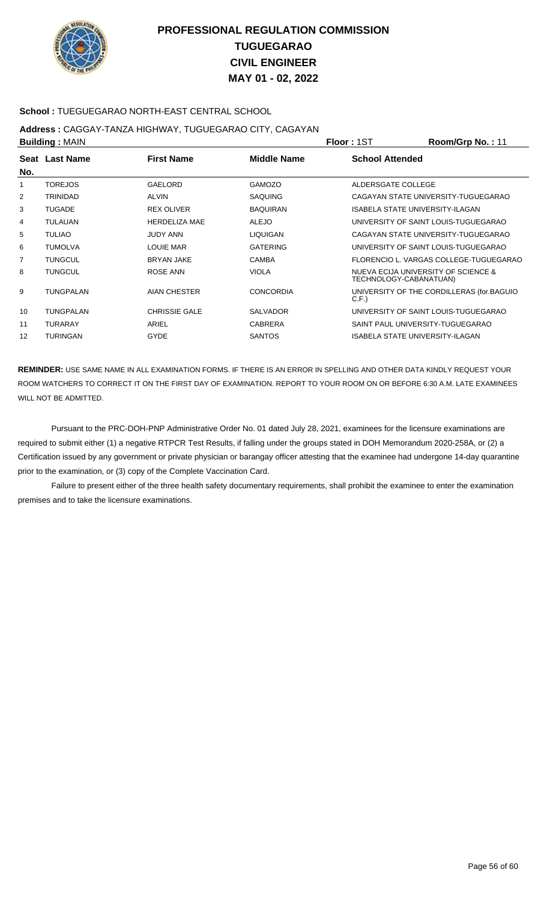# PROFESSIONAL REGULATION COMMISSION
# TUGUEGARAO
# CIVIL ENGINEER
# MAY 01 - 02, 2022

**School :** TUEGUEGARAO NORTH-EAST CENTRAL SCHOOL

**Address :** CAGGAY-TANZA HIGHWAY, TUGUEGARAO CITY, CAGAYAN

**Building :** MAIN **Floor :** 1ST **Room/Grp No. :** 11

| Seat No. | Last Name | First Name | Middle Name | School Attended |
|---|---|---|---|---|
| 1 | TOREJOS | GAELORD | GAMOZO | ALDERSGATE COLLEGE |
| 2 | TRINIDAD | ALVIN | SAQUING | CAGAYAN STATE UNIVERSITY-TUGUEGARAO |
| 3 | TUGADE | REX OLIVER | BAQUIRAN | ISABELA STATE UNIVERSITY-ILAGAN |
| 4 | TULAUAN | HERDELIZA MAE | ALEJO | UNIVERSITY OF SAINT LOUIS-TUGUEGARAO |
| 5 | TULIAO | JUDY ANN | LIQUIGAN | CAGAYAN STATE UNIVERSITY-TUGUEGARAO |
| 6 | TUMOLVA | LOUIE MAR | GATERING | UNIVERSITY OF SAINT LOUIS-TUGUEGARAO |
| 7 | TUNGCUL | BRYAN JAKE | CAMBA | FLORENCIO L. VARGAS COLLEGE-TUGUEGARAO |
| 8 | TUNGCUL | ROSE ANN | VIOLA | NUEVA ECIJA UNIVERSITY OF SCIENCE & TECHNOLOGY-CABANATUAN) |
| 9 | TUNGPALAN | AIAN CHESTER | CONCORDIA | UNIVERSITY OF THE CORDILLERAS (for.BAGUIO C.F.) |
| 10 | TUNGPALAN | CHRISSIE GALE | SALVADOR | UNIVERSITY OF SAINT LOUIS-TUGUEGARAO |
| 11 | TURARAY | ARIEL | CABRERA | SAINT PAUL UNIVERSITY-TUGUEGARAO |
| 12 | TURINGAN | GYDE | SANTOS | ISABELA STATE UNIVERSITY-ILAGAN |

**REMINDER:** USE SAME NAME IN ALL EXAMINATION FORMS. IF THERE IS AN ERROR IN SPELLING AND OTHER DATA KINDLY REQUEST YOUR ROOM WATCHERS TO CORRECT IT ON THE FIRST DAY OF EXAMINATION. REPORT TO YOUR ROOM ON OR BEFORE 6:30 A.M. LATE EXAMINEES WILL NOT BE ADMITTED.

Pursuant to the PRC-DOH-PNP Administrative Order No. 01 dated July 28, 2021, examinees for the licensure examinations are required to submit either (1) a negative RTPCR Test Results, if falling under the groups stated in DOH Memorandum 2020-258A, or (2) a Certification issued by any government or private physician or barangay officer attesting that the examinee had undergone 14-day quarantine prior to the examination, or (3) copy of the Complete Vaccination Card.

Failure to present either of the three health safety documentary requirements, shall prohibit the examinee to enter the examination premises and to take the licensure examinations.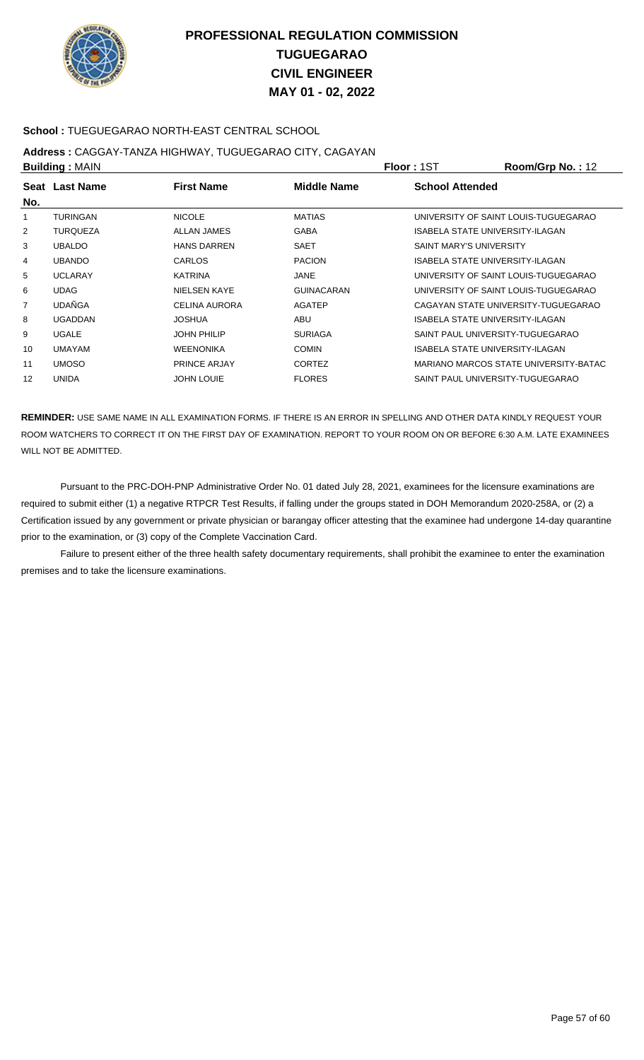# PROFESSIONAL REGULATION COMMISSION
# TUGUEGARAO
# CIVIL ENGINEER
# MAY 01 - 02, 2022

**School :** TUEGUEGARAO NORTH-EAST CENTRAL SCHOOL

**Address :** CAGGAY-TANZA HIGHWAY, TUGUEGARAO CITY, CAGAYAN

**Building :** MAIN **Floor :** 1ST **Room/Grp No. :** 12

| Seat No. | Last Name | First Name | Middle Name | School Attended |
|---|---|---|---|---|
| 1 | TURINGAN | NICOLE | MATIAS | UNIVERSITY OF SAINT LOUIS-TUGUEGARAO |
| 2 | TURQUEZA | ALLAN JAMES | GABA | ISABELA STATE UNIVERSITY-ILAGAN |
| 3 | UBALDO | HANS DARREN | SAET | SAINT MARY'S UNIVERSITY |
| 4 | UBANDO | CARLOS | PACION | ISABELA STATE UNIVERSITY-ILAGAN |
| 5 | UCLARAY | KATRINA | JANE | UNIVERSITY OF SAINT LOUIS-TUGUEGARAO |
| 6 | UDAG | NIELSEN KAYE | GUINACARAN | UNIVERSITY OF SAINT LOUIS-TUGUEGARAO |
| 7 | UDAÑGA | CELINA AURORA | AGATEP | CAGAYAN STATE UNIVERSITY-TUGUEGARAO |
| 8 | UGADDAN | JOSHUA | ABU | ISABELA STATE UNIVERSITY-ILAGAN |
| 9 | UGALE | JOHN PHILIP | SURIAGA | SAINT PAUL UNIVERSITY-TUGUEGARAO |
| 10 | UMAYAM | WEENONIKA | COMIN | ISABELA STATE UNIVERSITY-ILAGAN |
| 11 | UMOSO | PRINCE ARJAY | CORTEZ | MARIANO MARCOS STATE UNIVERSITY-BATAC |
| 12 | UNIDA | JOHN LOUIE | FLORES | SAINT PAUL UNIVERSITY-TUGUEGARAO |

**REMINDER:** USE SAME NAME IN ALL EXAMINATION FORMS. IF THERE IS AN ERROR IN SPELLING AND OTHER DATA KINDLY REQUEST YOUR ROOM WATCHERS TO CORRECT IT ON THE FIRST DAY OF EXAMINATION. REPORT TO YOUR ROOM ON OR BEFORE 6:30 A.M. LATE EXAMINEES WILL NOT BE ADMITTED.

Pursuant to the PRC-DOH-PNP Administrative Order No. 01 dated July 28, 2021, examinees for the licensure examinations are required to submit either (1) a negative RTPCR Test Results, if falling under the groups stated in DOH Memorandum 2020-258A, or (2) a Certification issued by any government or private physician or barangay officer attesting that the examinee had undergone 14-day quarantine prior to the examination, or (3) copy of the Complete Vaccination Card.

Failure to present either of the three health safety documentary requirements, shall prohibit the examinee to enter the examination premises and to take the licensure examinations.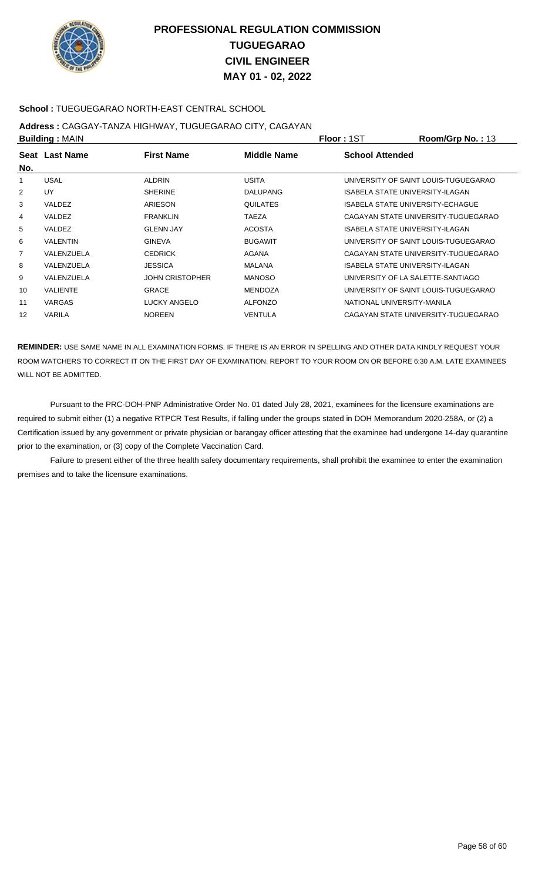# PROFESSIONAL REGULATION COMMISSION
# TUGUEGARAO
# CIVIL ENGINEER
# MAY 01 - 02, 2022

**School :** TUEGUEGARAO NORTH-EAST CENTRAL SCHOOL

**Address :** CAGGAY-TANZA HIGHWAY, TUGUEGARAO CITY, CAGAYAN

**Building :** MAIN **Floor :** 1ST **Room/Grp No. :** 13

| Seat No. | Last Name | First Name | Middle Name | School Attended |
|---|---|---|---|---|
| 1 | USAL | ALDRIN | USITA | UNIVERSITY OF SAINT LOUIS-TUGUEGARAO |
| 2 | UY | SHERINE | DALUPANG | ISABELA STATE UNIVERSITY-ILAGAN |
| 3 | VALDEZ | ARIESON | QUILATES | ISABELA STATE UNIVERSITY-ECHAGUE |
| 4 | VALDEZ | FRANKLIN | TAEZA | CAGAYAN STATE UNIVERSITY-TUGUEGARAO |
| 5 | VALDEZ | GLENN JAY | ACOSTA | ISABELA STATE UNIVERSITY-ILAGAN |
| 6 | VALENTIN | GINEVA | BUGAWIT | UNIVERSITY OF SAINT LOUIS-TUGUEGARAO |
| 7 | VALENZUELA | CEDRICK | AGANA | CAGAYAN STATE UNIVERSITY-TUGUEGARAO |
| 8 | VALENZUELA | JESSICA | MALANA | ISABELA STATE UNIVERSITY-ILAGAN |
| 9 | VALENZUELA | JOHN CRISTOPHER | MANOSO | UNIVERSITY OF LA SALETTE-SANTIAGO |
| 10 | VALIENTE | GRACE | MENDOZA | UNIVERSITY OF SAINT LOUIS-TUGUEGARAO |
| 11 | VARGAS | LUCKY ANGELO | ALFONZO | NATIONAL UNIVERSITY-MANILA |
| 12 | VARILA | NOREEN | VENTULA | CAGAYAN STATE UNIVERSITY-TUGUEGARAO |

**REMINDER:** USE SAME NAME IN ALL EXAMINATION FORMS. IF THERE IS AN ERROR IN SPELLING AND OTHER DATA KINDLY REQUEST YOUR ROOM WATCHERS TO CORRECT IT ON THE FIRST DAY OF EXAMINATION. REPORT TO YOUR ROOM ON OR BEFORE 6:30 A.M. LATE EXAMINEES WILL NOT BE ADMITTED.

Pursuant to the PRC-DOH-PNP Administrative Order No. 01 dated July 28, 2021, examinees for the licensure examinations are required to submit either (1) a negative RTPCR Test Results, if falling under the groups stated in DOH Memorandum 2020-258A, or (2) a Certification issued by any government or private physician or barangay officer attesting that the examinee had undergone 14-day quarantine prior to the examination, or (3) copy of the Complete Vaccination Card.

Failure to present either of the three health safety documentary requirements, shall prohibit the examinee to enter the examination premises and to take the licensure examinations.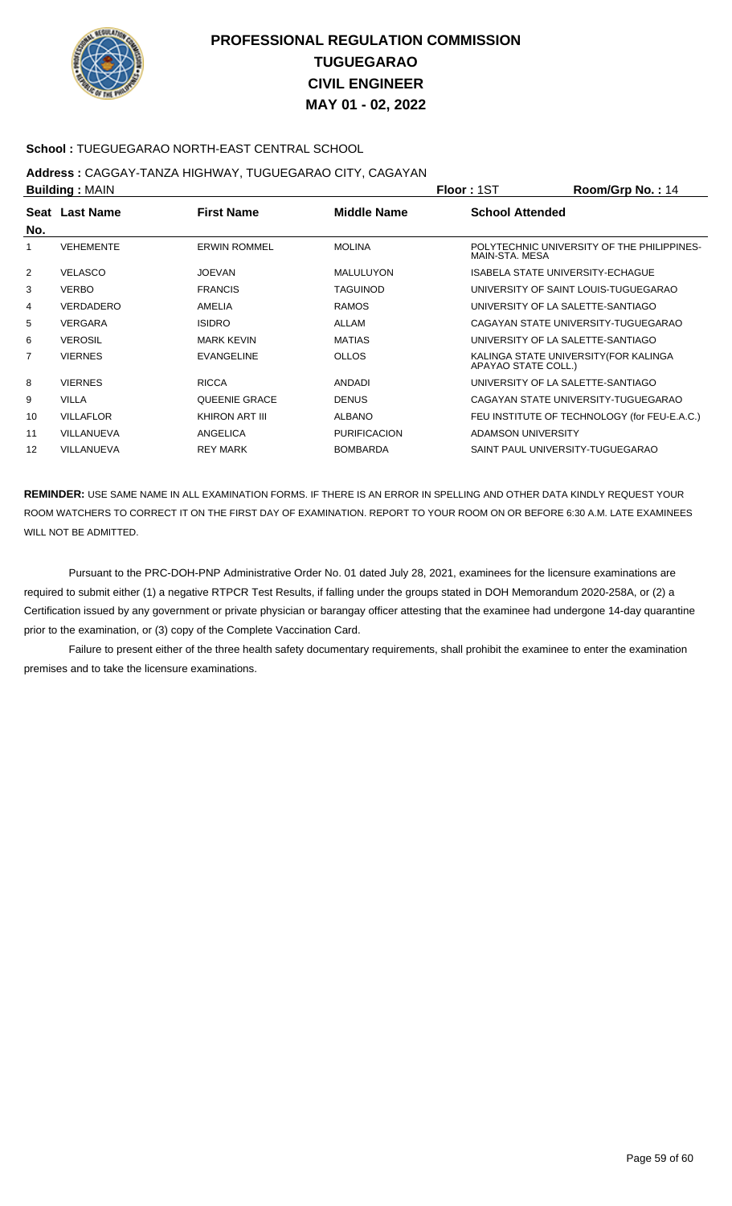# PROFESSIONAL REGULATION COMMISSION
## TUGUEGARAO
## CIVIL ENGINEER
## MAY 01 - 02, 2022

**School :** TUEGUEGARAO NORTH-EAST CENTRAL SCHOOL

**Address :** CAGGAY-TANZA HIGHWAY, TUGUEGARAO CITY, CAGAYAN

**Building :** MAIN **Floor :** 1ST **Room/Grp No. :** 14

| Seat No. | Last Name | First Name | Middle Name | School Attended |
|---|---|---|---|---|
| 1 | VEHEMENTE | ERWIN ROMMEL | MOLINA | POLYTECHNIC UNIVERSITY OF THE PHILIPPINES-MAIN-STA. MESA |
| 2 | VELASCO | JOEVAN | MALULUYON | ISABELA STATE UNIVERSITY-ECHAGUE |
| 3 | VERBO | FRANCIS | TAGUINOD | UNIVERSITY OF SAINT LOUIS-TUGUEGARAO |
| 4 | VERDADERO | AMELIA | RAMOS | UNIVERSITY OF LA SALETTE-SANTIAGO |
| 5 | VERGARA | ISIDRO | ALLAM | CAGAYAN STATE UNIVERSITY-TUGUEGARAO |
| 6 | VEROSIL | MARK KEVIN | MATIAS | UNIVERSITY OF LA SALETTE-SANTIAGO |
| 7 | VIERNES | EVANGELINE | OLLOS | KALINGA STATE UNIVERSITY(FOR KALINGA APAYAO STATE COLL.) |
| 8 | VIERNES | RICCA | ANDADI | UNIVERSITY OF LA SALETTE-SANTIAGO |
| 9 | VILLA | QUEENIE GRACE | DENUS | CAGAYAN STATE UNIVERSITY-TUGUEGARAO |
| 10 | VILLAFLOR | KHIRON ART III | ALBANO | FEU INSTITUTE OF TECHNOLOGY (for FEU-E.A.C.) |
| 11 | VILLANUEVA | ANGELICA | PURIFICACION | ADAMSON UNIVERSITY |
| 12 | VILLANUEVA | REY MARK | BOMBARDA | SAINT PAUL UNIVERSITY-TUGUEGARAO |

**REMINDER:** USE SAME NAME IN ALL EXAMINATION FORMS. IF THERE IS AN ERROR IN SPELLING AND OTHER DATA KINDLY REQUEST YOUR ROOM WATCHERS TO CORRECT IT ON THE FIRST DAY OF EXAMINATION. REPORT TO YOUR ROOM ON OR BEFORE 6:30 A.M. LATE EXAMINEES WILL NOT BE ADMITTED.

Pursuant to the PRC-DOH-PNP Administrative Order No. 01 dated July 28, 2021, examinees for the licensure examinations are required to submit either (1) a negative RTPCR Test Results, if falling under the groups stated in DOH Memorandum 2020-258A, or (2) a Certification issued by any government or private physician or barangay officer attesting that the examinee had undergone 14-day quarantine prior to the examination, or (3) copy of the Complete Vaccination Card.

Failure to present either of the three health safety documentary requirements, shall prohibit the examinee to enter the examination premises and to take the licensure examinations.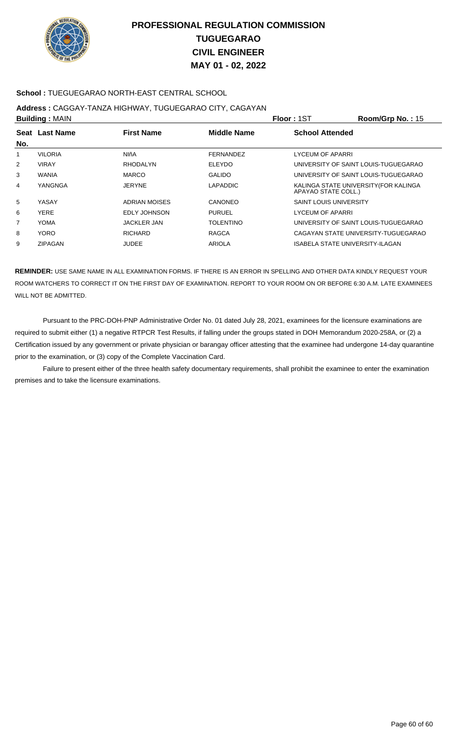# PROFESSIONAL REGULATION COMMISSION
# TUGUEGARAO
# CIVIL ENGINEER
# MAY 01 - 02, 2022

**School :** TUEGUEGARAO NORTH-EAST CENTRAL SCHOOL

**Address :** CAGGAY-TANZA HIGHWAY, TUGUEGARAO CITY, CAGAYAN

**Building :** MAIN **Floor :** 1ST **Room/Grp No. :** 15

| Seat No. | Last Name | First Name | Middle Name | School Attended |
|---|---|---|---|---|
| 1 | VILORIA | NIñA | FERNANDEZ | LYCEUM OF APARRI |
| 2 | VIRAY | RHODALYN | ELEYDO | UNIVERSITY OF SAINT LOUIS-TUGUEGARAO |
| 3 | WANIA | MARCO | GALIDO | UNIVERSITY OF SAINT LOUIS-TUGUEGARAO |
| 4 | YANGNGA | JERYNE | LAPADDIC | KALINGA STATE UNIVERSITY(FOR KALINGA APAYAO STATE COLL.) |
| 5 | YASAY | ADRIAN MOISES | CANONEO | SAINT LOUIS UNIVERSITY |
| 6 | YERE | EDLY JOHNSON | PURUEL | LYCEUM OF APARRI |
| 7 | YOMA | JACKLER JAN | TOLENTINO | UNIVERSITY OF SAINT LOUIS-TUGUEGARAO |
| 8 | YORO | RICHARD | RAGCA | CAGAYAN STATE UNIVERSITY-TUGUEGARAO |
| 9 | ZIPAGAN | JUDEE | ARIOLA | ISABELA STATE UNIVERSITY-ILAGAN |

**REMINDER:** USE SAME NAME IN ALL EXAMINATION FORMS. IF THERE IS AN ERROR IN SPELLING AND OTHER DATA KINDLY REQUEST YOUR ROOM WATCHERS TO CORRECT IT ON THE FIRST DAY OF EXAMINATION. REPORT TO YOUR ROOM ON OR BEFORE 6:30 A.M. LATE EXAMINEES WILL NOT BE ADMITTED.

Pursuant to the PRC-DOH-PNP Administrative Order No. 01 dated July 28, 2021, examinees for the licensure examinations are required to submit either (1) a negative RTPCR Test Results, if falling under the groups stated in DOH Memorandum 2020-258A, or (2) a Certification issued by any government or private physician or barangay officer attesting that the examinee had undergone 14-day quarantine prior to the examination, or (3) copy of the Complete Vaccination Card.

Failure to present either of the three health safety documentary requirements, shall prohibit the examinee to enter the examination premises and to take the licensure examinations.